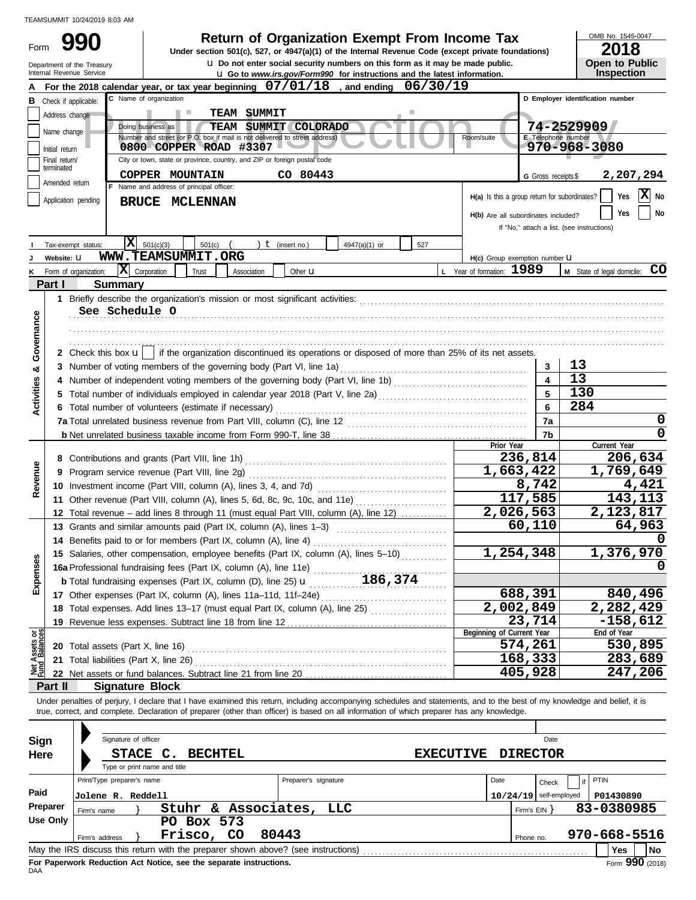TEAMSUMMIT 10/24/2019 8:03 AM

# Form 990 — Return of Organization Exempt From Income Tax

Under section 501(c), 527, or 4947(a)(1) of the Internal Revenue Code (except private foundations)

Do not enter social security numbers on this form as it may be made public.

Go to www.irs.gov/Form990 for instructions and the latest information.

Department of the Treasury
Internal Revenue Service

OMB No. 1545-0047

**2018**

**Open to Public Inspection**

**A** For the 2018 calendar year, or tax year beginning **07/01/18**, and ending **06/30/19**

**B** Check if applicable: Address change / Name change / Initial return / Final return/terminated / Amended return / Application pending

**C** Name of organization: **TEAM SUMMIT**

Doing business as: **TEAM SUMMIT COLORADO**

Number and street (or P.O. box if mail is not delivered to street address): **0800 COPPER ROAD #3307** Room/suite

City or town, state or province, country, and ZIP or foreign postal code: **COPPER MOUNTAIN CO 80443**

**D** Employer identification number: **74-2529909**

**E** Telephone number: **970-968-3080**

**G** Gross receipts $ **2,207,294**

**F** Name and address of principal officer: **BRUCE MCLENNAN**

H(a) Is this a group return for subordinates? Yes [ ] No [X]

H(b) Are all subordinates included? Yes [ ] No [ ]
If "No," attach a list. (see instructions)

**I** Tax-exempt status: [X] 501(c)(3) [ ] 501(c) ( ) (insert no.) [ ] 4947(a)(1) or [ ] 527

**J** Website: **WWW.TEAMSUMMIT.ORG**

H(c) Group exemption number

**K** Form of organization: [X] Corporation [ ] Trust [ ] Association [ ] Other

**L** Year of formation: **1989**

**M** State of legal domicile: **CO**

## Part I Summary

**Activities & Governance**

1 Briefly describe the organization's mission or most significant activities:
See Schedule O

2 Check this box [ ] if the organization discontinued its operations or disposed of more than 25% of its net assets.

| | | | |
|---|---|---|---|
| 3 | Number of voting members of the governing body (Part VI, line 1a) | 3 | 13 |
| 4 | Number of independent voting members of the governing body (Part VI, line 1b) | 4 | 13 |
| 5 | Total number of individuals employed in calendar year 2018 (Part V, line 2a) | 5 | 130 |
| 6 | Total number of volunteers (estimate if necessary) | 6 | 284 |
| 7a | Total unrelated business revenue from Part VIII, column (C), line 12 | 7a | 0 |
| b | Net unrelated business taxable income from Form 990-T, line 38 | 7b | 0 |

| | | Prior Year | Current Year |
|---|---|---|---|
| **Revenue** | | | |
| 8 | Contributions and grants (Part VIII, line 1h) | 236,814 | 206,634 |
| 9 | Program service revenue (Part VIII, line 2g) | 1,663,422 | 1,769,649 |
| 10 | Investment income (Part VIII, column (A), lines 3, 4, and 7d) | 8,742 | 4,421 |
| 11 | Other revenue (Part VIII, column (A), lines 5, 6d, 8c, 9c, 10c, and 11e) | 117,585 | 143,113 |
| 12 | Total revenue – add lines 8 through 11 (must equal Part VIII, column (A), line 12) | 2,026,563 | 2,123,817 |
| **Expenses** | | | |
| 13 | Grants and similar amounts paid (Part IX, column (A), lines 1–3) | 60,110 | 64,963 |
| 14 | Benefits paid to or for members (Part IX, column (A), line 4) | | 0 |
| 15 | Salaries, other compensation, employee benefits (Part IX, column (A), lines 5–10) | 1,254,348 | 1,376,970 |
| 16a | Professional fundraising fees (Part IX, column (A), line 11e) | | 0 |
| b | Total fundraising expenses (Part IX, column (D), line 25) 186,374 | | |
| 17 | Other expenses (Part IX, column (A), lines 11a–11d, 11f–24e) | 688,391 | 840,496 |
| 18 | Total expenses. Add lines 13–17 (must equal Part IX, column (A), line 25) | 2,002,849 | 2,282,429 |
| 19 | Revenue less expenses. Subtract line 18 from line 12 | 23,714 | -158,612 |
| **Net Assets or Fund Balances** | | **Beginning of Current Year** | **End of Year** |
| 20 | Total assets (Part X, line 16) | 574,261 | 530,895 |
| 21 | Total liabilities (Part X, line 26) | 168,333 | 283,689 |
| 22 | Net assets or fund balances. Subtract line 21 from line 20 | 405,928 | 247,206 |

## Part II Signature Block

Under penalties of perjury, I declare that I have examined this return, including accompanying schedules and statements, and to the best of my knowledge and belief, it is true, correct, and complete. Declaration of preparer (other than officer) is based on all information of which preparer has any knowledge.

**Sign Here**

Signature of officer | Date

**STACE C. BECHTEL EXECUTIVE DIRECTOR**

Type or print name and title

**Paid Preparer Use Only**

| Print/Type preparer's name | Preparer's signature | Date | Check if self-employed | PTIN |
|---|---|---|---|---|
| Jolene R. Reddell | | 10/24/19 | | P01430890 |

Firm's name: **Stuhr & Associates, LLC** Firm's EIN: **83-0380985**

Firm's address: **PO Box 573, Frisco, CO 80443** Phone no. **970-668-5516**

May the IRS discuss this return with the preparer shown above? (see instructions) Yes No

For Paperwork Reduction Act Notice, see the separate instructions.

DAA Form **990** (2018)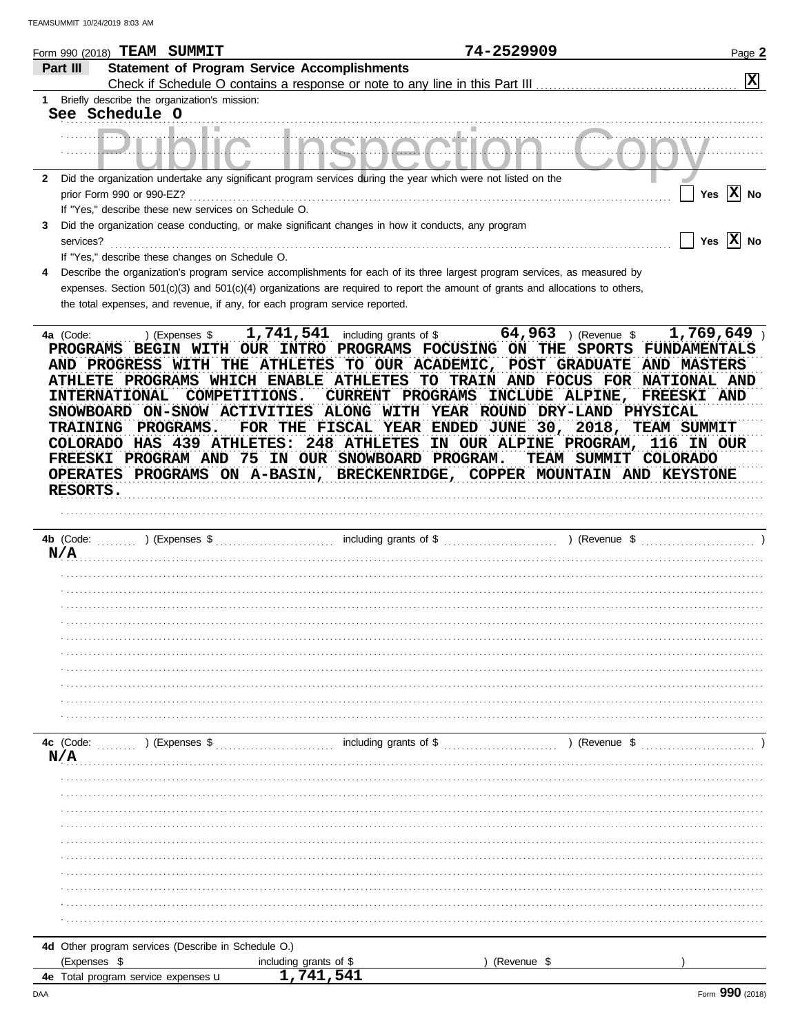Form 990 (2018) **TEAM SUMMIT** **74-2529909** Page **2**

## Part III Statement of Program Service Accomplishments

Check if Schedule O contains a response or note to any line in this Part III .......... [X]

**1** Briefly describe the organization's mission:

See Schedule O

**2** Did the organization undertake any significant program services during the year which were not listed on the prior Form 990 or 990-EZ? .......... [ ] Yes [X] No

If "Yes," describe these new services on Schedule O.

**3** Did the organization cease conducting, or make significant changes in how it conducts, any program services? .......... [ ] Yes [X] No

If "Yes," describe these changes on Schedule O.

**4** Describe the organization's program service accomplishments for each of its three largest program services, as measured by expenses. Section 501(c)(3) and 501(c)(4) organizations are required to report the amount of grants and allocations to others, the total expenses, and revenue, if any, for each program service reported.

**4a** (Code: ) (Expenses $ 1,741,541 including grants of $ 64,963 ) (Revenue $ 1,769,649 )

PROGRAMS BEGIN WITH OUR INTRO PROGRAMS FOCUSING ON THE SPORTS FUNDAMENTALS AND PROGRESS WITH THE ATHLETES TO OUR ACADEMIC, POST GRADUATE AND MASTERS ATHLETE PROGRAMS WHICH ENABLE ATHLETES TO TRAIN AND FOCUS FOR NATIONAL AND INTERNATIONAL COMPETITIONS. CURRENT PROGRAMS INCLUDE ALPINE, FREESKI AND SNOWBOARD ON-SNOW ACTIVITIES ALONG WITH YEAR ROUND DRY-LAND PHYSICAL TRAINING PROGRAMS. FOR THE FISCAL YEAR ENDED JUNE 30, 2018, TEAM SUMMIT COLORADO HAS 439 ATHLETES: 248 ATHLETES IN OUR ALPINE PROGRAM, 116 IN OUR FREESKI PROGRAM AND 75 IN OUR SNOWBOARD PROGRAM. TEAM SUMMIT COLORADO OPERATES PROGRAMS ON A-BASIN, BRECKENRIDGE, COPPER MOUNTAIN AND KEYSTONE RESORTS.

**4b** (Code: ) (Expenses $ including grants of $ ) (Revenue $ )

N/A

**4c** (Code: ) (Expenses $ including grants of $ ) (Revenue $ )

N/A

**4d** Other program services (Describe in Schedule O.)

(Expenses $ including grants of $ ) (Revenue $ )

**4e** Total program service expenses ▶ 1,741,541

Form **990** (2018)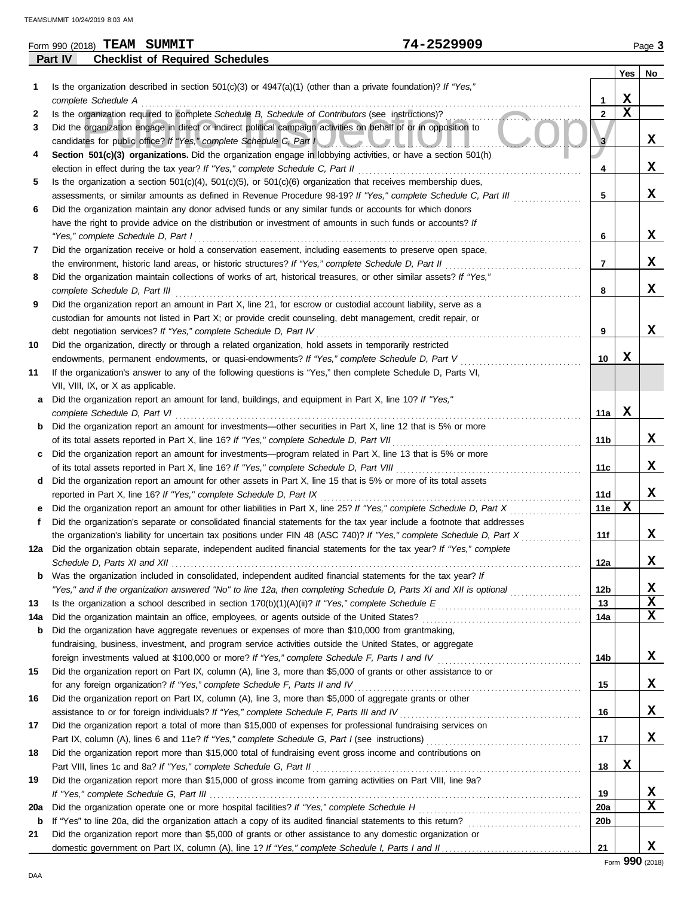Form 990 (2018) **TEAM SUMMIT** 74-2529909 Page 3

## Part IV Checklist of Required Schedules

| | | | Yes | No |
|---|---|---|---|---|
| **1** | Is the organization described in section 501(c)(3) or 4947(a)(1) (other than a private foundation)? *If "Yes," complete Schedule A* | 1 | X | |
| **2** | Is the organization required to complete *Schedule B, Schedule of Contributors* (see instructions)? | 2 | X | |
| **3** | Did the organization engage in direct or indirect political campaign activities on behalf of or in opposition to candidates for public office? *If "Yes," complete Schedule C, Part I* | 3 | | X |
| **4** | **Section 501(c)(3) organizations.** Did the organization engage in lobbying activities, or have a section 501(h) election in effect during the tax year? *If "Yes," complete Schedule C, Part II* | 4 | | X |
| **5** | Is the organization a section 501(c)(4), 501(c)(5), or 501(c)(6) organization that receives membership dues, assessments, or similar amounts as defined in Revenue Procedure 98-19? *If "Yes," complete Schedule C, Part III* | 5 | | X |
| **6** | Did the organization maintain any donor advised funds or any similar funds or accounts for which donors have the right to provide advice on the distribution or investment of amounts in such funds or accounts? *If "Yes," complete Schedule D, Part I* | 6 | | X |
| **7** | Did the organization receive or hold a conservation easement, including easements to preserve open space, the environment, historic land areas, or historic structures? *If "Yes," complete Schedule D, Part II* | 7 | | X |
| **8** | Did the organization maintain collections of works of art, historical treasures, or other similar assets? *If "Yes," complete Schedule D, Part III* | 8 | | X |
| **9** | Did the organization report an amount in Part X, line 21, for escrow or custodial account liability, serve as a custodian for amounts not listed in Part X; or provide credit counseling, debt management, credit repair, or debt negotiation services? *If "Yes," complete Schedule D, Part IV* | 9 | | X |
| **10** | Did the organization, directly or through a related organization, hold assets in temporarily restricted endowments, permanent endowments, or quasi-endowments? *If "Yes," complete Schedule D, Part V* | 10 | X | |
| **11** | If the organization's answer to any of the following questions is "Yes," then complete Schedule D, Parts VI, VII, VIII, IX, or X as applicable. | | | |
| **a** | Did the organization report an amount for land, buildings, and equipment in Part X, line 10? *If "Yes," complete Schedule D, Part VI* | 11a | X | |
| **b** | Did the organization report an amount for investments—other securities in Part X, line 12 that is 5% or more of its total assets reported in Part X, line 16? *If "Yes," complete Schedule D, Part VII* | 11b | | X |
| **c** | Did the organization report an amount for investments—program related in Part X, line 13 that is 5% or more of its total assets reported in Part X, line 16? *If "Yes," complete Schedule D, Part VIII* | 11c | | X |
| **d** | Did the organization report an amount for other assets in Part X, line 15 that is 5% or more of its total assets reported in Part X, line 16? *If "Yes," complete Schedule D, Part IX* | 11d | | X |
| **e** | Did the organization report an amount for other liabilities in Part X, line 25? *If "Yes," complete Schedule D, Part X* | 11e | X | |
| **f** | Did the organization's separate or consolidated financial statements for the tax year include a footnote that addresses the organization's liability for uncertain tax positions under FIN 48 (ASC 740)? *If "Yes," complete Schedule D, Part X* | 11f | | X |
| **12a** | Did the organization obtain separate, independent audited financial statements for the tax year? *If "Yes," complete Schedule D, Parts XI and XII* | 12a | | X |
| **b** | Was the organization included in consolidated, independent audited financial statements for the tax year? *If "Yes," and if the organization answered "No" to line 12a, then completing Schedule D, Parts XI and XII is optional* | 12b | | X |
| **13** | Is the organization a school described in section 170(b)(1)(A)(ii)? *If "Yes," complete Schedule E* | 13 | | X |
| **14a** | Did the organization maintain an office, employees, or agents outside of the United States? | 14a | | X |
| **b** | Did the organization have aggregate revenues or expenses of more than $10,000 from grantmaking, fundraising, business, investment, and program service activities outside the United States, or aggregate foreign investments valued at $100,000 or more? *If "Yes," complete Schedule F, Parts I and IV* | 14b | | X |
| **15** | Did the organization report on Part IX, column (A), line 3, more than $5,000 of grants or other assistance to or for any foreign organization? *If "Yes," complete Schedule F, Parts II and IV* | 15 | | X |
| **16** | Did the organization report on Part IX, column (A), line 3, more than $5,000 of aggregate grants or other assistance to or for foreign individuals? *If "Yes," complete Schedule F, Parts III and IV* | 16 | | X |
| **17** | Did the organization report a total of more than $15,000 of expenses for professional fundraising services on Part IX, column (A), lines 6 and 11e? *If "Yes," complete Schedule G, Part I* (see instructions) | 17 | | X |
| **18** | Did the organization report more than $15,000 total of fundraising event gross income and contributions on Part VIII, lines 1c and 8a? *If "Yes," complete Schedule G, Part II* | 18 | X | |
| **19** | Did the organization report more than $15,000 of gross income from gaming activities on Part VIII, line 9a? *If "Yes," complete Schedule G, Part III* | 19 | | X |
| **20a** | Did the organization operate one or more hospital facilities? *If "Yes," complete Schedule H* | 20a | | X |
| **b** | If "Yes" to line 20a, did the organization attach a copy of its audited financial statements to this return? | 20b | | |
| **21** | Did the organization report more than $5,000 of grants or other assistance to any domestic organization or domestic government on Part IX, column (A), line 1? *If "Yes," complete Schedule I, Parts I and II* | 21 | | X |

Form **990** (2018)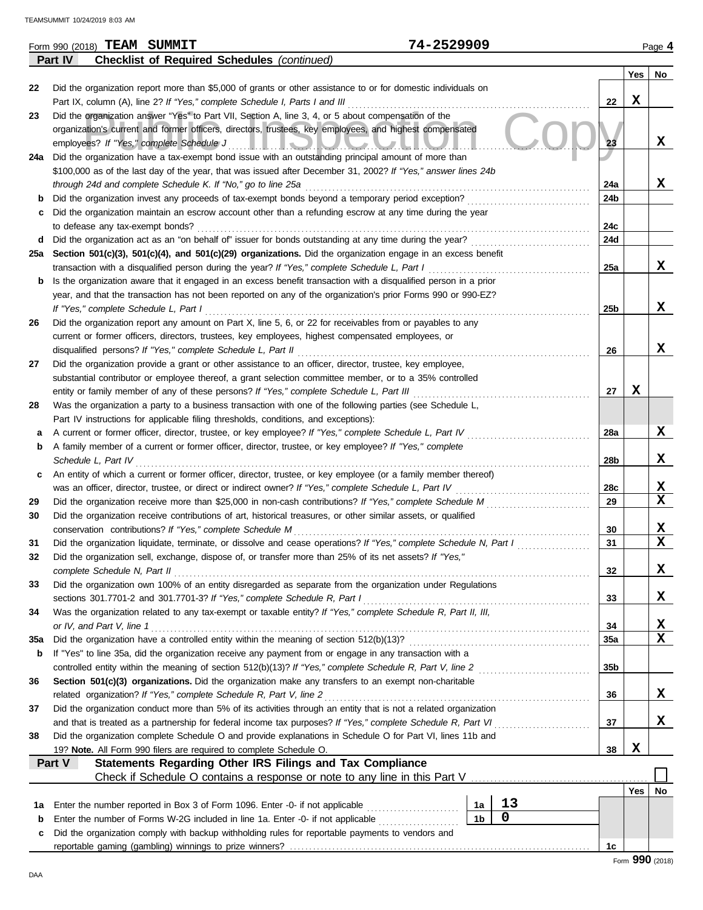Form 990 (2018) **TEAM SUMMIT** **74-2529909** Page **4**

**Part IV Checklist of Required Schedules** *(continued)*

| | | | Yes | No |
|---|---|---|---|---|
| 22 | Did the organization report more than $5,000 of grants or other assistance to or for domestic individuals on Part IX, column (A), line 2? *If "Yes," complete Schedule I, Parts I and III* | 22 | X | |
| 23 | Did the organization answer "Yes" to Part VII, Section A, line 3, 4, or 5 about compensation of the organization's current and former officers, directors, trustees, key employees, and highest compensated employees? *If "Yes," complete Schedule J* | 23 | | X |
| 24a | Did the organization have a tax-exempt bond issue with an outstanding principal amount of more than $100,000 as of the last day of the year, that was issued after December 31, 2002? *If "Yes," answer lines 24b through 24d and complete Schedule K. If "No," go to line 25a* | 24a | | X |
| b | Did the organization invest any proceeds of tax-exempt bonds beyond a temporary period exception? | 24b | | |
| c | Did the organization maintain an escrow account other than a refunding escrow at any time during the year to defease any tax-exempt bonds? | 24c | | |
| d | Did the organization act as an "on behalf of" issuer for bonds outstanding at any time during the year? | 24d | | |
| 25a | **Section 501(c)(3), 501(c)(4), and 501(c)(29) organizations.** Did the organization engage in an excess benefit transaction with a disqualified person during the year? *If "Yes," complete Schedule L, Part I* | 25a | | X |
| b | Is the organization aware that it engaged in an excess benefit transaction with a disqualified person in a prior year, and that the transaction has not been reported on any of the organization's prior Forms 990 or 990-EZ? *If "Yes," complete Schedule L, Part I* | 25b | | X |
| 26 | Did the organization report any amount on Part X, line 5, 6, or 22 for receivables from or payables to any current or former officers, directors, trustees, key employees, highest compensated employees, or disqualified persons? *If "Yes," complete Schedule L, Part II* | 26 | | X |
| 27 | Did the organization provide a grant or other assistance to an officer, director, trustee, key employee, substantial contributor or employee thereof, a grant selection committee member, or to a 35% controlled entity or family member of any of these persons? *If "Yes," complete Schedule L, Part III* | 27 | X | |
| 28 | Was the organization a party to a business transaction with one of the following parties (see Schedule L, Part IV instructions for applicable filing thresholds, conditions, and exceptions): | | | |
| a | A current or former officer, director, trustee, or key employee? *If "Yes," complete Schedule L, Part IV* | 28a | | X |
| b | A family member of a current or former officer, director, trustee, or key employee? *If "Yes," complete Schedule L, Part IV* | 28b | | X |
| c | An entity of which a current or former officer, director, trustee, or key employee (or a family member thereof) was an officer, director, trustee, or direct or indirect owner? *If "Yes," complete Schedule L, Part IV* | 28c | | X |
| 29 | Did the organization receive more than $25,000 in non-cash contributions? *If "Yes," complete Schedule M* | 29 | | X |
| 30 | Did the organization receive contributions of art, historical treasures, or other similar assets, or qualified conservation contributions? *If "Yes," complete Schedule M* | 30 | | X |
| 31 | Did the organization liquidate, terminate, or dissolve and cease operations? *If "Yes," complete Schedule N, Part I* | 31 | | X |
| 32 | Did the organization sell, exchange, dispose of, or transfer more than 25% of its net assets? *If "Yes," complete Schedule N, Part II* | 32 | | X |
| 33 | Did the organization own 100% of an entity disregarded as separate from the organization under Regulations sections 301.7701-2 and 301.7701-3? *If "Yes," complete Schedule R, Part I* | 33 | | X |
| 34 | Was the organization related to any tax-exempt or taxable entity? *If "Yes," complete Schedule R, Part II, III, or IV, and Part V, line 1* | 34 | | X |
| 35a | Did the organization have a controlled entity within the meaning of section 512(b)(13)? | 35a | | X |
| b | If "Yes" to line 35a, did the organization receive any payment from or engage in any transaction with a controlled entity within the meaning of section 512(b)(13)? *If "Yes," complete Schedule R, Part V, line 2* | 35b | | |
| 36 | **Section 501(c)(3) organizations.** Did the organization make any transfers to an exempt non-charitable related organization? *If "Yes," complete Schedule R, Part V, line 2* | 36 | | X |
| 37 | Did the organization conduct more than 5% of its activities through an entity that is not a related organization and that is treated as a partnership for federal income tax purposes? *If "Yes," complete Schedule R, Part VI* | 37 | | X |
| 38 | Did the organization complete Schedule O and provide explanations in Schedule O for Part VI, lines 11b and 19? **Note.** All Form 990 filers are required to complete Schedule O. | 38 | X | |

**Part V Statements Regarding Other IRS Filings and Tax Compliance**

Check if Schedule O contains a response or note to any line in this Part V ☐

| | | | | | Yes | No |
|---|---|---|---|---|---|---|
| 1a | Enter the number reported in Box 3 of Form 1096. Enter -0- if not applicable | 1a | 13 | | | |
| b | Enter the number of Forms W-2G included in line 1a. Enter -0- if not applicable | 1b | 0 | | | |
| c | Did the organization comply with backup withholding rules for reportable payments to vendors and reportable gaming (gambling) winnings to prize winners? | | | 1c | | |

Form **990** (2018)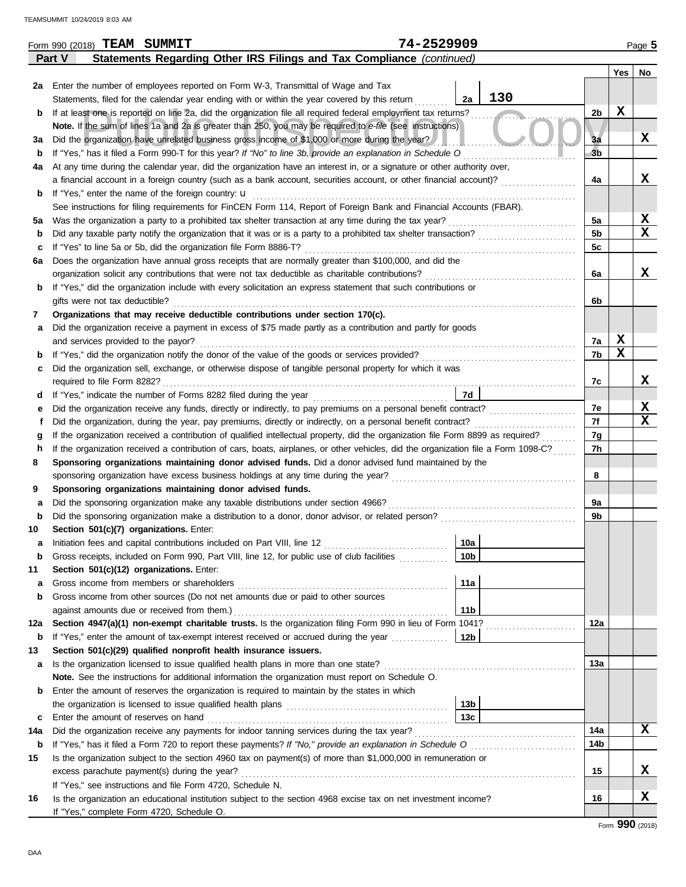Form 990 (2018) **TEAM SUMMIT** 74-2529909 Page **5**

**Part V — Statements Regarding Other IRS Filings and Tax Compliance** *(continued)*

| | | | | Yes | No |
|---|---|---|---|---|---|
| 2a | Enter the number of employees reported on Form W-3, Transmittal of Wage and Tax Statements, filed for the calendar year ending with or within the year covered by this return | 2a: 130 | | | |
| b | If at least one is reported on line 2a, did the organization file all required federal employment tax returns? | | 2b | X | |
| | **Note.** If the sum of lines 1a and 2a is greater than 250, you may be required to *e-file* (see instructions) | | | | |
| 3a | Did the organization have unrelated business gross income of $1,000 or more during the year? | | 3a | | X |
| b | If "Yes," has it filed a Form 990-T for this year? *If "No" to line 3b, provide an explanation in Schedule O* | | 3b | | |
| 4a | At any time during the calendar year, did the organization have an interest in, or a signature or other authority over, a financial account in a foreign country (such as a bank account, securities account, or other financial account)? | | 4a | | X |
| b | If "Yes," enter the name of the foreign country: u | | | | |
| | See instructions for filing requirements for FinCEN Form 114, Report of Foreign Bank and Financial Accounts (FBAR). | | | | |
| 5a | Was the organization a party to a prohibited tax shelter transaction at any time during the tax year? | | 5a | | X |
| b | Did any taxable party notify the organization that it was or is a party to a prohibited tax shelter transaction? | | 5b | | X |
| c | If "Yes" to line 5a or 5b, did the organization file Form 8886-T? | | 5c | | |
| 6a | Does the organization have annual gross receipts that are normally greater than $100,000, and did the organization solicit any contributions that were not tax deductible as charitable contributions? | | 6a | | X |
| b | If "Yes," did the organization include with every solicitation an express statement that such contributions or gifts were not tax deductible? | | 6b | | |
| 7 | **Organizations that may receive deductible contributions under section 170(c).** | | | | |
| a | Did the organization receive a payment in excess of $75 made partly as a contribution and partly for goods and services provided to the payor? | | 7a | X | |
| b | If "Yes," did the organization notify the donor of the value of the goods or services provided? | | 7b | X | |
| c | Did the organization sell, exchange, or otherwise dispose of tangible personal property for which it was required to file Form 8282? | | 7c | | X |
| d | If "Yes," indicate the number of Forms 8282 filed during the year | 7d | | | |
| e | Did the organization receive any funds, directly or indirectly, to pay premiums on a personal benefit contract? | | 7e | | X |
| f | Did the organization, during the year, pay premiums, directly or indirectly, on a personal benefit contract? | | 7f | | X |
| g | If the organization received a contribution of qualified intellectual property, did the organization file Form 8899 as required? | | 7g | | |
| h | If the organization received a contribution of cars, boats, airplanes, or other vehicles, did the organization file a Form 1098-C? | | 7h | | |
| 8 | **Sponsoring organizations maintaining donor advised funds.** Did a donor advised fund maintained by the sponsoring organization have excess business holdings at any time during the year? | | 8 | | |
| 9 | **Sponsoring organizations maintaining donor advised funds.** | | | | |
| a | Did the sponsoring organization make any taxable distributions under section 4966? | | 9a | | |
| b | Did the sponsoring organization make a distribution to a donor, donor advisor, or related person? | | 9b | | |
| 10 | **Section 501(c)(7) organizations.** Enter: | | | | |
| a | Initiation fees and capital contributions included on Part VIII, line 12 | 10a | | | |
| b | Gross receipts, included on Form 990, Part VIII, line 12, for public use of club facilities | 10b | | | |
| 11 | **Section 501(c)(12) organizations.** Enter: | | | | |
| a | Gross income from members or shareholders | 11a | | | |
| b | Gross income from other sources (Do not net amounts due or paid to other sources against amounts due or received from them.) | 11b | | | |
| 12a | **Section 4947(a)(1) non-exempt charitable trusts.** Is the organization filing Form 990 in lieu of Form 1041? | | 12a | | |
| b | If "Yes," enter the amount of tax-exempt interest received or accrued during the year | 12b | | | |
| 13 | **Section 501(c)(29) qualified nonprofit health insurance issuers.** | | | | |
| a | Is the organization licensed to issue qualified health plans in more than one state? | | 13a | | |
| | **Note.** See the instructions for additional information the organization must report on Schedule O. | | | | |
| b | Enter the amount of reserves the organization is required to maintain by the states in which the organization is licensed to issue qualified health plans | 13b | | | |
| c | Enter the amount of reserves on hand | 13c | | | |
| 14a | Did the organization receive any payments for indoor tanning services during the tax year? | | 14a | | X |
| b | If "Yes," has it filed a Form 720 to report these payments? *If "No," provide an explanation in Schedule O* | | 14b | | |
| 15 | Is the organization subject to the section 4960 tax on payment(s) of more than $1,000,000 in remuneration or excess parachute payment(s) during the year? | | 15 | | X |
| | If "Yes," see instructions and file Form 4720, Schedule N. | | | | |
| 16 | Is the organization an educational institution subject to the section 4968 excise tax on net investment income? | | 16 | | X |
| | If "Yes," complete Form 4720, Schedule O. | | | | |

Form **990** (2018)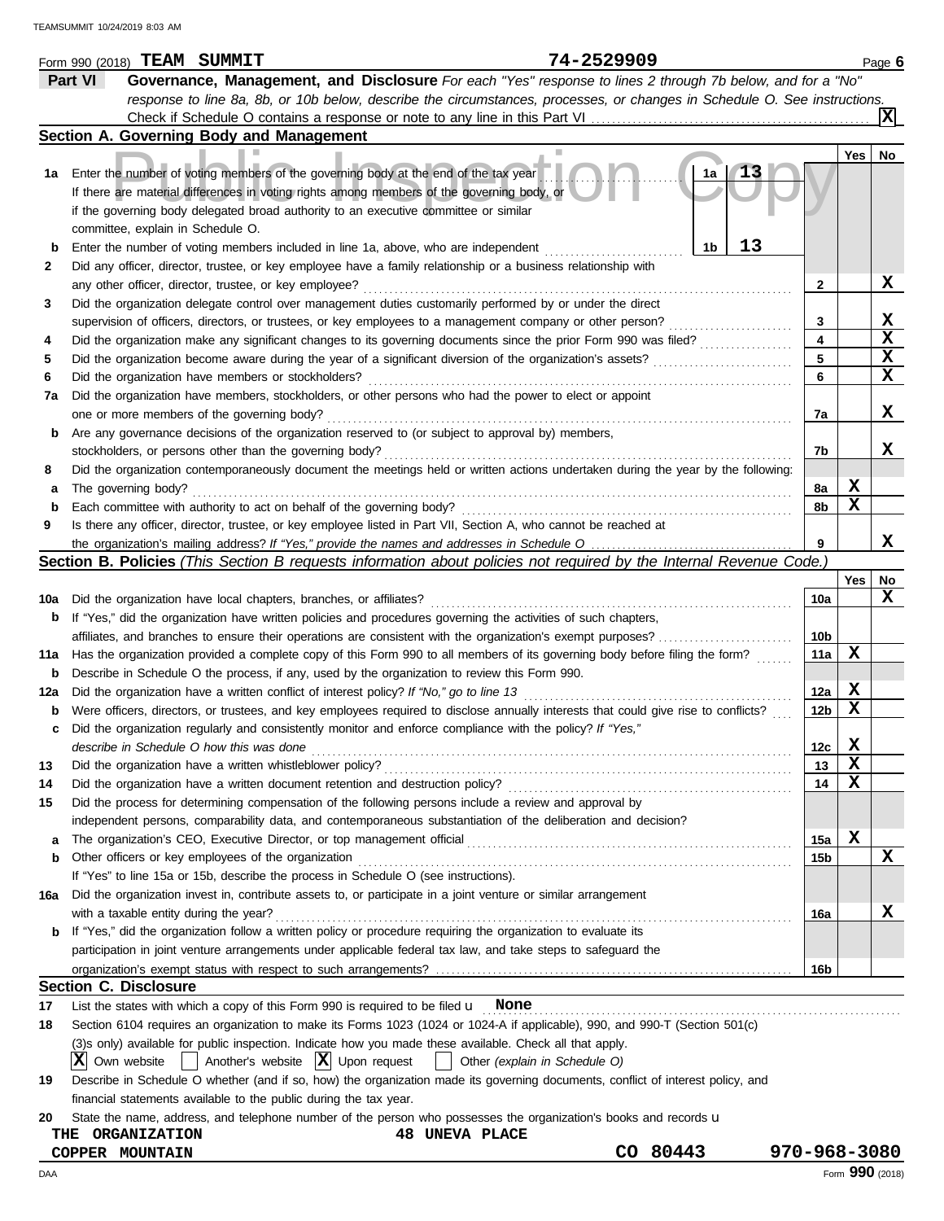Form 990 (2018) **TEAM SUMMIT** **74-2529909** Page **6**

## Part VI Governance, Management, and Disclosure

*For each "Yes" response to lines 2 through 7b below, and for a "No" response to line 8a, 8b, or 10b below, describe the circumstances, processes, or changes in Schedule O. See instructions.*

Check if Schedule O contains a response or note to any line in this Part VI ... **[X]**

### Section A. Governing Body and Management

| | | | Yes | No |
|---|---|---|---|---|
| **1a** | Enter the number of voting members of the governing body at the end of the tax year ... **1a** **13**<br>If there are material differences in voting rights among members of the governing body, or if the governing body delegated broad authority to an executive committee or similar committee, explain in Schedule O. | | | |
| **b** | Enter the number of voting members included in line 1a, above, who are independent ... **1b** **13** | | | |
| **2** | Did any officer, director, trustee, or key employee have a family relationship or a business relationship with any other officer, director, trustee, or key employee? | 2 | | X |
| **3** | Did the organization delegate control over management duties customarily performed by or under the direct supervision of officers, directors, or trustees, or key employees to a management company or other person? | 3 | | X |
| **4** | Did the organization make any significant changes to its governing documents since the prior Form 990 was filed? | 4 | | X |
| **5** | Did the organization become aware during the year of a significant diversion of the organization's assets? | 5 | | X |
| **6** | Did the organization have members or stockholders? | 6 | | X |
| **7a** | Did the organization have members, stockholders, or other persons who had the power to elect or appoint one or more members of the governing body? | 7a | | X |
| **b** | Are any governance decisions of the organization reserved to (or subject to approval by) members, stockholders, or persons other than the governing body? | 7b | | X |
| **8** | Did the organization contemporaneously document the meetings held or written actions undertaken during the year by the following: | | | |
| **a** | The governing body? | 8a | X | |
| **b** | Each committee with authority to act on behalf of the governing body? | 8b | X | |
| **9** | Is there any officer, director, trustee, or key employee listed in Part VII, Section A, who cannot be reached at the organization's mailing address? *If "Yes," provide the names and addresses in Schedule O* | 9 | | X |

### Section B. Policies *(This Section B requests information about policies not required by the Internal Revenue Code.)*

| | | | Yes | No |
|---|---|---|---|---|
| **10a** | Did the organization have local chapters, branches, or affiliates? | 10a | | X |
| **b** | If "Yes," did the organization have written policies and procedures governing the activities of such chapters, affiliates, and branches to ensure their operations are consistent with the organization's exempt purposes? | 10b | | |
| **11a** | Has the organization provided a complete copy of this Form 990 to all members of its governing body before filing the form? | 11a | X | |
| **b** | Describe in Schedule O the process, if any, used by the organization to review this Form 990. | | | |
| **12a** | Did the organization have a written conflict of interest policy? *If "No," go to line 13* | 12a | X | |
| **b** | Were officers, directors, or trustees, and key employees required to disclose annually interests that could give rise to conflicts? | 12b | X | |
| **c** | Did the organization regularly and consistently monitor and enforce compliance with the policy? *If "Yes," describe in Schedule O how this was done* | 12c | X | |
| **13** | Did the organization have a written whistleblower policy? | 13 | X | |
| **14** | Did the organization have a written document retention and destruction policy? | 14 | X | |
| **15** | Did the process for determining compensation of the following persons include a review and approval by independent persons, comparability data, and contemporaneous substantiation of the deliberation and decision? | | | |
| **a** | The organization's CEO, Executive Director, or top management official | 15a | X | |
| **b** | Other officers or key employees of the organization<br>If "Yes" to line 15a or 15b, describe the process in Schedule O (see instructions). | 15b | | X |
| **16a** | Did the organization invest in, contribute assets to, or participate in a joint venture or similar arrangement with a taxable entity during the year? | 16a | | X |
| **b** | If "Yes," did the organization follow a written policy or procedure requiring the organization to evaluate its participation in joint venture arrangements under applicable federal tax law, and take steps to safeguard the organization's exempt status with respect to such arrangements? | 16b | | |

### Section C. Disclosure

**17** List the states with which a copy of this Form 990 is required to be filed **None**

**18** Section 6104 requires an organization to make its Forms 1023 (1024 or 1024-A if applicable), 990, and 990-T (Section 501(c)(3)s only) available for public inspection. Indicate how you made these available. Check all that apply.

[X] Own website [ ] Another's website [X] Upon request [ ] Other *(explain in Schedule O)*

**19** Describe in Schedule O whether (and if so, how) the organization made its governing documents, conflict of interest policy, and financial statements available to the public during the tax year.

**20** State the name, address, and telephone number of the person who possesses the organization's books and records

**THE ORGANIZATION** **48 UNEVA PLACE**
**COPPER MOUNTAIN** **CO 80443** **970-968-3080**

Form **990** (2018)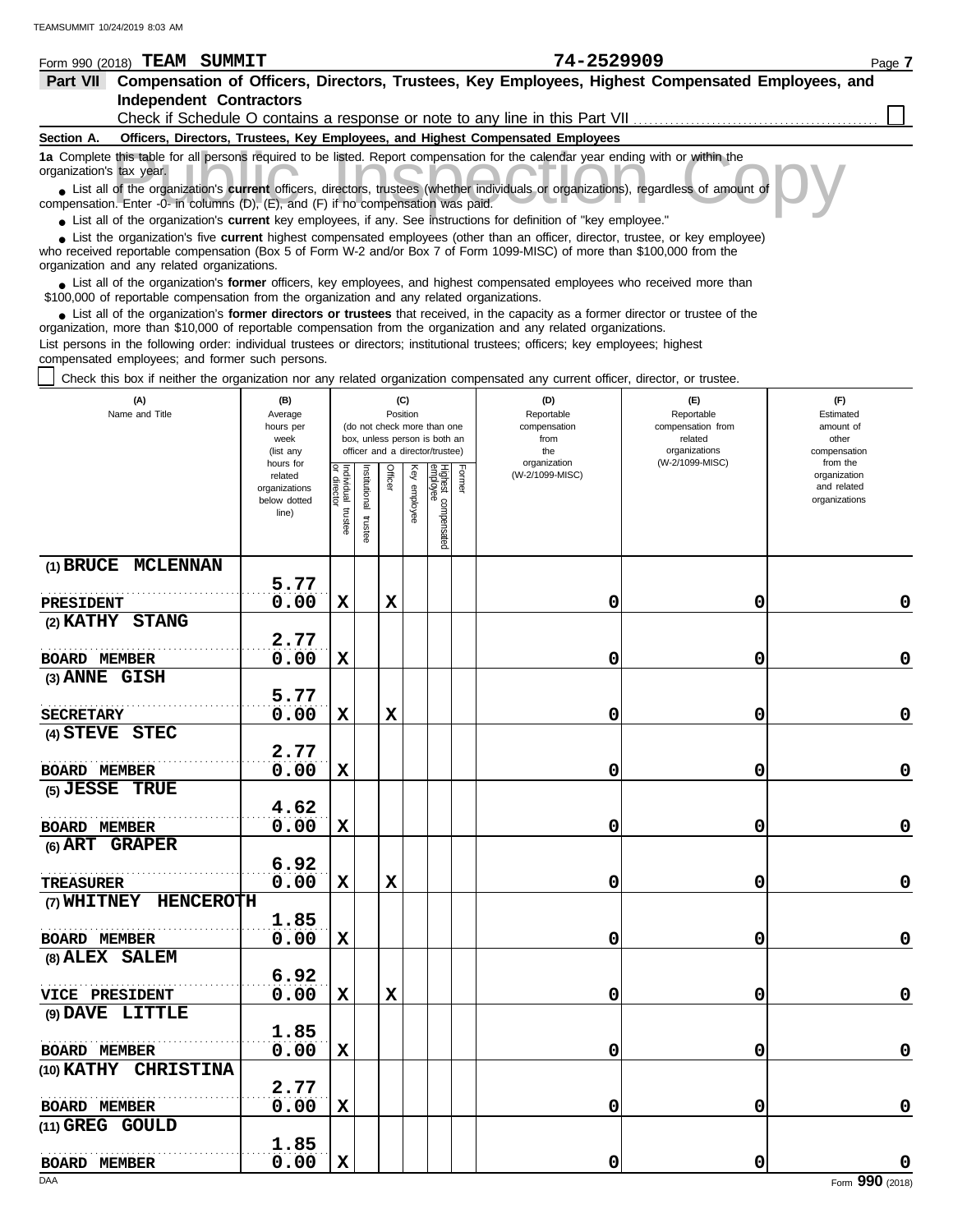Form 990 (2018) **TEAM SUMMIT** **74-2529909** Page **7**

## Part VII Compensation of Officers, Directors, Trustees, Key Employees, Highest Compensated Employees, and Independent Contractors

Check if Schedule O contains a response or note to any line in this Part VII ☐

### Section A. Officers, Directors, Trustees, Key Employees, and Highest Compensated Employees

**1a** Complete this table for all persons required to be listed. Report compensation for the calendar year ending with or within the organization's tax year.

- List all of the organization's **current** officers, directors, trustees (whether individuals or organizations), regardless of amount of compensation. Enter -0- in columns (D), (E), and (F) if no compensation was paid.
- List all of the organization's **current** key employees, if any. See instructions for definition of "key employee."
- List the organization's five **current** highest compensated employees (other than an officer, director, trustee, or key employee) who received reportable compensation (Box 5 of Form W-2 and/or Box 7 of Form 1099-MISC) of more than $100,000 from the organization and any related organizations.
- List all of the organization's **former** officers, key employees, and highest compensated employees who received more than $100,000 of reportable compensation from the organization and any related organizations.
- List all of the organization's **former directors or trustees** that received, in the capacity as a former director or trustee of the organization, more than $10,000 of reportable compensation from the organization and any related organizations.

List persons in the following order: individual trustees or directors; institutional trustees; officers; key employees; highest compensated employees; and former such persons.

☐ Check this box if neither the organization nor any related organization compensated any current officer, director, or trustee.

| (A) Name and Title | (B) Average hours per week (list any hours for related organizations below dotted line) | (C) Position: Individual trustee or director | Institutional trustee | Officer | Key employee | Highest compensated employee | Former | (D) Reportable compensation from the organization (W-2/1099-MISC) | (E) Reportable compensation from related organizations (W-2/1099-MISC) | (F) Estimated amount of other compensation from the organization and related organizations |
|---|---|---|---|---|---|---|---|---|---|---|
| (1) BRUCE MCLENNAN<br>PRESIDENT | 5.77<br>0.00 | X | | X | | | | 0 | 0 | 0 |
| (2) KATHY STANG<br>BOARD MEMBER | 2.77<br>0.00 | X | | | | | | 0 | 0 | 0 |
| (3) ANNE GISH<br>SECRETARY | 5.77<br>0.00 | X | | X | | | | 0 | 0 | 0 |
| (4) STEVE STEC<br>BOARD MEMBER | 2.77<br>0.00 | X | | | | | | 0 | 0 | 0 |
| (5) JESSE TRUE<br>BOARD MEMBER | 4.62<br>0.00 | X | | | | | | 0 | 0 | 0 |
| (6) ART GRAPER<br>TREASURER | 6.92<br>0.00 | X | | X | | | | 0 | 0 | 0 |
| (7) WHITNEY HENCEROTH<br>BOARD MEMBER | 1.85<br>0.00 | X | | | | | | 0 | 0 | 0 |
| (8) ALEX SALEM<br>VICE PRESIDENT | 6.92<br>0.00 | X | | X | | | | 0 | 0 | 0 |
| (9) DAVE LITTLE<br>BOARD MEMBER | 1.85<br>0.00 | X | | | | | | 0 | 0 | 0 |
| (10) KATHY CHRISTINA<br>BOARD MEMBER | 2.77<br>0.00 | X | | | | | | 0 | 0 | 0 |
| (11) GREG GOULD<br>BOARD MEMBER | 1.85<br>0.00 | X | | | | | | 0 | 0 | 0 |

Form **990** (2018)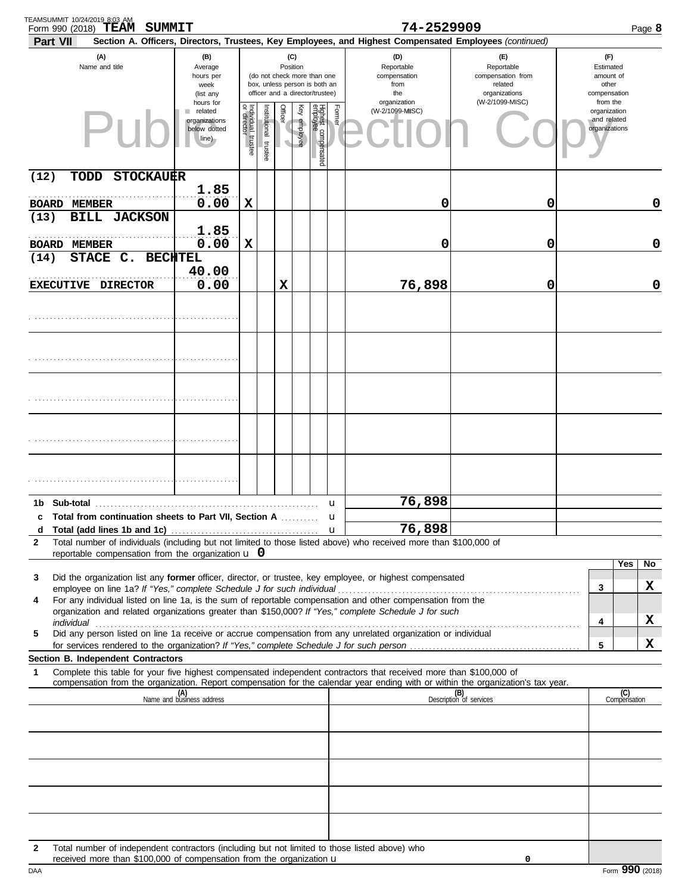Form 990 (2018) **TEAM SUMMIT** 74-2529909

**Part VII** **Section A. Officers, Directors, Trustees, Key Employees, and Highest Compensated Employees** *(continued)*

| (A) Name and title | (B) Average hours per week (list any hours for related organizations below dotted line) | (C) Position: Individual trustee or director | Institutional trustee | Officer | Key employee | Highest compensated employee | Former | (D) Reportable compensation from the organization (W-2/1099-MISC) | (E) Reportable compensation from related organizations (W-2/1099-MISC) | (F) Estimated amount of other compensation from the organization and related organizations |
|---|---|---|---|---|---|---|---|---|---|---|
| (12) TODD STOCKAUER<br>BOARD MEMBER | 1.85<br>0.00 | X | | | | | | 0 | 0 | 0 |
| (13) BILL JACKSON<br>BOARD MEMBER | 1.85<br>0.00 | X | | | | | | 0 | 0 | 0 |
| (14) STACE C. BECHTEL<br>EXECUTIVE DIRECTOR | 40.00<br>0.00 | | | X | | | | 76,898 | 0 | 0 |

| | | (D) | (E) | (F) |
|---|---|---|---|---|
| **1b** | **Sub-total** | 76,898 | | |
| **c** | **Total from continuation sheets to Part VII, Section A** | | | |
| **d** | **Total (add lines 1b and 1c)** | 76,898 | | |

**2** Total number of individuals (including but not limited to those listed above) who received more than $100,000 of reportable compensation from the organization 0

| | | | Yes | No |
|---|---|---|---|---|
| **3** | Did the organization list any **former** officer, director, or trustee, key employee, or highest compensated employee on line 1a? *If "Yes," complete Schedule J for such individual* | 3 | | X |
| **4** | For any individual listed on line 1a, is the sum of reportable compensation and other compensation from the organization and related organizations greater than $150,000? *If "Yes," complete Schedule J for such individual* | 4 | | X |
| **5** | Did any person listed on line 1a receive or accrue compensation from any unrelated organization or individual for services rendered to the organization? *If "Yes," complete Schedule J for such person* | 5 | | X |

**Section B. Independent Contractors**

**1** Complete this table for your five highest compensated independent contractors that received more than $100,000 of compensation from the organization. Report compensation for the calendar year ending with or within the organization's tax year.

| (A) Name and business address | (B) Description of services | (C) Compensation |
|---|---|---|
| | | |
| | | |
| | | |
| | | |
| | | |

**2** Total number of independent contractors (including but not limited to those listed above) who received more than $100,000 of compensation from the organization 0

Form **990** (2018)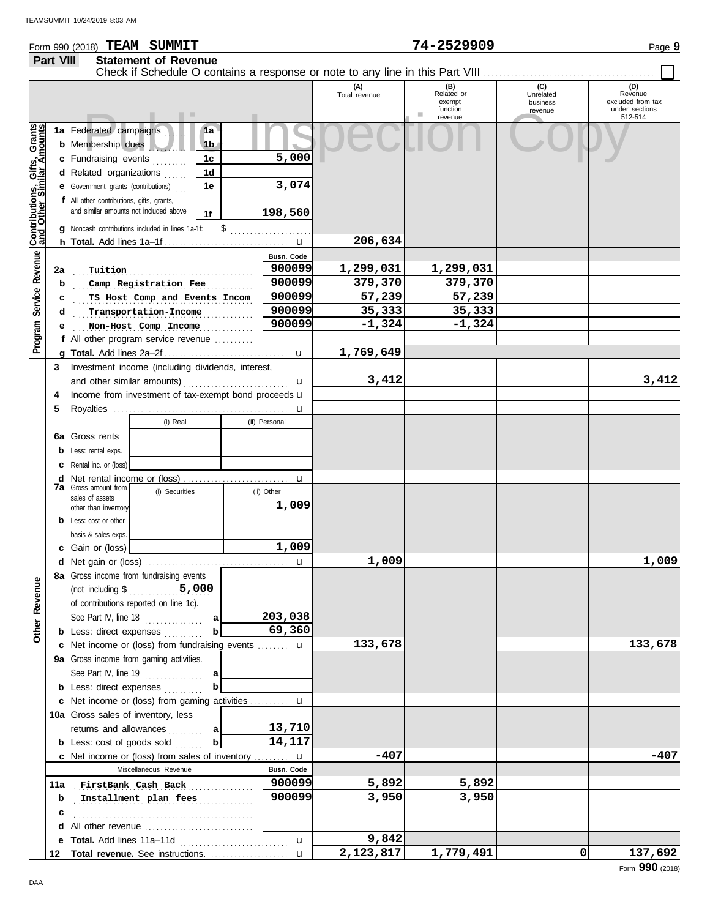Form 990 (2018) **TEAM SUMMIT** **74-2529909**

## Part VIII Statement of Revenue

Check if Schedule O contains a response or note to any line in this Part VIII ☐

| | | | (A) Total revenue | (B) Related or exempt function revenue | (C) Unrelated business revenue | (D) Revenue excluded from tax under sections 512-514 |
|---|---|---|---|---|---|---|
| **Contributions, Gifts, Grants and Other Similar Amounts** | | | | | | |
| 1a | Federated campaigns | 1a | | | | |
| b | Membership dues | 1b | | | | |
| c | Fundraising events | 1c 5,000 | | | | |
| d | Related organizations | 1d | | | | |
| e | Government grants (contributions) | 1e 3,074 | | | | |
| f | All other contributions, gifts, grants, and similar amounts not included above | 1f 198,560 | | | | |
| g | Noncash contributions included in lines 1a-1f: $ | | | | | |
| h | **Total.** Add lines 1a–1f | | 206,634 | | | |
| **Program Service Revenue** | | Busn. Code | | | | |
| 2a | Tuition | 900099 | 1,299,031 | 1,299,031 | | |
| b | Camp Registration Fee | 900099 | 379,370 | 379,370 | | |
| c | TS Host Comp and Events Incom | 900099 | 57,239 | 57,239 | | |
| d | Transportation-Income | 900099 | 35,333 | 35,333 | | |
| e | Non-Host Comp Income | 900099 | -1,324 | -1,324 | | |
| f | All other program service revenue | | | | | |
| g | **Total.** Add lines 2a–2f | | 1,769,649 | | | |
| 3 | Investment income (including dividends, interest, and other similar amounts) | | 3,412 | | | 3,412 |
| 4 | Income from investment of tax-exempt bond proceeds | | | | | |
| 5 | Royalties | | | | | |
| | | (i) Real / (ii) Personal | | | | |
| 6a | Gross rents | | | | | |
| b | Less: rental exps. | | | | | |
| c | Rental inc. or (loss) | | | | | |
| d | Net rental income or (loss) | | | | | |
| | | (i) Securities / (ii) Other | | | | |
| 7a | Gross amount from sales of assets other than inventory | (ii) 1,009 | | | | |
| b | Less: cost or other basis & sales exps. | | | | | |
| c | Gain or (loss) | (ii) 1,009 | | | | |
| d | Net gain or (loss) | | 1,009 | | | 1,009 |
| **Other Revenue** | | | | | | |
| 8a | Gross income from fundraising events (not including $ 5,000 of contributions reported on line 1c). See Part IV, line 18 | a 203,038 | | | | |
| b | Less: direct expenses | b 69,360 | | | | |
| c | Net income or (loss) from fundraising events | | 133,678 | | | 133,678 |
| 9a | Gross income from gaming activities. See Part IV, line 19 | a | | | | |
| b | Less: direct expenses | b | | | | |
| c | Net income or (loss) from gaming activities | | | | | |
| 10a | Gross sales of inventory, less returns and allowances | a 13,710 | | | | |
| b | Less: cost of goods sold | b 14,117 | | | | |
| c | Net income or (loss) from sales of inventory | | -407 | | | -407 |
| | Miscellaneous Revenue | Busn. Code | | | | |
| 11a | FirstBank Cash Back | 900099 | 5,892 | 5,892 | | |
| b | Installment plan fees | 900099 | 3,950 | 3,950 | | |
| c | | | | | | |
| d | All other revenue | | | | | |
| e | **Total.** Add lines 11a–11d | | 9,842 | | | |
| 12 | **Total revenue.** See instructions. | | 2,123,817 | 1,779,491 | 0 | 137,692 |

Form **990** (2018)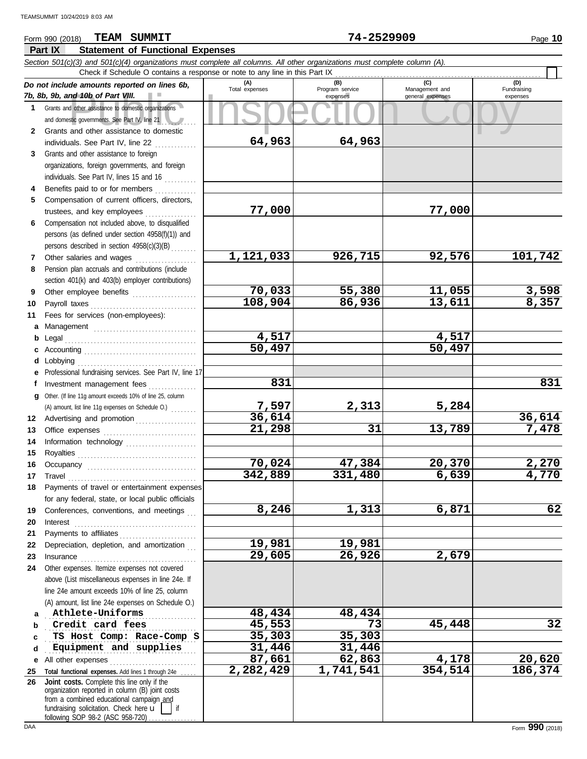TEAMSUMMIT 10/24/2019 8:03 AM

Form 990 (2018) **TEAM SUMMIT** **74-2529909** Page **10**

## Part IX Statement of Functional Expenses

*Section 501(c)(3) and 501(c)(4) organizations must complete all columns. All other organizations must complete column (A).*

Check if Schedule O contains a response or note to any line in this Part IX . . . . . . . . . . . . . . . . . . . . . . . . . . . . . . . . . . . . . . . . . . . . . . . . . . . . . . . . . . . . . . . . . ☐

| *Do not include amounts reported on lines 6b, 7b, 8b, 9b, and 10b of Part VIII.* | (A) Total expenses | (B) Program service expenses | (C) Management and general expenses | (D) Fundraising expenses |
|---|---|---|---|---|
| **1** Grants and other assistance to domestic organizations and domestic governments. See Part IV, line 21 | | | | |
| **2** Grants and other assistance to domestic individuals. See Part IV, line 22 | 64,963 | 64,963 | | |
| **3** Grants and other assistance to foreign organizations, foreign governments, and foreign individuals. See Part IV, lines 15 and 16 | | | | |
| **4** Benefits paid to or for members | | | | |
| **5** Compensation of current officers, directors, trustees, and key employees | 77,000 | | 77,000 | |
| **6** Compensation not included above, to disqualified persons (as defined under section 4958(f)(1)) and persons described in section 4958(c)(3)(B) | | | | |
| **7** Other salaries and wages | 1,121,033 | 926,715 | 92,576 | 101,742 |
| **8** Pension plan accruals and contributions (include section 401(k) and 403(b) employer contributions) | | | | |
| **9** Other employee benefits | 70,033 | 55,380 | 11,055 | 3,598 |
| **10** Payroll taxes | 108,904 | 86,936 | 13,611 | 8,357 |
| **11** Fees for services (non-employees): | | | | |
| **a** Management | | | | |
| **b** Legal | 4,517 | | 4,517 | |
| **c** Accounting | 50,497 | | 50,497 | |
| **d** Lobbying | | | | |
| **e** Professional fundraising services. See Part IV, line 17 | | | | |
| **f** Investment management fees | 831 | | | 831 |
| **g** Other. (If line 11g amount exceeds 10% of line 25, column (A) amount, list line 11g expenses on Schedule O.) | 7,597 | 2,313 | 5,284 | |
| **12** Advertising and promotion | 36,614 | | | 36,614 |
| **13** Office expenses | 21,298 | 31 | 13,789 | 7,478 |
| **14** Information technology | | | | |
| **15** Royalties | | | | |
| **16** Occupancy | 70,024 | 47,384 | 20,370 | 2,270 |
| **17** Travel | 342,889 | 331,480 | 6,639 | 4,770 |
| **18** Payments of travel or entertainment expenses for any federal, state, or local public officials | | | | |
| **19** Conferences, conventions, and meetings | 8,246 | 1,313 | 6,871 | 62 |
| **20** Interest | | | | |
| **21** Payments to affiliates | | | | |
| **22** Depreciation, depletion, and amortization | 19,981 | 19,981 | | |
| **23** Insurance | 29,605 | 26,926 | 2,679 | |
| **24** Other expenses. Itemize expenses not covered above (List miscellaneous expenses in line 24e. If line 24e amount exceeds 10% of line 25, column (A) amount, list line 24e expenses on Schedule O.) | | | | |
| **a** Athlete-Uniforms | 48,434 | 48,434 | | |
| **b** Credit card fees | 45,553 | 73 | 45,448 | 32 |
| **c** TS Host Comp: Race-Comp S | 35,303 | 35,303 | | |
| **d** Equipment and supplies | 31,446 | 31,446 | | |
| **e** All other expenses | 87,661 | 62,863 | 4,178 | 20,620 |
| **25 Total functional expenses.** Add lines 1 through 24e | 2,282,429 | 1,741,541 | 354,514 | 186,374 |
| **26 Joint costs.** Complete this line only if the organization reported in column (B) joint costs from a combined educational campaign and fundraising solicitation. Check here ☐ if following SOP 98-2 (ASC 958-720) | | | | |

DAA Form **990** (2018)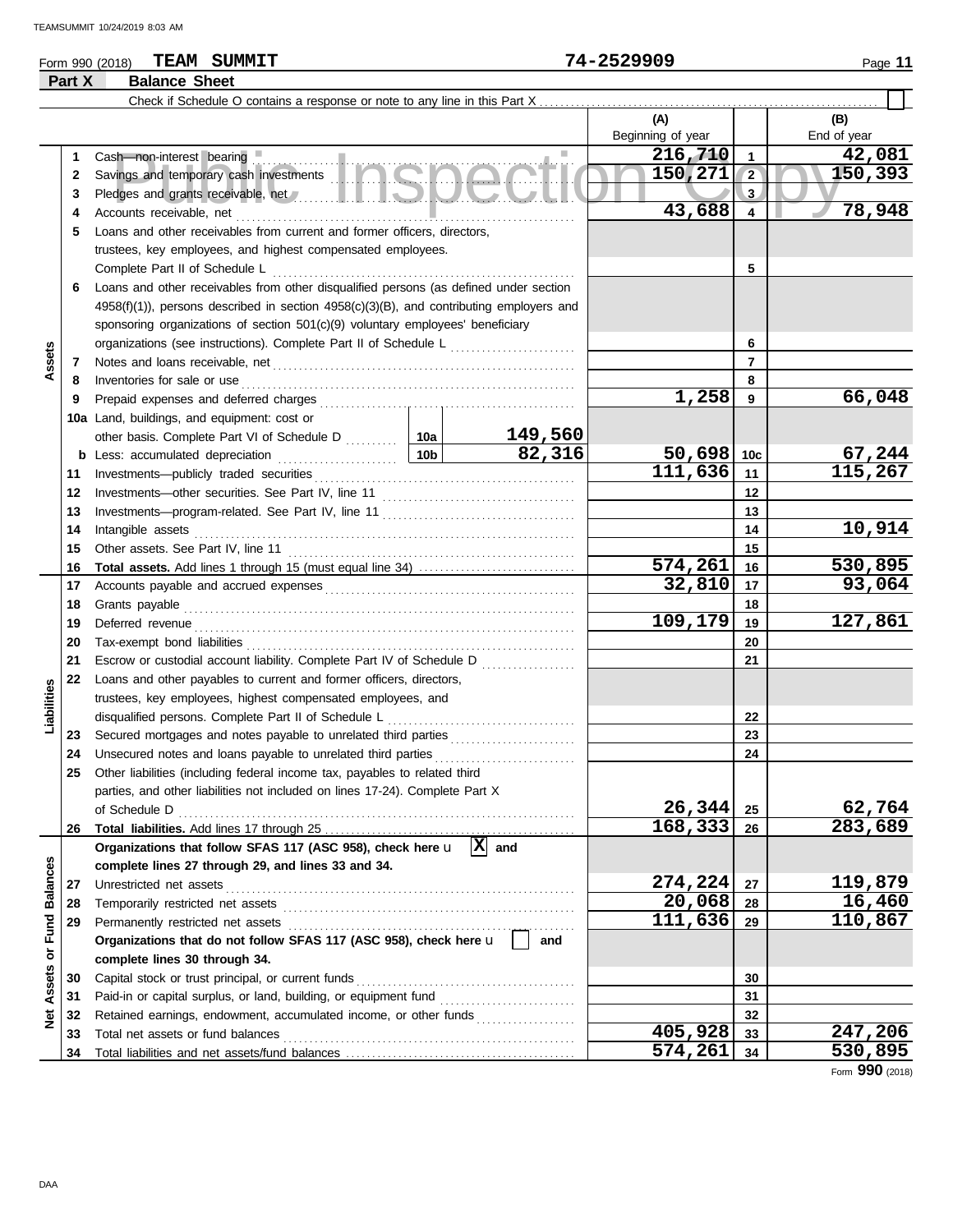Form 990 (2018) **TEAM SUMMIT** 74-2529909

## Part X Balance Sheet

Check if Schedule O contains a response or note to any line in this Part X . . . . . ☐

| | | | | (A) Beginning of year | | (B) End of year |
|---|---|---|---|---|---|---|
| **Assets** | 1 | Cash—non-interest bearing | | 216,710 | 1 | 42,081 |
| | 2 | Savings and temporary cash investments | | 150,271 | 2 | 150,393 |
| | 3 | Pledges and grants receivable, net | | | 3 | |
| | 4 | Accounts receivable, net | | 43,688 | 4 | 78,948 |
| | 5 | Loans and other receivables from current and former officers, directors, trustees, key employees, and highest compensated employees. Complete Part II of Schedule L | | | 5 | |
| | 6 | Loans and other receivables from other disqualified persons (as defined under section 4958(f)(1)), persons described in section 4958(c)(3)(B), and contributing employers and sponsoring organizations of section 501(c)(9) voluntary employees' beneficiary organizations (see instructions). Complete Part II of Schedule L | | | 6 | |
| | 7 | Notes and loans receivable, net | | | 7 | |
| | 8 | Inventories for sale or use | | | 8 | |
| | 9 | Prepaid expenses and deferred charges | | 1,258 | 9 | 66,048 |
| | 10a | Land, buildings, and equipment: cost or other basis. Complete Part VI of Schedule D | 10a 149,560 | | | |
| | b | Less: accumulated depreciation | 10b 82,316 | 50,698 | 10c | 67,244 |
| | 11 | Investments—publicly traded securities | | 111,636 | 11 | 115,267 |
| | 12 | Investments—other securities. See Part IV, line 11 | | | 12 | |
| | 13 | Investments—program-related. See Part IV, line 11 | | | 13 | |
| | 14 | Intangible assets | | | 14 | 10,914 |
| | 15 | Other assets. See Part IV, line 11 | | | 15 | |
| | 16 | **Total assets.** Add lines 1 through 15 (must equal line 34) | | 574,261 | 16 | 530,895 |
| **Liabilities** | 17 | Accounts payable and accrued expenses | | 32,810 | 17 | 93,064 |
| | 18 | Grants payable | | | 18 | |
| | 19 | Deferred revenue | | 109,179 | 19 | 127,861 |
| | 20 | Tax-exempt bond liabilities | | | 20 | |
| | 21 | Escrow or custodial account liability. Complete Part IV of Schedule D | | | 21 | |
| | 22 | Loans and other payables to current and former officers, directors, trustees, key employees, highest compensated employees, and disqualified persons. Complete Part II of Schedule L | | | 22 | |
| | 23 | Secured mortgages and notes payable to unrelated third parties | | | 23 | |
| | 24 | Unsecured notes and loans payable to unrelated third parties | | | 24 | |
| | 25 | Other liabilities (including federal income tax, payables to related third parties, and other liabilities not included on lines 17-24). Complete Part X of Schedule D | | 26,344 | 25 | 62,764 |
| | 26 | **Total liabilities.** Add lines 17 through 25 | | 168,333 | 26 | 283,689 |
| **Net Assets or Fund Balances** | | **Organizations that follow SFAS 117 (ASC 958), check here** ☒ **and complete lines 27 through 29, and lines 33 and 34.** | | | | |
| | 27 | Unrestricted net assets | | 274,224 | 27 | 119,879 |
| | 28 | Temporarily restricted net assets | | 20,068 | 28 | 16,460 |
| | 29 | Permanently restricted net assets | | 111,636 | 29 | 110,867 |
| | | **Organizations that do not follow SFAS 117 (ASC 958), check here** ☐ **and complete lines 30 through 34.** | | | | |
| | 30 | Capital stock or trust principal, or current funds | | | 30 | |
| | 31 | Paid-in or capital surplus, or land, building, or equipment fund | | | 31 | |
| | 32 | Retained earnings, endowment, accumulated income, or other funds | | | 32 | |
| | 33 | Total net assets or fund balances | | 405,928 | 33 | 247,206 |
| | 34 | Total liabilities and net assets/fund balances | | 574,261 | 34 | 530,895 |

Form **990** (2018)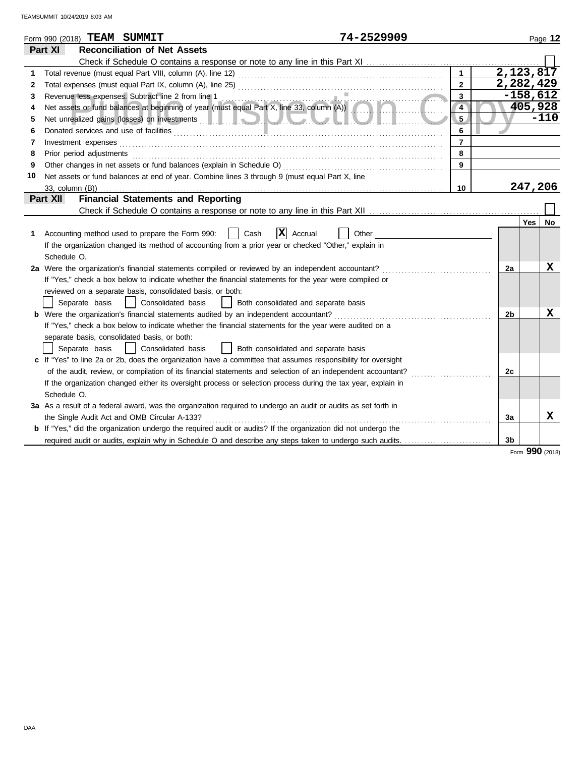Form 990 (2018) **TEAM SUMMIT** **74-2529909** Page **12**

## Part XI Reconciliation of Net Assets

Check if Schedule O contains a response or note to any line in this Part XI ☐

| | | | |
|---|---|---|---|
| 1 | Total revenue (must equal Part VIII, column (A), line 12) | 1 | 2,123,817 |
| 2 | Total expenses (must equal Part IX, column (A), line 25) | 2 | 2,282,429 |
| 3 | Revenue less expenses. Subtract line 2 from line 1 | 3 | -158,612 |
| 4 | Net assets or fund balances at beginning of year (must equal Part X, line 33, column (A)) | 4 | 405,928 |
| 5 | Net unrealized gains (losses) on investments | 5 | -110 |
| 6 | Donated services and use of facilities | 6 | |
| 7 | Investment expenses | 7 | |
| 8 | Prior period adjustments | 8 | |
| 9 | Other changes in net assets or fund balances (explain in Schedule O) | 9 | |
| 10 | Net assets or fund balances at end of year. Combine lines 3 through 9 (must equal Part X, line 33, column (B)) | 10 | 247,206 |

## Part XII Financial Statements and Reporting

Check if Schedule O contains a response or note to any line in this Part XII ☐

| | | | Yes | No |
|---|---|---|---|---|
| 1 | Accounting method used to prepare the Form 990: ☐ Cash ☒ Accrual ☐ Other ______<br>If the organization changed its method of accounting from a prior year or checked "Other," explain in Schedule O. | | | |
| 2a | Were the organization's financial statements compiled or reviewed by an independent accountant?<br>If "Yes," check a box below to indicate whether the financial statements for the year were compiled or reviewed on a separate basis, consolidated basis, or both:<br>☐ Separate basis ☐ Consolidated basis ☐ Both consolidated and separate basis | 2a | | X |
| b | Were the organization's financial statements audited by an independent accountant?<br>If "Yes," check a box below to indicate whether the financial statements for the year were audited on a separate basis, consolidated basis, or both:<br>☐ Separate basis ☐ Consolidated basis ☐ Both consolidated and separate basis | 2b | | X |
| c | If "Yes" to line 2a or 2b, does the organization have a committee that assumes responsibility for oversight of the audit, review, or compilation of its financial statements and selection of an independent accountant?<br>If the organization changed either its oversight process or selection process during the tax year, explain in Schedule O. | 2c | | |
| 3a | As a result of a federal award, was the organization required to undergo an audit or audits as set forth in the Single Audit Act and OMB Circular A-133? | 3a | | X |
| b | If "Yes," did the organization undergo the required audit or audits? If the organization did not undergo the required audit or audits, explain why in Schedule O and describe any steps taken to undergo such audits. | 3b | | |

Form **990** (2018)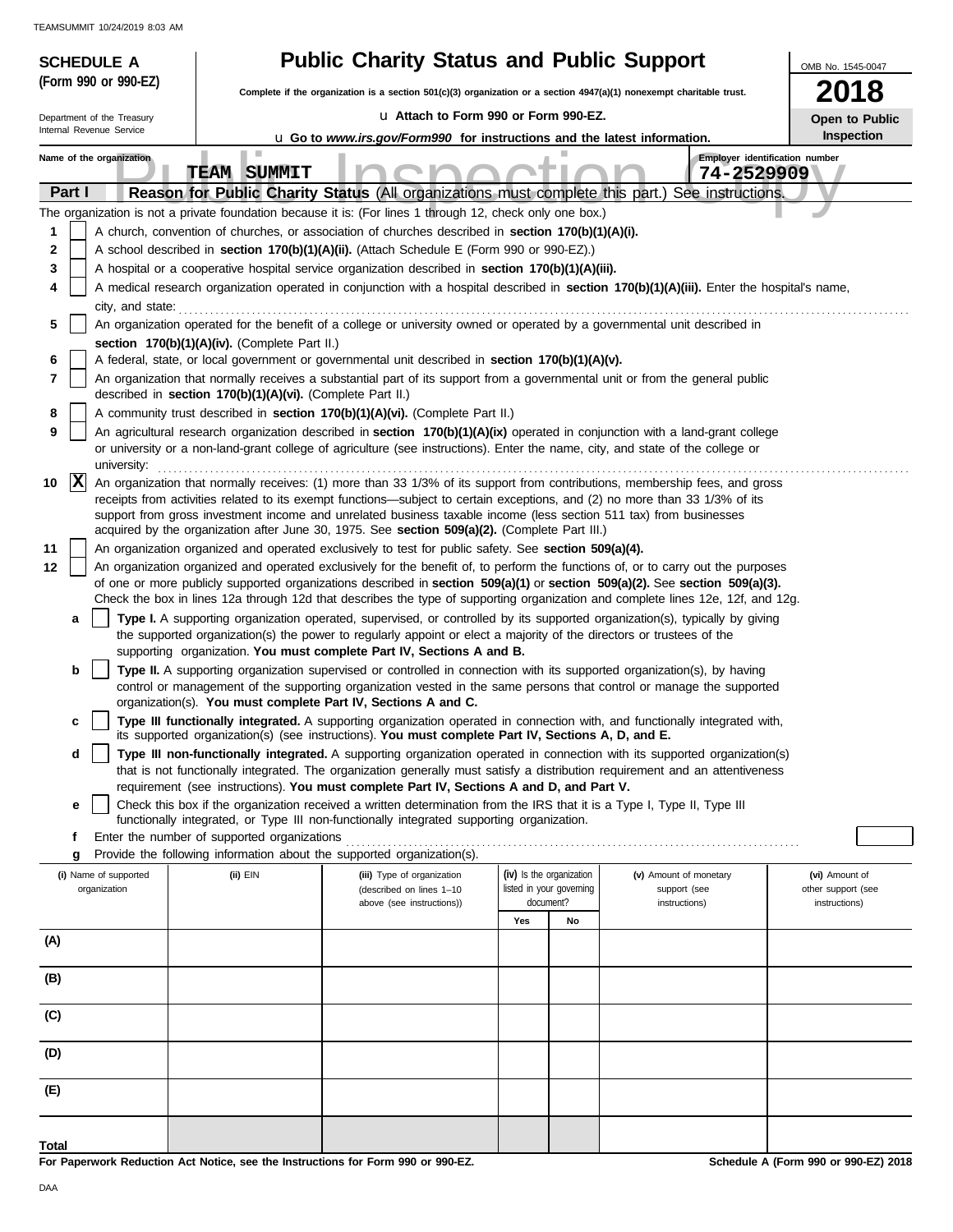**SCHEDULE A (Form 990 or 990-EZ)**

Department of the Treasury
Internal Revenue Service

# Public Charity Status and Public Support

**Complete if the organization is a section 501(c)(3) organization or a section 4947(a)(1) nonexempt charitable trust.**

u **Attach to Form 990 or Form 990-EZ.**

u **Go to *www.irs.gov/Form990* for instructions and the latest information.**

OMB No. 1545-0047

**2018**

**Open to Public Inspection**

Name of the organization: TEAM SUMMIT

Employer identification number: 74-2529909

## Part I — Reason for Public Charity Status (All organizations must complete this part.) See instructions.

The organization is not a private foundation because it is: (For lines 1 through 12, check only one box.)

1. [ ] A church, convention of churches, or association of churches described in **section 170(b)(1)(A)(i).**
2. [ ] A school described in **section 170(b)(1)(A)(ii).** (Attach Schedule E (Form 990 or 990-EZ).)
3. [ ] A hospital or a cooperative hospital service organization described in **section 170(b)(1)(A)(iii).**
4. [ ] A medical research organization operated in conjunction with a hospital described in **section 170(b)(1)(A)(iii).** Enter the hospital's name, city, and state:
5. [ ] An organization operated for the benefit of a college or university owned or operated by a governmental unit described in **section 170(b)(1)(A)(iv).** (Complete Part II.)
6. [ ] A federal, state, or local government or governmental unit described in **section 170(b)(1)(A)(v).**
7. [ ] An organization that normally receives a substantial part of its support from a governmental unit or from the general public described in **section 170(b)(1)(A)(vi).** (Complete Part II.)
8. [ ] A community trust described in **section 170(b)(1)(A)(vi).** (Complete Part II.)
9. [ ] An agricultural research organization described in **section 170(b)(1)(A)(ix)** operated in conjunction with a land-grant college or university or a non-land-grant college of agriculture (see instructions). Enter the name, city, and state of the college or university:
10. [X] An organization that normally receives: (1) more than 33 1/3% of its support from contributions, membership fees, and gross receipts from activities related to its exempt functions—subject to certain exceptions, and (2) no more than 33 1/3% of its support from gross investment income and unrelated business taxable income (less section 511 tax) from businesses acquired by the organization after June 30, 1975. See **section 509(a)(2).** (Complete Part III.)
11. [ ] An organization organized and operated exclusively to test for public safety. See **section 509(a)(4).**
12. [ ] An organization organized and operated exclusively for the benefit of, to perform the functions of, or to carry out the purposes of one or more publicly supported organizations described in **section 509(a)(1)** or **section 509(a)(2).** See **section 509(a)(3).** Check the box in lines 12a through 12d that describes the type of supporting organization and complete lines 12e, 12f, and 12g.
   - **a** [ ] **Type I.** A supporting organization operated, supervised, or controlled by its supported organization(s), typically by giving the supported organization(s) the power to regularly appoint or elect a majority of the directors or trustees of the supporting organization. **You must complete Part IV, Sections A and B.**
   - **b** [ ] **Type II.** A supporting organization supervised or controlled in connection with its supported organization(s), by having control or management of the supporting organization vested in the same persons that control or manage the supported organization(s). **You must complete Part IV, Sections A and C.**
   - **c** [ ] **Type III functionally integrated.** A supporting organization operated in connection with, and functionally integrated with, its supported organization(s) (see instructions). **You must complete Part IV, Sections A, D, and E.**
   - **d** [ ] **Type III non-functionally integrated.** A supporting organization operated in connection with its supported organization(s) that is not functionally integrated. The organization generally must satisfy a distribution requirement and an attentiveness requirement (see instructions). **You must complete Part IV, Sections A and D, and Part V.**
   - **e** [ ] Check this box if the organization received a written determination from the IRS that it is a Type I, Type II, Type III functionally integrated, or Type III non-functionally integrated supporting organization.
   - **f** Enter the number of supported organizations
   - **g** Provide the following information about the supported organization(s).

| (i) Name of supported organization | (ii) EIN | (iii) Type of organization (described on lines 1–10 above (see instructions)) | (iv) Is the organization listed in your governing document? Yes | No | (v) Amount of monetary support (see instructions) | (vi) Amount of other support (see instructions) |
|---|---|---|---|---|---|---|
| (A) | | | | | | |
| (B) | | | | | | |
| (C) | | | | | | |
| (D) | | | | | | |
| (E) | | | | | | |
| Total | | | | | | |

**For Paperwork Reduction Act Notice, see the Instructions for Form 990 or 990-EZ.**

**Schedule A (Form 990 or 990-EZ) 2018**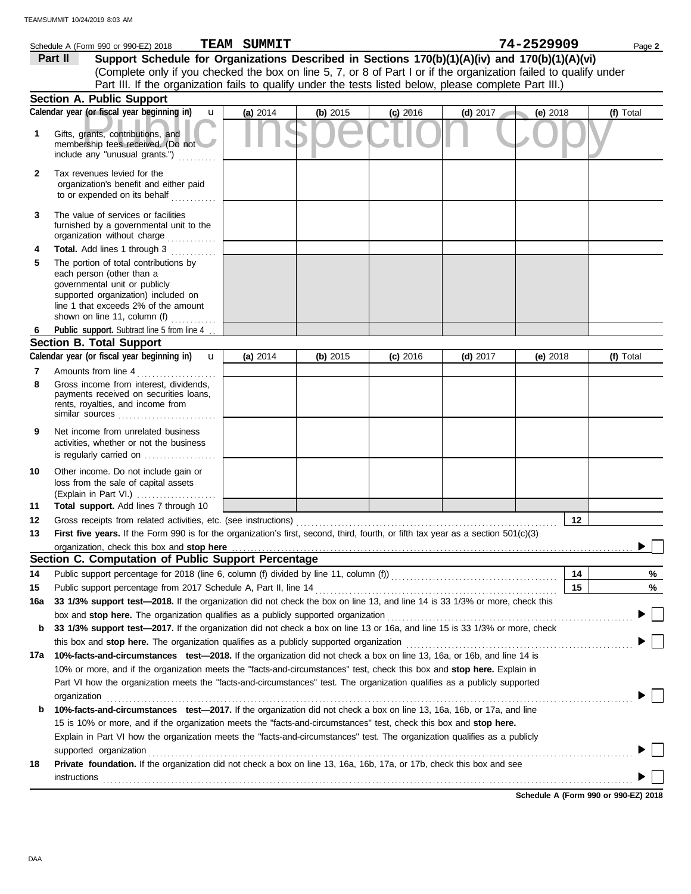Schedule A (Form 990 or 990-EZ) 2018 **TEAM SUMMIT** **74-2529909**

**Part II** **Support Schedule for Organizations Described in Sections 170(b)(1)(A)(iv) and 170(b)(1)(A)(vi)**
(Complete only if you checked the box on line 5, 7, or 8 of Part I or if the organization failed to qualify under Part III. If the organization fails to qualify under the tests listed below, please complete Part III.)

Public Inspection Copy

### Section A. Public Support

| Calendar year (or fiscal year beginning in) | (a) 2014 | (b) 2015 | (c) 2016 | (d) 2017 | (e) 2018 | (f) Total |
|---|---|---|---|---|---|---|
| **1** Gifts, grants, contributions, and membership fees received. (Do not include any "unusual grants.") | | | | | | |
| **2** Tax revenues levied for the organization's benefit and either paid to or expended on its behalf | | | | | | |
| **3** The value of services or facilities furnished by a governmental unit to the organization without charge | | | | | | |
| **4** **Total.** Add lines 1 through 3 | | | | | | |
| **5** The portion of total contributions by each person (other than a governmental unit or publicly supported organization) included on line 1 that exceeds 2% of the amount shown on line 11, column (f) | | | | | | |
| **6** **Public support.** Subtract line 5 from line 4 | | | | | | |

### Section B. Total Support

| Calendar year (or fiscal year beginning in) | (a) 2014 | (b) 2015 | (c) 2016 | (d) 2017 | (e) 2018 | (f) Total |
|---|---|---|---|---|---|---|
| **7** Amounts from line 4 | | | | | | |
| **8** Gross income from interest, dividends, payments received on securities loans, rents, royalties, and income from similar sources | | | | | | |
| **9** Net income from unrelated business activities, whether or not the business is regularly carried on | | | | | | |
| **10** Other income. Do not include gain or loss from the sale of capital assets (Explain in Part VI.) | | | | | | |
| **11** **Total support.** Add lines 7 through 10 | | | | | | |

**12** Gross receipts from related activities, etc. (see instructions) **12**

**13** **First five years.** If the Form 990 is for the organization's first, second, third, fourth, or fifth tax year as a section 501(c)(3) organization, check this box and **stop here** ☐

### Section C. Computation of Public Support Percentage

**14** Public support percentage for 2018 (line 6, column (f) divided by line 11, column (f)) **14** %

**15** Public support percentage from 2017 Schedule A, Part II, line 14 **15** %

**16a** **33 1/3% support test—2018.** If the organization did not check the box on line 13, and line 14 is 33 1/3% or more, check this box and **stop here.** The organization qualifies as a publicly supported organization ☐

**b** **33 1/3% support test—2017.** If the organization did not check a box on line 13 or 16a, and line 15 is 33 1/3% or more, check this box and **stop here.** The organization qualifies as a publicly supported organization ☐

**17a** **10%-facts-and-circumstances test—2018.** If the organization did not check a box on line 13, 16a, or 16b, and line 14 is 10% or more, and if the organization meets the "facts-and-circumstances" test, check this box and **stop here.** Explain in Part VI how the organization meets the "facts-and-circumstances" test. The organization qualifies as a publicly supported organization ☐

**b** **10%-facts-and-circumstances test—2017.** If the organization did not check a box on line 13, 16a, 16b, or 17a, and line 15 is 10% or more, and if the organization meets the "facts-and-circumstances" test, check this box and **stop here.** Explain in Part VI how the organization meets the "facts-and-circumstances" test. The organization qualifies as a publicly supported organization ☐

**18** **Private foundation.** If the organization did not check a box on line 13, 16a, 16b, 17a, or 17b, check this box and see instructions ☐

**Schedule A (Form 990 or 990-EZ) 2018**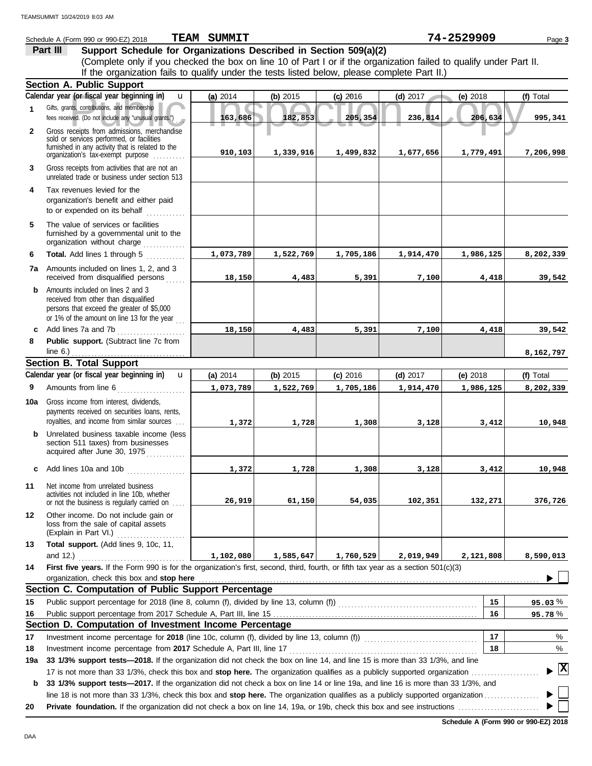Schedule A (Form 990 or 990-EZ) 2018 **TEAM SUMMIT** **74-2529909**

**Part III** **Support Schedule for Organizations Described in Section 509(a)(2)**

(Complete only if you checked the box on line 10 of Part I or if the organization failed to qualify under Part II. If the organization fails to qualify under the tests listed below, please complete Part II.)

### Section A. Public Support

| | Calendar year (or fiscal year beginning in) | (a) 2014 | (b) 2015 | (c) 2016 | (d) 2017 | (e) 2018 | (f) Total |
|---|---|---|---|---|---|---|---|
| 1 | Gifts, grants, contributions, and membership fees received. (Do not include any "unusual grants.") | 163,686 | 182,853 | 205,354 | 236,814 | 206,634 | 995,341 |
| 2 | Gross receipts from admissions, merchandise sold or services performed, or facilities furnished in any activity that is related to the organization's tax-exempt purpose | 910,103 | 1,339,916 | 1,499,832 | 1,677,656 | 1,779,491 | 7,206,998 |
| 3 | Gross receipts from activities that are not an unrelated trade or business under section 513 | | | | | | |
| 4 | Tax revenues levied for the organization's benefit and either paid to or expended on its behalf | | | | | | |
| 5 | The value of services or facilities furnished by a governmental unit to the organization without charge | | | | | | |
| 6 | **Total.** Add lines 1 through 5 | 1,073,789 | 1,522,769 | 1,705,186 | 1,914,470 | 1,986,125 | 8,202,339 |
| 7a | Amounts included on lines 1, 2, and 3 received from disqualified persons | 18,150 | 4,483 | 5,391 | 7,100 | 4,418 | 39,542 |
| b | Amounts included on lines 2 and 3 received from other than disqualified persons that exceed the greater of $5,000 or 1% of the amount on line 13 for the year | | | | | | |
| c | Add lines 7a and 7b | 18,150 | 4,483 | 5,391 | 7,100 | 4,418 | 39,542 |
| 8 | **Public support.** (Subtract line 7c from line 6.) | | | | | | 8,162,797 |

### Section B. Total Support

| | Calendar year (or fiscal year beginning in) | (a) 2014 | (b) 2015 | (c) 2016 | (d) 2017 | (e) 2018 | (f) Total |
|---|---|---|---|---|---|---|---|
| 9 | Amounts from line 6 | 1,073,789 | 1,522,769 | 1,705,186 | 1,914,470 | 1,986,125 | 8,202,339 |
| 10a | Gross income from interest, dividends, payments received on securities loans, rents, royalties, and income from similar sources | 1,372 | 1,728 | 1,308 | 3,128 | 3,412 | 10,948 |
| b | Unrelated business taxable income (less section 511 taxes) from businesses acquired after June 30, 1975 | | | | | | |
| c | Add lines 10a and 10b | 1,372 | 1,728 | 1,308 | 3,128 | 3,412 | 10,948 |
| 11 | Net income from unrelated business activities not included in line 10b, whether or not the business is regularly carried on | 26,919 | 61,150 | 54,035 | 102,351 | 132,271 | 376,726 |
| 12 | Other income. Do not include gain or loss from the sale of capital assets (Explain in Part VI.) | | | | | | |
| 13 | **Total support.** (Add lines 9, 10c, 11, and 12.) | 1,102,080 | 1,585,647 | 1,760,529 | 2,019,949 | 2,121,808 | 8,590,013 |

**14** **First five years.** If the Form 990 is for the organization's first, second, third, fourth, or fifth tax year as a section 501(c)(3) organization, check this box and **stop here** ☐

### Section C. Computation of Public Support Percentage

| | | | |
|---|---|---|---|
| 15 | Public support percentage for 2018 (line 8, column (f), divided by line 13, column (f)) | 15 | 95.03 % |
| 16 | Public support percentage from 2017 Schedule A, Part III, line 15 | 16 | 95.78 % |

### Section D. Computation of Investment Income Percentage

| | | | |
|---|---|---|---|
| 17 | Investment income percentage for **2018** (line 10c, column (f), divided by line 13, column (f)) | 17 | % |
| 18 | Investment income percentage from **2017** Schedule A, Part III, line 17 | 18 | % |

**19a** **33 1/3% support tests—2018.** If the organization did not check the box on line 14, and line 15 is more than 33 1/3%, and line 17 is not more than 33 1/3%, check this box and **stop here.** The organization qualifies as a publicly supported organization ☒

**b** **33 1/3% support tests—2017.** If the organization did not check a box on line 14 or line 19a, and line 16 is more than 33 1/3%, and line 18 is not more than 33 1/3%, check this box and **stop here.** The organization qualifies as a publicly supported organization ☐

**20** **Private foundation.** If the organization did not check a box on line 14, 19a, or 19b, check this box and see instructions ☐

**Schedule A (Form 990 or 990-EZ) 2018**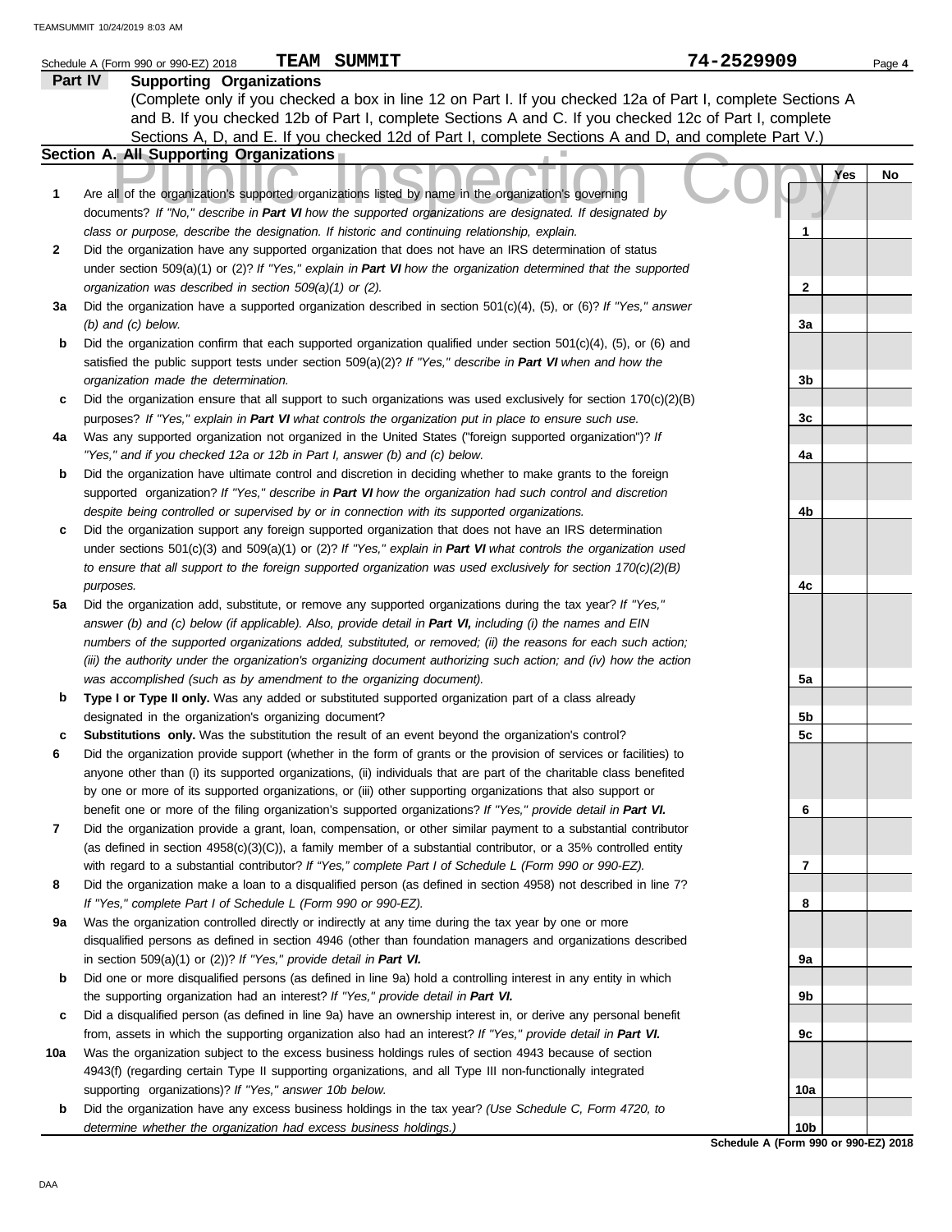Schedule A (Form 990 or 990-EZ) 2018 **TEAM SUMMIT** **74-2529909** Page **4**

## Part IV Supporting Organizations

(Complete only if you checked a box in line 12 on Part I. If you checked 12a of Part I, complete Sections A and B. If you checked 12b of Part I, complete Sections A and C. If you checked 12c of Part I, complete Sections A, D, and E. If you checked 12d of Part I, complete Sections A and D, and complete Part V.)

### Section A. All Supporting Organizations

| | | | Yes | No |
|---|---|---|---|---|
| **1** | Are all of the organization's supported organizations listed by name in the organization's governing documents? *If "No," describe in **Part VI** how the supported organizations are designated. If designated by class or purpose, describe the designation. If historic and continuing relationship, explain.* | 1 | | |
| **2** | Did the organization have any supported organization that does not have an IRS determination of status under section 509(a)(1) or (2)? *If "Yes," explain in **Part VI** how the organization determined that the supported organization was described in section 509(a)(1) or (2).* | 2 | | |
| **3a** | Did the organization have a supported organization described in section 501(c)(4), (5), or (6)? *If "Yes," answer (b) and (c) below.* | 3a | | |
| **b** | Did the organization confirm that each supported organization qualified under section 501(c)(4), (5), or (6) and satisfied the public support tests under section 509(a)(2)? *If "Yes," describe in **Part VI** when and how the organization made the determination.* | 3b | | |
| **c** | Did the organization ensure that all support to such organizations was used exclusively for section 170(c)(2)(B) purposes? *If "Yes," explain in **Part VI** what controls the organization put in place to ensure such use.* | 3c | | |
| **4a** | Was any supported organization not organized in the United States ("foreign supported organization")? *If "Yes," and if you checked 12a or 12b in Part I, answer (b) and (c) below.* | 4a | | |
| **b** | Did the organization have ultimate control and discretion in deciding whether to make grants to the foreign supported organization? *If "Yes," describe in **Part VI** how the organization had such control and discretion despite being controlled or supervised by or in connection with its supported organizations.* | 4b | | |
| **c** | Did the organization support any foreign supported organization that does not have an IRS determination under sections 501(c)(3) and 509(a)(1) or (2)? *If "Yes," explain in **Part VI** what controls the organization used to ensure that all support to the foreign supported organization was used exclusively for section 170(c)(2)(B) purposes.* | 4c | | |
| **5a** | Did the organization add, substitute, or remove any supported organizations during the tax year? *If "Yes," answer (b) and (c) below (if applicable). Also, provide detail in **Part VI,** including (i) the names and EIN numbers of the supported organizations added, substituted, or removed; (ii) the reasons for each such action; (iii) the authority under the organization's organizing document authorizing such action; and (iv) how the action was accomplished (such as by amendment to the organizing document).* | 5a | | |
| **b** | **Type I or Type II only.** Was any added or substituted supported organization part of a class already designated in the organization's organizing document? | 5b | | |
| **c** | **Substitutions only.** Was the substitution the result of an event beyond the organization's control? | 5c | | |
| **6** | Did the organization provide support (whether in the form of grants or the provision of services or facilities) to anyone other than (i) its supported organizations, (ii) individuals that are part of the charitable class benefited by one or more of its supported organizations, or (iii) other supporting organizations that also support or benefit one or more of the filing organization's supported organizations? *If "Yes," provide detail in **Part VI.*** | 6 | | |
| **7** | Did the organization provide a grant, loan, compensation, or other similar payment to a substantial contributor (as defined in section 4958(c)(3)(C)), a family member of a substantial contributor, or a 35% controlled entity with regard to a substantial contributor? *If "Yes," complete Part I of Schedule L (Form 990 or 990-EZ).* | 7 | | |
| **8** | Did the organization make a loan to a disqualified person (as defined in section 4958) not described in line 7? *If "Yes," complete Part I of Schedule L (Form 990 or 990-EZ).* | 8 | | |
| **9a** | Was the organization controlled directly or indirectly at any time during the tax year by one or more disqualified persons as defined in section 4946 (other than foundation managers and organizations described in section 509(a)(1) or (2))? *If "Yes," provide detail in **Part VI.*** | 9a | | |
| **b** | Did one or more disqualified persons (as defined in line 9a) hold a controlling interest in any entity in which the supporting organization had an interest? *If "Yes," provide detail in **Part VI.*** | 9b | | |
| **c** | Did a disqualified person (as defined in line 9a) have an ownership interest in, or derive any personal benefit from, assets in which the supporting organization also had an interest? *If "Yes," provide detail in **Part VI.*** | 9c | | |
| **10a** | Was the organization subject to the excess business holdings rules of section 4943 because of section 4943(f) (regarding certain Type II supporting organizations, and all Type III non-functionally integrated supporting organizations)? *If "Yes," answer 10b below.* | 10a | | |
| **b** | Did the organization have any excess business holdings in the tax year? *(Use Schedule C, Form 4720, to determine whether the organization had excess business holdings.)* | 10b | | |

**Schedule A (Form 990 or 990-EZ) 2018**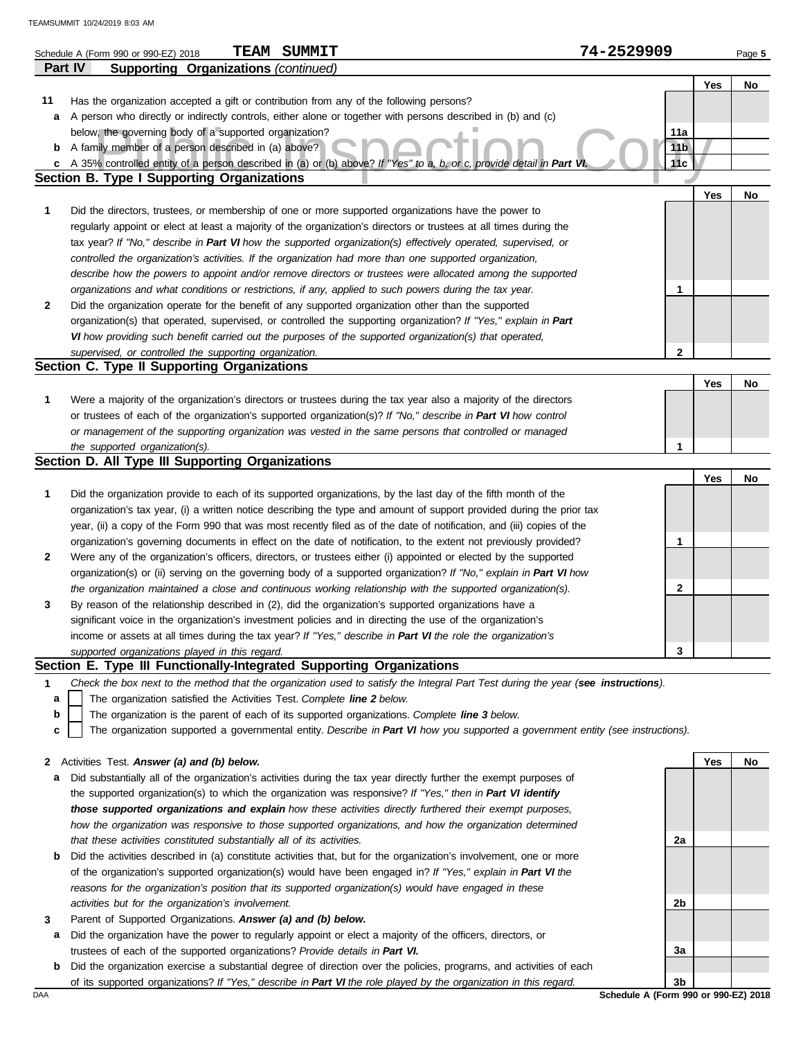Schedule A (Form 990 or 990-EZ) 2018 **TEAM SUMMIT** **74-2529909** Page **5**

**Part IV Supporting Organizations** *(continued)*

| | | | Yes | No |
|---|---|---|---|---|
| **11** | Has the organization accepted a gift or contribution from any of the following persons? | | | |
| **a** | A person who directly or indirectly controls, either alone or together with persons described in (b) and (c) below, the governing body of a supported organization? | **11a** | | |
| **b** | A family member of a person described in (a) above? | **11b** | | |
| **c** | A 35% controlled entity of a person described in (a) or (b) above? *If "Yes" to a, b, or c, provide detail in* ***Part VI.*** | **11c** | | |

**Section B. Type I Supporting Organizations**

| | | | Yes | No |
|---|---|---|---|---|
| **1** | Did the directors, trustees, or membership of one or more supported organizations have the power to regularly appoint or elect at least a majority of the organization's directors or trustees at all times during the tax year? *If "No," describe in* ***Part VI*** *how the supported organization(s) effectively operated, supervised, or controlled the organization's activities. If the organization had more than one supported organization, describe how the powers to appoint and/or remove directors or trustees were allocated among the supported organizations and what conditions or restrictions, if any, applied to such powers during the tax year.* | **1** | | |
| **2** | Did the organization operate for the benefit of any supported organization other than the supported organization(s) that operated, supervised, or controlled the supporting organization? *If "Yes," explain in* ***Part VI*** *how providing such benefit carried out the purposes of the supported organization(s) that operated, supervised, or controlled the supporting organization.* | **2** | | |

**Section C. Type II Supporting Organizations**

| | | | Yes | No |
|---|---|---|---|---|
| **1** | Were a majority of the organization's directors or trustees during the tax year also a majority of the directors or trustees of each of the organization's supported organization(s)? *If "No," describe in* ***Part VI*** *how control or management of the supporting organization was vested in the same persons that controlled or managed the supported organization(s).* | **1** | | |

**Section D. All Type III Supporting Organizations**

| | | | Yes | No |
|---|---|---|---|---|
| **1** | Did the organization provide to each of its supported organizations, by the last day of the fifth month of the organization's tax year, (i) a written notice describing the type and amount of support provided during the prior tax year, (ii) a copy of the Form 990 that was most recently filed as of the date of notification, and (iii) copies of the organization's governing documents in effect on the date of notification, to the extent not previously provided? | **1** | | |
| **2** | Were any of the organization's officers, directors, or trustees either (i) appointed or elected by the supported organization(s) or (ii) serving on the governing body of a supported organization? *If "No," explain in* ***Part VI*** *how the organization maintained a close and continuous working relationship with the supported organization(s).* | **2** | | |
| **3** | By reason of the relationship described in (2), did the organization's supported organizations have a significant voice in the organization's investment policies and in directing the use of the organization's income or assets at all times during the tax year? *If "Yes," describe in* ***Part VI*** *the role the organization's supported organizations played in this regard.* | **3** | | |

**Section E. Type III Functionally-Integrated Supporting Organizations**

**1** *Check the box next to the method that the organization used to satisfy the Integral Part Test during the year (****see instructions****).*

- **a** ☐ The organization satisfied the Activities Test. *Complete* ***line 2*** *below.*
- **b** ☐ The organization is the parent of each of its supported organizations. *Complete* ***line 3*** *below.*
- **c** ☐ The organization supported a governmental entity. *Describe in* ***Part VI*** *how you supported a government entity (see instructions).*

| | | | Yes | No |
|---|---|---|---|---|
| **2** | Activities Test. ***Answer (a) and (b) below.*** | | | |
| **a** | Did substantially all of the organization's activities during the tax year directly further the exempt purposes of the supported organization(s) to which the organization was responsive? *If "Yes," then in* ***Part VI identify those supported organizations and explain*** *how these activities directly furthered their exempt purposes, how the organization was responsive to those supported organizations, and how the organization determined that these activities constituted substantially all of its activities.* | **2a** | | |
| **b** | Did the activities described in (a) constitute activities that, but for the organization's involvement, one or more of the organization's supported organization(s) would have been engaged in? *If "Yes," explain in* ***Part VI*** *the reasons for the organization's position that its supported organization(s) would have engaged in these activities but for the organization's involvement.* | **2b** | | |
| **3** | Parent of Supported Organizations. ***Answer (a) and (b) below.*** | | | |
| **a** | Did the organization have the power to regularly appoint or elect a majority of the officers, directors, or trustees of each of the supported organizations? *Provide details in* ***Part VI.*** | **3a** | | |
| **b** | Did the organization exercise a substantial degree of direction over the policies, programs, and activities of each of its supported organizations? *If "Yes," describe in* ***Part VI*** *the role played by the organization in this regard.* | **3b** | | |

**Schedule A (Form 990 or 990-EZ) 2018**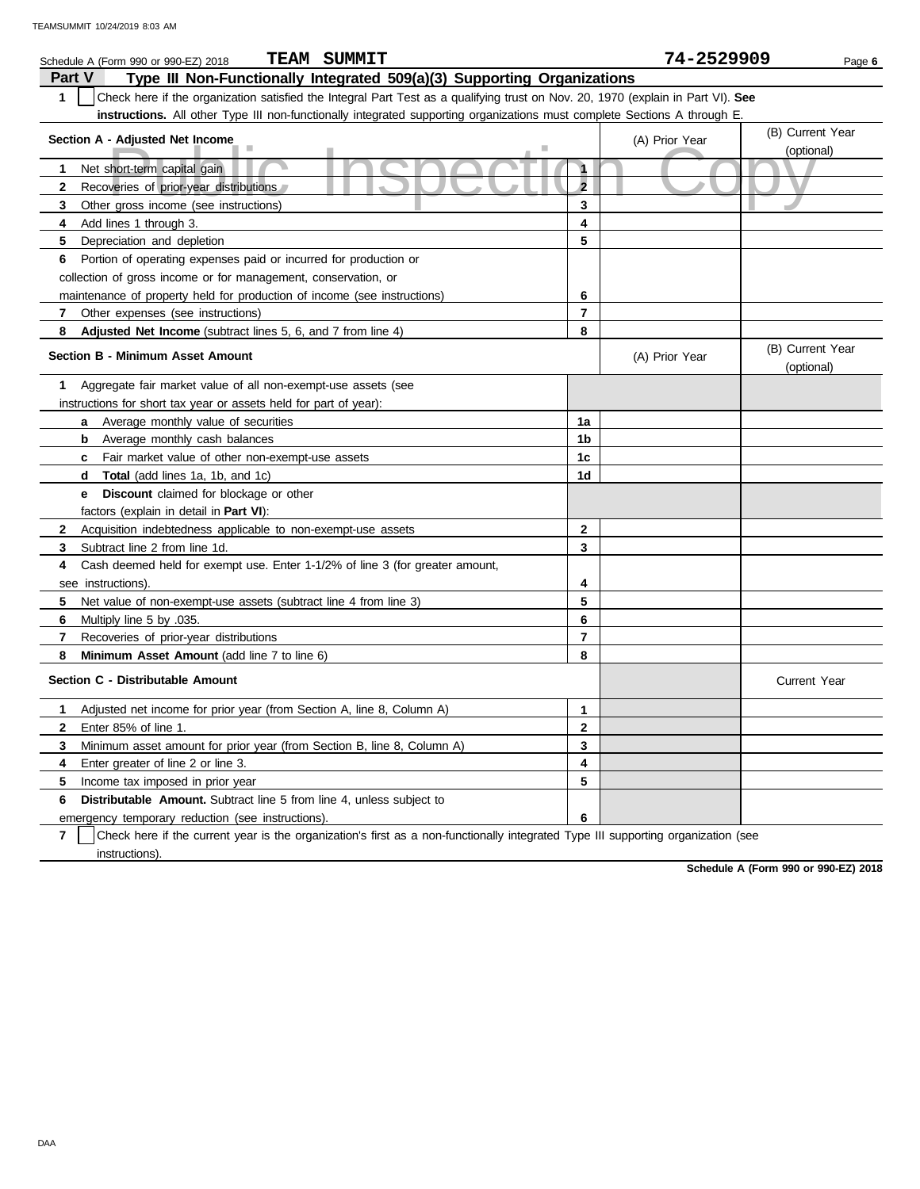Schedule A (Form 990 or 990-EZ) 2018 **TEAM SUMMIT** **74-2529909**

## Part V Type III Non-Functionally Integrated 509(a)(3) Supporting Organizations

**1** ☐ Check here if the organization satisfied the Integral Part Test as a qualifying trust on Nov. 20, 1970 (explain in Part VI). **See instructions.** All other Type III non-functionally integrated supporting organizations must complete Sections A through E.

| Section A - Adjusted Net Income | | (A) Prior Year | (B) Current Year (optional) |
|---|---|---|---|
| **1** Net short-term capital gain | 1 | | |
| **2** Recoveries of prior-year distributions | 2 | | |
| **3** Other gross income (see instructions) | 3 | | |
| **4** Add lines 1 through 3. | 4 | | |
| **5** Depreciation and depletion | 5 | | |
| **6** Portion of operating expenses paid or incurred for production or collection of gross income or for management, conservation, or maintenance of property held for production of income (see instructions) | 6 | | |
| **7** Other expenses (see instructions) | 7 | | |
| **8** **Adjusted Net Income** (subtract lines 5, 6, and 7 from line 4) | 8 | | |

| Section B - Minimum Asset Amount | | (A) Prior Year | (B) Current Year (optional) |
|---|---|---|---|
| **1** Aggregate fair market value of all non-exempt-use assets (see instructions for short tax year or assets held for part of year): | | | |
| **a** Average monthly value of securities | 1a | | |
| **b** Average monthly cash balances | 1b | | |
| **c** Fair market value of other non-exempt-use assets | 1c | | |
| **d** **Total** (add lines 1a, 1b, and 1c) | 1d | | |
| **e** **Discount** claimed for blockage or other factors (explain in detail in **Part VI**): | | | |
| **2** Acquisition indebtedness applicable to non-exempt-use assets | 2 | | |
| **3** Subtract line 2 from line 1d. | 3 | | |
| **4** Cash deemed held for exempt use. Enter 1-1/2% of line 3 (for greater amount, see instructions). | 4 | | |
| **5** Net value of non-exempt-use assets (subtract line 4 from line 3) | 5 | | |
| **6** Multiply line 5 by .035. | 6 | | |
| **7** Recoveries of prior-year distributions | 7 | | |
| **8** **Minimum Asset Amount** (add line 7 to line 6) | 8 | | |

| Section C - Distributable Amount | | | Current Year |
|---|---|---|---|
| **1** Adjusted net income for prior year (from Section A, line 8, Column A) | 1 | | |
| **2** Enter 85% of line 1. | 2 | | |
| **3** Minimum asset amount for prior year (from Section B, line 8, Column A) | 3 | | |
| **4** Enter greater of line 2 or line 3. | 4 | | |
| **5** Income tax imposed in prior year | 5 | | |
| **6** **Distributable Amount.** Subtract line 5 from line 4, unless subject to emergency temporary reduction (see instructions). | 6 | | |

**7** ☐ Check here if the current year is the organization's first as a non-functionally integrated Type III supporting organization (see instructions).

**Schedule A (Form 990 or 990-EZ) 2018**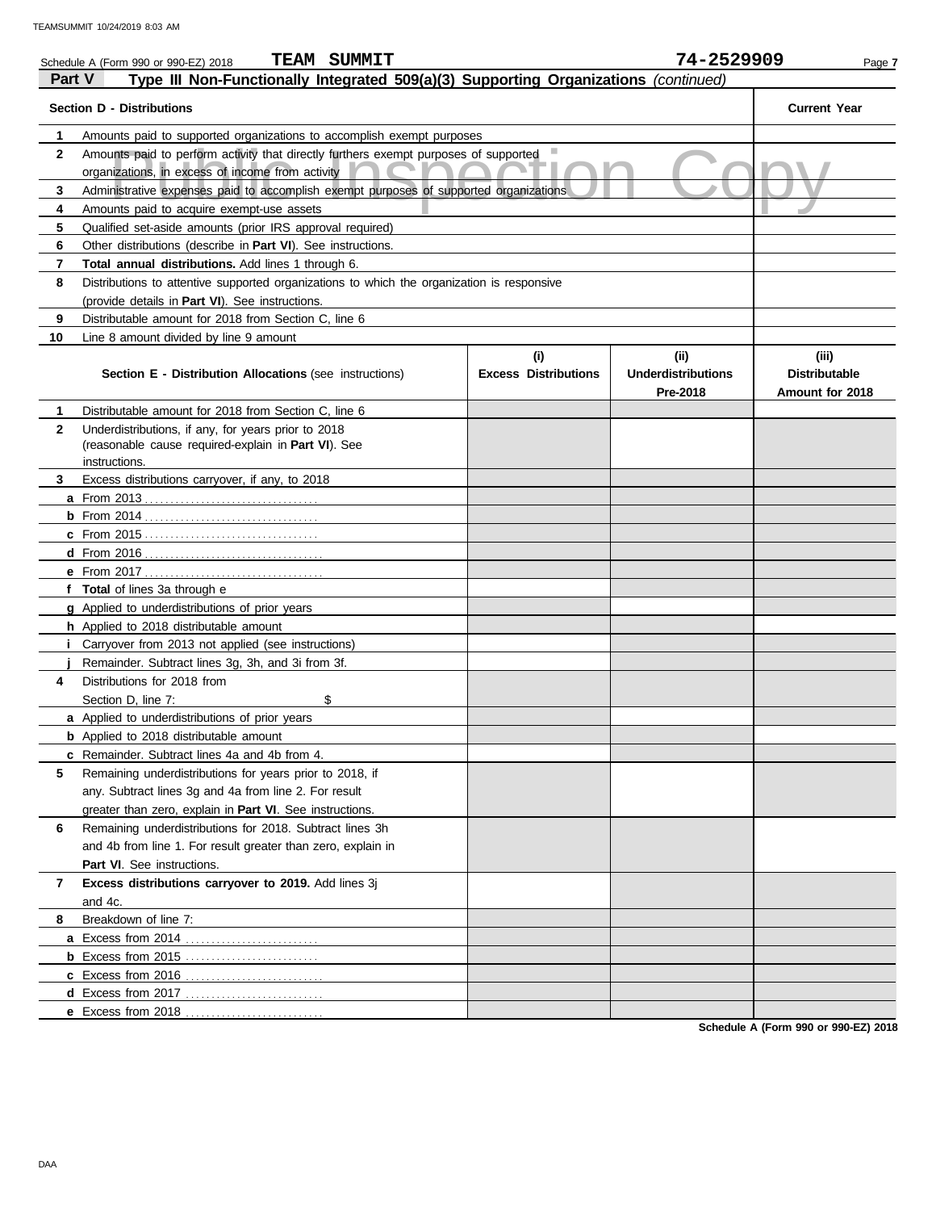Schedule A (Form 990 or 990-EZ) 2018 **TEAM SUMMIT** **74-2529909**

## Part V Type III Non-Functionally Integrated 509(a)(3) Supporting Organizations *(continued)*

| Section D - Distributions | | Current Year |
|---|---|---|
| 1 | Amounts paid to supported organizations to accomplish exempt purposes | |
| 2 | Amounts paid to perform activity that directly furthers exempt purposes of supported organizations, in excess of income from activity | |
| 3 | Administrative expenses paid to accomplish exempt purposes of supported organizations | |
| 4 | Amounts paid to acquire exempt-use assets | |
| 5 | Qualified set-aside amounts (prior IRS approval required) | |
| 6 | Other distributions (describe in **Part VI**). See instructions. | |
| 7 | **Total annual distributions.** Add lines 1 through 6. | |
| 8 | Distributions to attentive supported organizations to which the organization is responsive (provide details in **Part VI**). See instructions. | |
| 9 | Distributable amount for 2018 from Section C, line 6 | |
| 10 | Line 8 amount divided by line 9 amount | |

| | Section E - Distribution Allocations (see instructions) | (i) Excess Distributions | (ii) Underdistributions Pre-2018 | (iii) Distributable Amount for 2018 |
|---|---|---|---|---|
| 1 | Distributable amount for 2018 from Section C, line 6 | | | |
| 2 | Underdistributions, if any, for years prior to 2018 (reasonable cause required-explain in **Part VI**). See instructions. | | | |
| 3 | Excess distributions carryover, if any, to 2018 | | | |
| a | From 2013 | | | |
| b | From 2014 | | | |
| c | From 2015 | | | |
| d | From 2016 | | | |
| e | From 2017 | | | |
| f | **Total** of lines 3a through e | | | |
| g | Applied to underdistributions of prior years | | | |
| h | Applied to 2018 distributable amount | | | |
| i | Carryover from 2013 not applied (see instructions) | | | |
| j | Remainder. Subtract lines 3g, 3h, and 3i from 3f. | | | |
| 4 | Distributions for 2018 from Section D, line 7: $ | | | |
| a | Applied to underdistributions of prior years | | | |
| b | Applied to 2018 distributable amount | | | |
| c | Remainder. Subtract lines 4a and 4b from 4. | | | |
| 5 | Remaining underdistributions for years prior to 2018, if any. Subtract lines 3g and 4a from line 2. For result greater than zero, explain in **Part VI**. See instructions. | | | |
| 6 | Remaining underdistributions for 2018. Subtract lines 3h and 4b from line 1. For result greater than zero, explain in **Part VI**. See instructions. | | | |
| 7 | **Excess distributions carryover to 2019.** Add lines 3j and 4c. | | | |
| 8 | Breakdown of line 7: | | | |
| a | Excess from 2014 | | | |
| b | Excess from 2015 | | | |
| c | Excess from 2016 | | | |
| d | Excess from 2017 | | | |
| e | Excess from 2018 | | | |

**Schedule A (Form 990 or 990-EZ) 2018**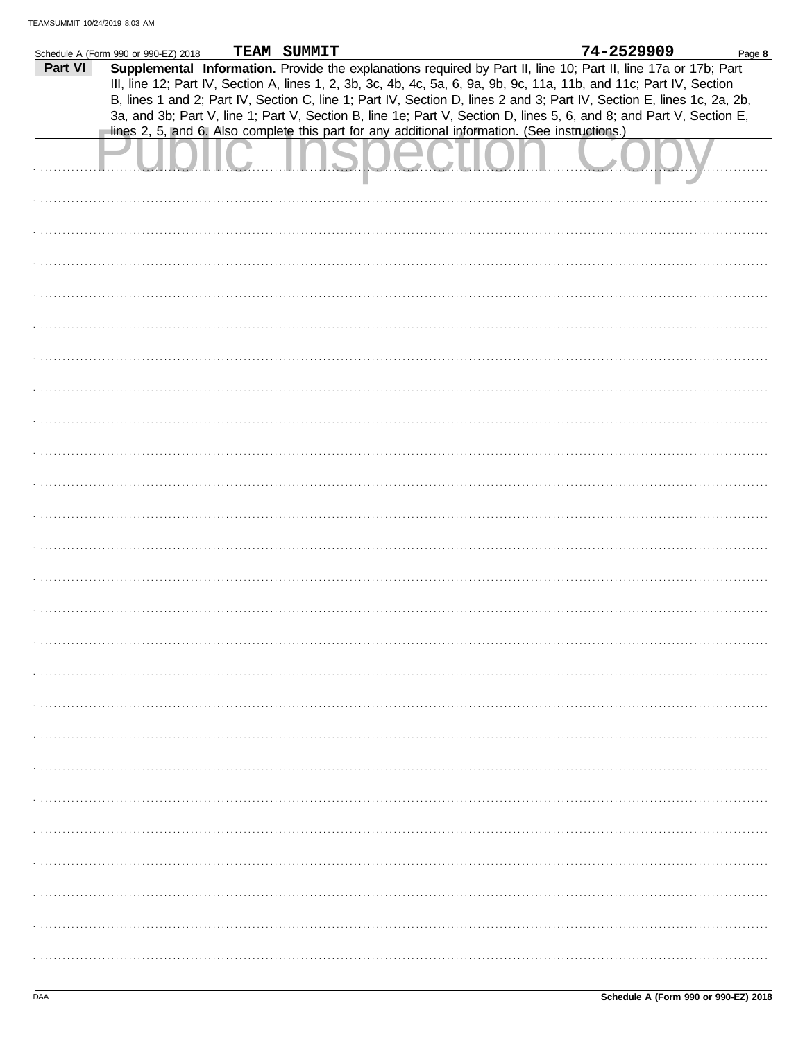Schedule A (Form 990 or 990-EZ) 2018 TEAM SUMMIT 74-2529909 Page 8

**Part VI** **Supplemental Information.** Provide the explanations required by Part II, line 10; Part II, line 17a or 17b; Part III, line 12; Part IV, Section A, lines 1, 2, 3b, 3c, 4b, 4c, 5a, 6, 9a, 9b, 9c, 11a, 11b, and 11c; Part IV, Section B, lines 1 and 2; Part IV, Section C, line 1; Part IV, Section D, lines 2 and 3; Part IV, Section E, lines 1c, 2a, 2b, 3a, and 3b; Part V, line 1; Part V, Section B, line 1e; Part V, Section D, lines 5, 6, and 8; and Part V, Section E, lines 2, 5, and 6. Also complete this part for any additional information. (See instructions.)

Public Inspection Copy

Schedule A (Form 990 or 990-EZ) 2018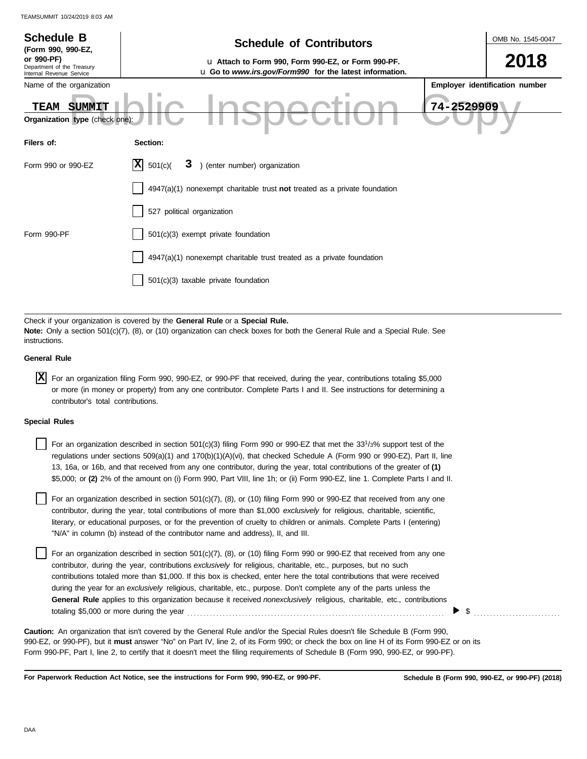**Schedule B** (Form 990, 990-EZ, or 990-PF)
Department of the Treasury
Internal Revenue Service

# Schedule of Contributors

u Attach to Form 990, Form 990-EZ, or Form 990-PF.
u Go to *www.irs.gov/Form990* for the latest information.

OMB No. 1545-0047

**2018**

Name of the organization: **TEAM SUMMIT**

**Employer identification number**: **74-2529909**

Public Inspection Copy

**Organization type** (check one):

| Filers of: | Section: |
|---|---|
| Form 990 or 990-EZ | [X] 501(c)( 3 ) (enter number) organization |
| | [ ] 4947(a)(1) nonexempt charitable trust **not** treated as a private foundation |
| | [ ] 527 political organization |
| Form 990-PF | [ ] 501(c)(3) exempt private foundation |
| | [ ] 4947(a)(1) nonexempt charitable trust treated as a private foundation |
| | [ ] 501(c)(3) taxable private foundation |

Check if your organization is covered by the **General Rule** or a **Special Rule.**
**Note:** Only a section 501(c)(7), (8), or (10) organization can check boxes for both the General Rule and a Special Rule. See instructions.

**General Rule**

[X] For an organization filing Form 990, 990-EZ, or 990-PF that received, during the year, contributions totaling $5,000 or more (in money or property) from any one contributor. Complete Parts I and II. See instructions for determining a contributor's total contributions.

**Special Rules**

[ ] For an organization described in section 501(c)(3) filing Form 990 or 990-EZ that met the 33 1/3% support test of the regulations under sections 509(a)(1) and 170(b)(1)(A)(vi), that checked Schedule A (Form 990 or 990-EZ), Part II, line 13, 16a, or 16b, and that received from any one contributor, during the year, total contributions of the greater of **(1)** $5,000; or **(2)** 2% of the amount on (i) Form 990, Part VIII, line 1h; or (ii) Form 990-EZ, line 1. Complete Parts I and II.

[ ] For an organization described in section 501(c)(7), (8), or (10) filing Form 990 or 990-EZ that received from any one contributor, during the year, total contributions of more than $1,000 *exclusively* for religious, charitable, scientific, literary, or educational purposes, or for the prevention of cruelty to children or animals. Complete Parts I (entering) "N/A" in column (b) instead of the contributor name and address), II, and III.

[ ] For an organization described in section 501(c)(7), (8), or (10) filing Form 990 or 990-EZ that received from any one contributor, during the year, contributions *exclusively* for religious, charitable, etc., purposes, but no such contributions totaled more than $1,000. If this box is checked, enter here the total contributions that were received during the year for an *exclusively* religious, charitable, etc., purpose. Don't complete any of the parts unless the **General Rule** applies to this organization because it received *nonexclusively* religious, charitable, etc., contributions totaling $5,000 or more during the year ▶ $ ..........

**Caution:** An organization that isn't covered by the General Rule and/or the Special Rules doesn't file Schedule B (Form 990, 990-EZ, or 990-PF), but it **must** answer "No" on Part IV, line 2, of its Form 990; or check the box on line H of its Form 990-EZ or on its Form 990-PF, Part I, line 2, to certify that it doesn't meet the filing requirements of Schedule B (Form 990, 990-EZ, or 990-PF).

**For Paperwork Reduction Act Notice, see the instructions for Form 990, 990-EZ, or 990-PF.** **Schedule B (Form 990, 990-EZ, or 990-PF) (2018)**

DAA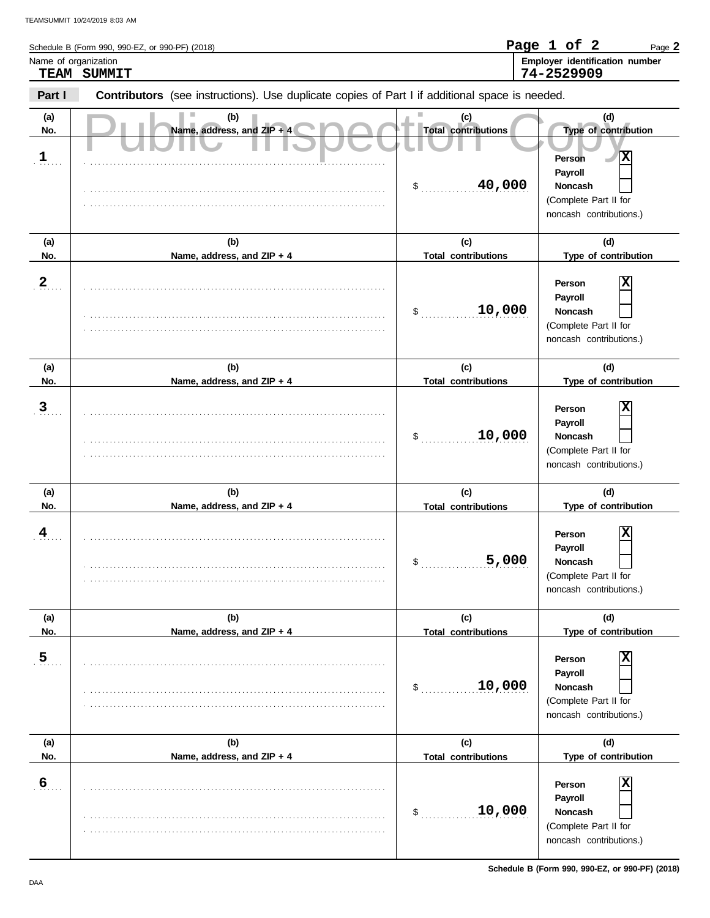Schedule B (Form 990, 990-EZ, or 990-PF) (2018)

Name of organization: **TEAM SUMMIT**

Employer identification number: **74-2529909**

**Part I** **Contributors** (see instructions). Use duplicate copies of Part I if additional space is needed.

Public Inspection Copy

| (a) No. | (b) Name, address, and ZIP + 4 | (c) Total contributions | (d) Type of contribution |
|---|---|---|---|
| 1 | | $ 40,000 | Person [X] Payroll [ ] Noncash [ ] (Complete Part II for noncash contributions.) |
| 2 | | $ 10,000 | Person [X] Payroll [ ] Noncash [ ] (Complete Part II for noncash contributions.) |
| 3 | | $ 10,000 | Person [X] Payroll [ ] Noncash [ ] (Complete Part II for noncash contributions.) |
| 4 | | $ 5,000 | Person [X] Payroll [ ] Noncash [ ] (Complete Part II for noncash contributions.) |
| 5 | | $ 10,000 | Person [X] Payroll [ ] Noncash [ ] (Complete Part II for noncash contributions.) |
| 6 | | $ 10,000 | Person [X] Payroll [ ] Noncash [ ] (Complete Part II for noncash contributions.) |

Schedule B (Form 990, 990-EZ, or 990-PF) (2018)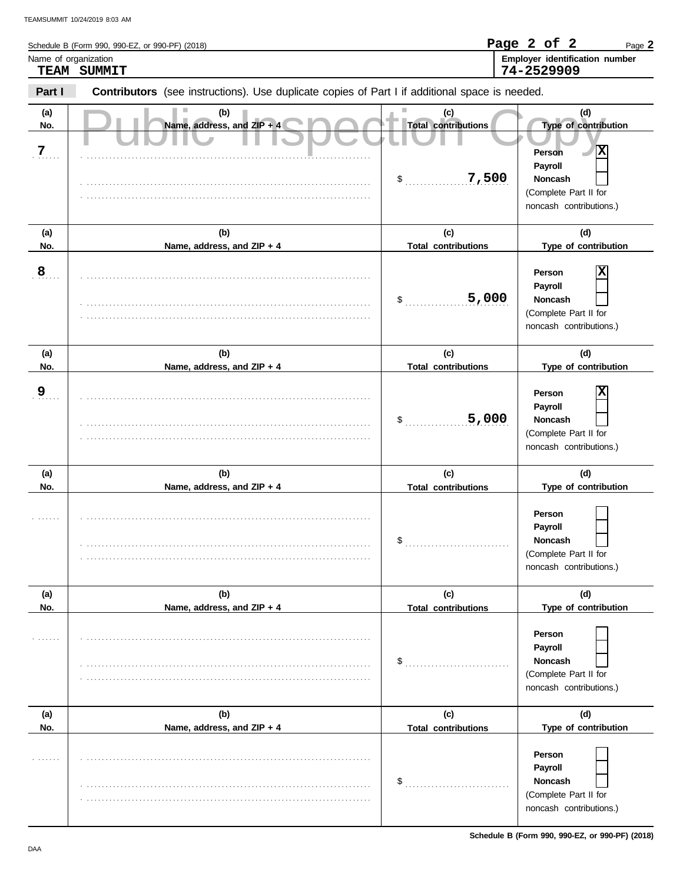Schedule B (Form 990, 990-EZ, or 990-PF) (2018)

Page **2**

Name of organization
**TEAM SUMMIT**

**Employer identification number**
**74-2529909**

**Part I** **Contributors** (see instructions). Use duplicate copies of Part I if additional space is needed.

Public Inspection Copy

| (a) No. | (b) Name, address, and ZIP + 4 | (c) Total contributions | (d) Type of contribution |
|---|---|---|---|
| 7 | | $ 7,500 | Person [X] Payroll [ ] Noncash [ ] (Complete Part II for noncash contributions.) |
| 8 | | $ 5,000 | Person [X] Payroll [ ] Noncash [ ] (Complete Part II for noncash contributions.) |
| 9 | | $ 5,000 | Person [X] Payroll [ ] Noncash [ ] (Complete Part II for noncash contributions.) |
| | | $ | Person [ ] Payroll [ ] Noncash [ ] (Complete Part II for noncash contributions.) |
| | | $ | Person [ ] Payroll [ ] Noncash [ ] (Complete Part II for noncash contributions.) |
| | | $ | Person [ ] Payroll [ ] Noncash [ ] (Complete Part II for noncash contributions.) |

**Schedule B (Form 990, 990-EZ, or 990-PF) (2018)**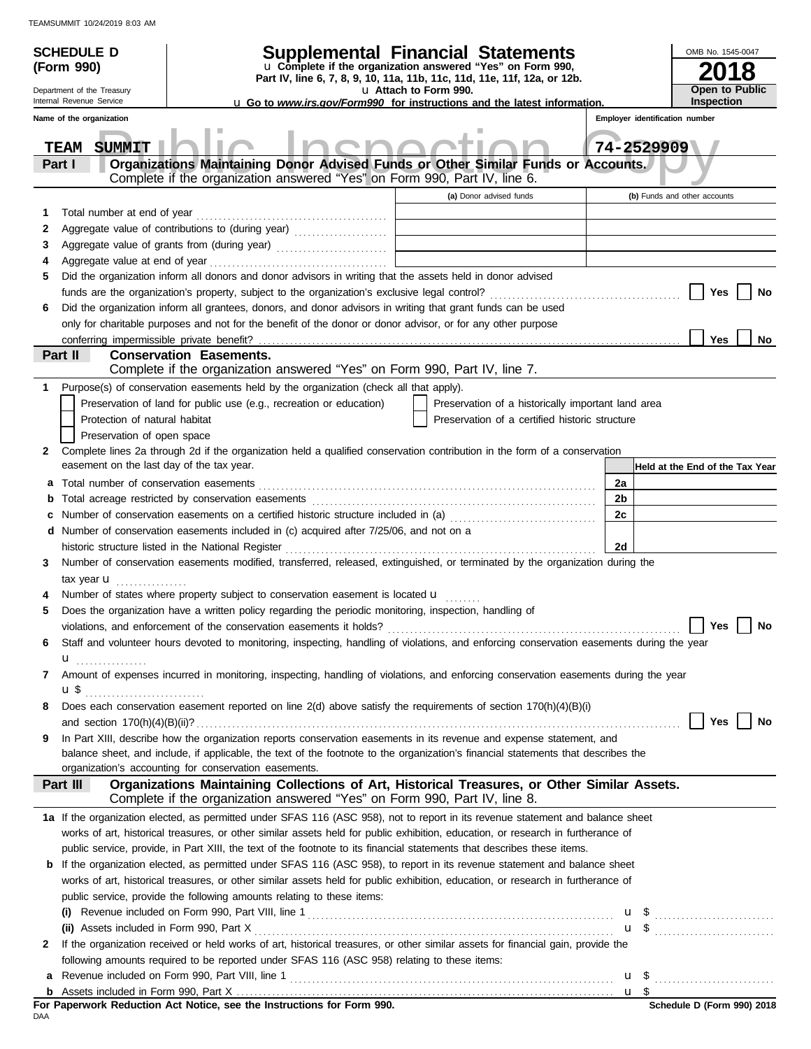**SCHEDULE D (Form 990)**

Department of the Treasury
Internal Revenue Service

# Supplemental Financial Statements

u Complete if the organization answered "Yes" on Form 990, Part IV, line 6, 7, 8, 9, 10, 11a, 11b, 11c, 11d, 11e, 11f, 12a, or 12b.
u Attach to Form 990.
u Go to *www.irs.gov/Form990* for instructions and the latest information.

OMB No. 1545-0047

**2018**

**Open to Public Inspection**

**Name of the organization**: TEAM SUMMIT

**Employer identification number**: 74-2529909

## Part I — Organizations Maintaining Donor Advised Funds or Other Similar Funds or Accounts.
Complete if the organization answered "Yes" on Form 990, Part IV, line 6.

| | | (a) Donor advised funds | (b) Funds and other accounts |
|---|---|---|---|
| 1 | Total number at end of year | | |
| 2 | Aggregate value of contributions to (during year) | | |
| 3 | Aggregate value of grants from (during year) | | |
| 4 | Aggregate value at end of year | | |

5 Did the organization inform all donors and donor advisors in writing that the assets held in donor advised funds are the organization's property, subject to the organization's exclusive legal control? ☐ Yes ☐ No

6 Did the organization inform all grantees, donors, and donor advisors in writing that grant funds can be used only for charitable purposes and not for the benefit of the donor or donor advisor, or for any other purpose conferring impermissible private benefit? ☐ Yes ☐ No

## Part II — Conservation Easements.
Complete if the organization answered "Yes" on Form 990, Part IV, line 7.

1 Purpose(s) of conservation easements held by the organization (check all that apply).

- ☐ Preservation of land for public use (e.g., recreation or education)
- ☐ Protection of natural habitat
- ☐ Preservation of open space
- ☐ Preservation of a historically important land area
- ☐ Preservation of a certified historic structure

2 Complete lines 2a through 2d if the organization held a qualified conservation contribution in the form of a conservation easement on the last day of the tax year.

| | | | Held at the End of the Tax Year |
|---|---|---|---|
| a | Total number of conservation easements | 2a | |
| b | Total acreage restricted by conservation easements | 2b | |
| c | Number of conservation easements on a certified historic structure included in (a) | 2c | |
| d | Number of conservation easements included in (c) acquired after 7/25/06, and not on a historic structure listed in the National Register | 2d | |

3 Number of conservation easements modified, transferred, released, extinguished, or terminated by the organization during the tax year u

4 Number of states where property subject to conservation easement is located u

5 Does the organization have a written policy regarding the periodic monitoring, inspection, handling of violations, and enforcement of the conservation easements it holds? ☐ Yes ☐ No

6 Staff and volunteer hours devoted to monitoring, inspecting, handling of violations, and enforcing conservation easements during the year u

7 Amount of expenses incurred in monitoring, inspecting, handling of violations, and enforcing conservation easements during the year u $

8 Does each conservation easement reported on line 2(d) above satisfy the requirements of section 170(h)(4)(B)(i) and section 170(h)(4)(B)(ii)? ☐ Yes ☐ No

9 In Part XIII, describe how the organization reports conservation easements in its revenue and expense statement, and balance sheet, and include, if applicable, the text of the footnote to the organization's financial statements that describes the organization's accounting for conservation easements.

## Part III — Organizations Maintaining Collections of Art, Historical Treasures, or Other Similar Assets.
Complete if the organization answered "Yes" on Form 990, Part IV, line 8.

1a If the organization elected, as permitted under SFAS 116 (ASC 958), not to report in its revenue statement and balance sheet works of art, historical treasures, or other similar assets held for public exhibition, education, or research in furtherance of public service, provide, in Part XIII, the text of the footnote to its financial statements that describes these items.

b If the organization elected, as permitted under SFAS 116 (ASC 958), to report in its revenue statement and balance sheet works of art, historical treasures, or other similar assets held for public exhibition, education, or research in furtherance of public service, provide the following amounts relating to these items:

(i) Revenue included on Form 990, Part VIII, line 1 u $

(ii) Assets included in Form 990, Part X u $

2 If the organization received or held works of art, historical treasures, or other similar assets for financial gain, provide the following amounts required to be reported under SFAS 116 (ASC 958) relating to these items:

a Revenue included on Form 990, Part VIII, line 1 u $

b Assets included in Form 990, Part X u $

**For Paperwork Reduction Act Notice, see the Instructions for Form 990.**

**Schedule D (Form 990) 2018**

DAA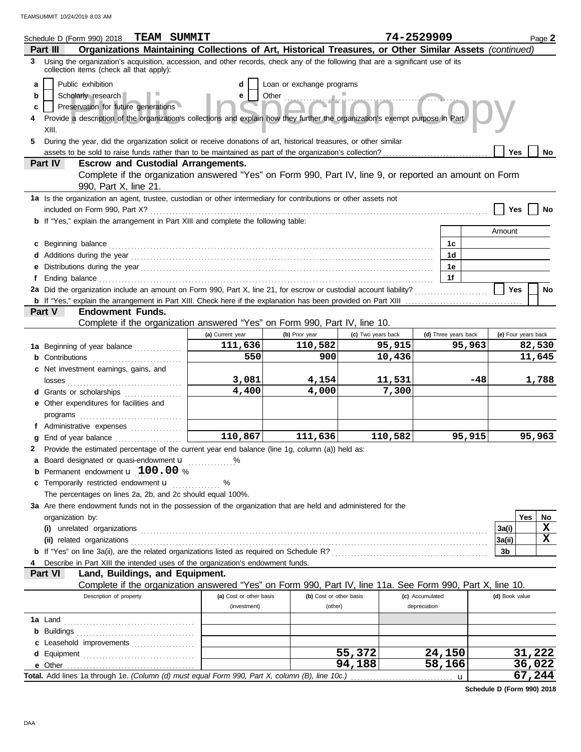Schedule D (Form 990) 2018 **TEAM SUMMIT** 74-2529909 Page **2**

## Part III Organizations Maintaining Collections of Art, Historical Treasures, or Other Similar Assets *(continued)*

**3** Using the organization's acquisition, accession, and other records, check any of the following that are a significant use of its collection items (check all that apply):

- **a** ☐ Public exhibition
- **b** ☐ Scholarly research
- **c** ☐ Preservation for future generations
- **d** ☐ Loan or exchange programs
- **e** ☐ Other ..........

**4** Provide a description of the organization's collections and explain how they further the organization's exempt purpose in Part XIII.

**5** During the year, did the organization solicit or receive donations of art, historical treasures, or other similar assets to be sold to raise funds rather than to be maintained as part of the organization's collection? ☐ Yes ☐ No

## Part IV Escrow and Custodial Arrangements.

Complete if the organization answered "Yes" on Form 990, Part IV, line 9, or reported an amount on Form 990, Part X, line 21.

**1a** Is the organization an agent, trustee, custodian or other intermediary for contributions or other assets not included on Form 990, Part X? ☐ Yes ☐ No

**b** If "Yes," explain the arrangement in Part XIII and complete the following table:

| | | Amount |
|---|---|---|
| **c** Beginning balance | 1c | |
| **d** Additions during the year | 1d | |
| **e** Distributions during the year | 1e | |
| **f** Ending balance | 1f | |

**2a** Did the organization include an amount on Form 990, Part X, line 21, for escrow or custodial account liability? ☐ Yes ☐ No

**b** If "Yes," explain the arrangement in Part XIII. Check here if the explanation has been provided on Part XIII ☐

## Part V Endowment Funds.

Complete if the organization answered "Yes" on Form 990, Part IV, line 10.

| | (a) Current year | (b) Prior year | (c) Two years back | (d) Three years back | (e) Four years back |
|---|---|---|---|---|---|
| **1a** Beginning of year balance | 111,636 | 110,582 | 95,915 | 95,963 | 82,530 |
| **b** Contributions | 550 | 900 | 10,436 | | 11,645 |
| **c** Net investment earnings, gains, and losses | 3,081 | 4,154 | 11,531 | -48 | 1,788 |
| **d** Grants or scholarships | 4,400 | 4,000 | 7,300 | | |
| **e** Other expenditures for facilities and programs | | | | | |
| **f** Administrative expenses | | | | | |
| **g** End of year balance | 110,867 | 111,636 | 110,582 | 95,915 | 95,963 |

**2** Provide the estimated percentage of the current year end balance (line 1g, column (a)) held as:

- **a** Board designated or quasi-endowment ..........%
- **b** Permanent endowment **100.00** %
- **c** Temporarily restricted endowment ..........%

The percentages on lines 2a, 2b, and 2c should equal 100%.

**3a** Are there endowment funds not in the possession of the organization that are held and administered for the organization by:

| | | Yes | No |
|---|---|---|---|
| **(i)** unrelated organizations | 3a(i) | | X |
| **(ii)** related organizations | 3a(ii) | | X |
| **b** If "Yes" on line 3a(ii), are the related organizations listed as required on Schedule R? | 3b | | |

**4** Describe in Part XIII the intended uses of the organization's endowment funds.

## Part VI Land, Buildings, and Equipment.

Complete if the organization answered "Yes" on Form 990, Part IV, line 11a. See Form 990, Part X, line 10.

| Description of property | (a) Cost or other basis (investment) | (b) Cost or other basis (other) | (c) Accumulated depreciation | (d) Book value |
|---|---|---|---|---|
| **1a** Land | | | | |
| **b** Buildings | | | | |
| **c** Leasehold improvements | | | | |
| **d** Equipment | | 55,372 | 24,150 | 31,222 |
| **e** Other | | 94,188 | 58,166 | 36,022 |
| **Total.** Add lines 1a through 1e. *(Column (d) must equal Form 990, Part X, column (B), line 10c.)* | | | | 67,244 |

**Schedule D (Form 990) 2018**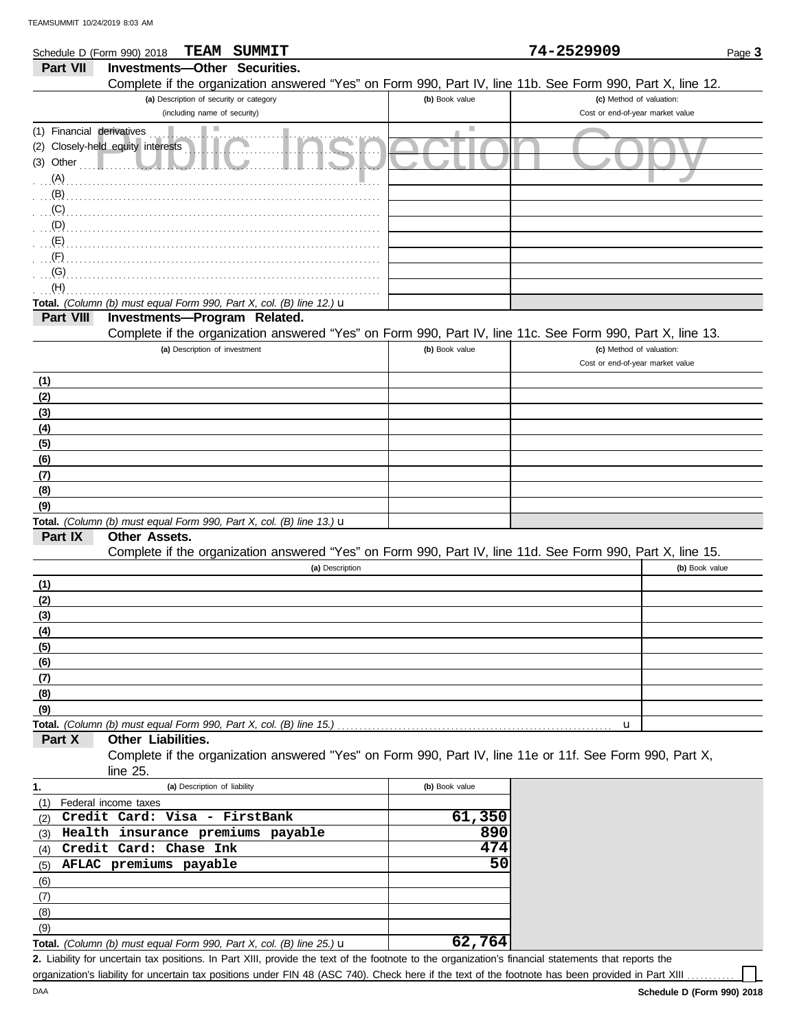Schedule D (Form 990) 2018 **TEAM SUMMIT** **74-2529909**

## Part VII Investments—Other Securities.

Complete if the organization answered "Yes" on Form 990, Part IV, line 11b. See Form 990, Part X, line 12.

| (a) Description of security or category (including name of security) | (b) Book value | (c) Method of valuation: Cost or end-of-year market value |
|---|---|---|
| (1) Financial derivatives | | |
| (2) Closely-held equity interests | | |
| (3) Other | | |
| (A) | | |
| (B) | | |
| (C) | | |
| (D) | | |
| (E) | | |
| (F) | | |
| (G) | | |
| (H) | | |
| **Total.** *(Column (b) must equal Form 990, Part X, col. (B) line 12.)* u | | |

## Part VIII Investments—Program Related.

Complete if the organization answered "Yes" on Form 990, Part IV, line 11c. See Form 990, Part X, line 13.

| (a) Description of investment | (b) Book value | (c) Method of valuation: Cost or end-of-year market value |
|---|---|---|
| (1) | | |
| (2) | | |
| (3) | | |
| (4) | | |
| (5) | | |
| (6) | | |
| (7) | | |
| (8) | | |
| (9) | | |
| **Total.** *(Column (b) must equal Form 990, Part X, col. (B) line 13.)* u | | |

## Part IX Other Assets.

Complete if the organization answered "Yes" on Form 990, Part IV, line 11d. See Form 990, Part X, line 15.

| (a) Description | (b) Book value |
|---|---|
| (1) | |
| (2) | |
| (3) | |
| (4) | |
| (5) | |
| (6) | |
| (7) | |
| (8) | |
| (9) | |
| **Total.** *(Column (b) must equal Form 990, Part X, col. (B) line 15.)* u | |

## Part X Other Liabilities.

Complete if the organization answered "Yes" on Form 990, Part IV, line 11e or 11f. See Form 990, Part X, line 25.

| 1. (a) Description of liability | (b) Book value |
|---|---|
| (1) Federal income taxes | |
| (2) Credit Card: Visa - FirstBank | 61,350 |
| (3) Health insurance premiums payable | 890 |
| (4) Credit Card: Chase Ink | 474 |
| (5) AFLAC premiums payable | 50 |
| (6) | |
| (7) | |
| (8) | |
| (9) | |
| **Total.** *(Column (b) must equal Form 990, Part X, col. (B) line 25.)* u | 62,764 |

**2.** Liability for uncertain tax positions. In Part XIII, provide the text of the footnote to the organization's financial statements that reports the organization's liability for uncertain tax positions under FIN 48 (ASC 740). Check here if the text of the footnote has been provided in Part XIII ☐

DAA **Schedule D (Form 990) 2018**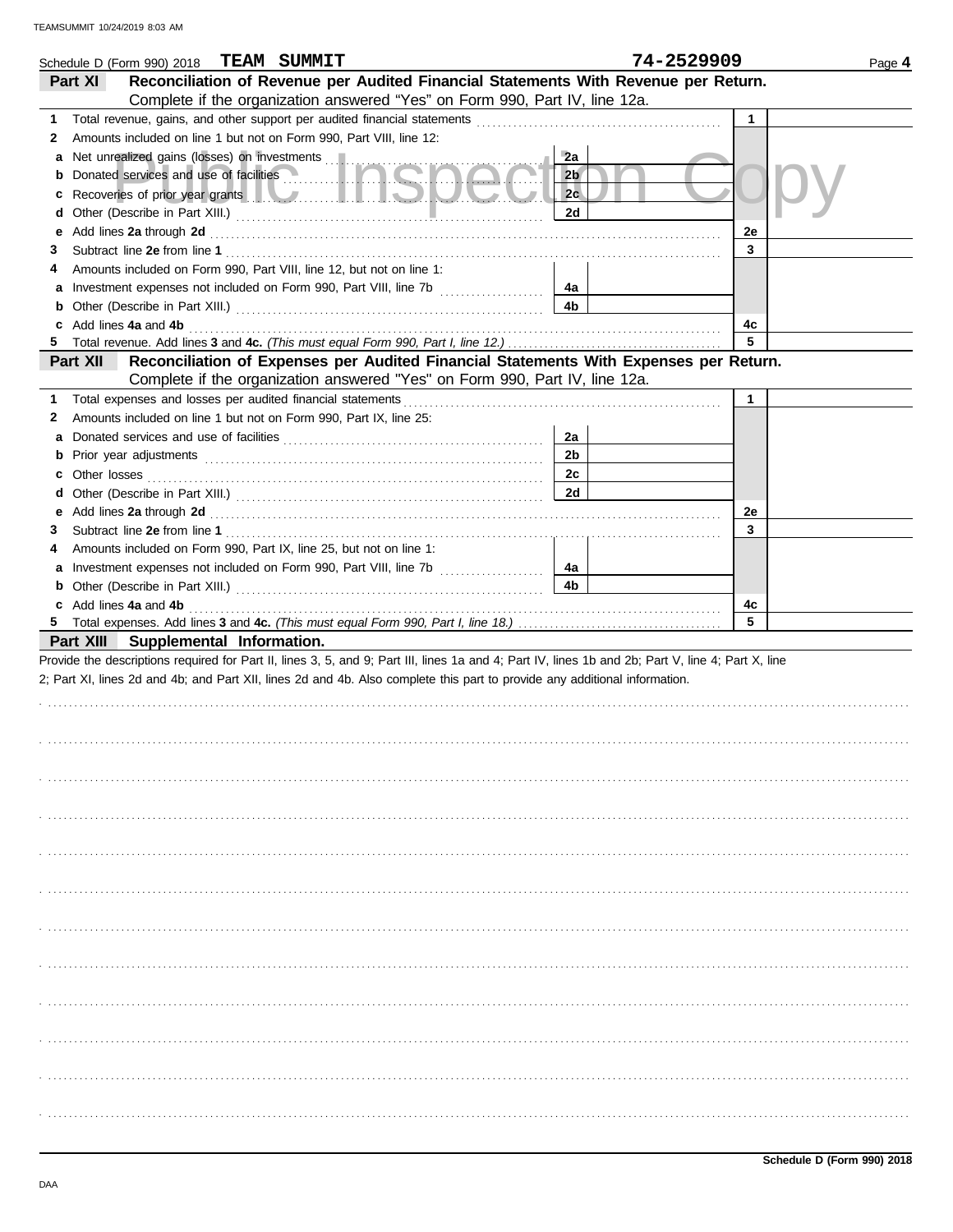Schedule D (Form 990) 2018 **TEAM SUMMIT** **74-2529909** Page **4**

## Part XI Reconciliation of Revenue per Audited Financial Statements With Revenue per Return.

Complete if the organization answered "Yes" on Form 990, Part IV, line 12a.

| | | | | | |
|---|---|---|---|---|---|
| **1** | Total revenue, gains, and other support per audited financial statements | | | 1 | |
| **2** | Amounts included on line 1 but not on Form 990, Part VIII, line 12: | | | | |
| **a** | Net unrealized gains (losses) on investments | 2a | | | |
| **b** | Donated services and use of facilities | 2b | | | |
| **c** | Recoveries of prior year grants | 2c | | | |
| **d** | Other (Describe in Part XIII.) | 2d | | | |
| **e** | Add lines **2a** through **2d** | | | 2e | |
| **3** | Subtract line **2e** from line **1** | | | 3 | |
| **4** | Amounts included on Form 990, Part VIII, line 12, but not on line 1: | | | | |
| **a** | Investment expenses not included on Form 990, Part VIII, line 7b | 4a | | | |
| **b** | Other (Describe in Part XIII.) | 4b | | | |
| **c** | Add lines **4a** and **4b** | | | 4c | |
| **5** | Total revenue. Add lines **3** and **4c.** *(This must equal Form 990, Part I, line 12.)* | | | 5 | |

## Part XII Reconciliation of Expenses per Audited Financial Statements With Expenses per Return.

Complete if the organization answered "Yes" on Form 990, Part IV, line 12a.

| | | | | | |
|---|---|---|---|---|---|
| **1** | Total expenses and losses per audited financial statements | | | 1 | |
| **2** | Amounts included on line 1 but not on Form 990, Part IX, line 25: | | | | |
| **a** | Donated services and use of facilities | 2a | | | |
| **b** | Prior year adjustments | 2b | | | |
| **c** | Other losses | 2c | | | |
| **d** | Other (Describe in Part XIII.) | 2d | | | |
| **e** | Add lines **2a** through **2d** | | | 2e | |
| **3** | Subtract line **2e** from line **1** | | | 3 | |
| **4** | Amounts included on Form 990, Part IX, line 25, but not on line 1: | | | | |
| **a** | Investment expenses not included on Form 990, Part VIII, line 7b | 4a | | | |
| **b** | Other (Describe in Part XIII.) | 4b | | | |
| **c** | Add lines **4a** and **4b** | | | 4c | |
| **5** | Total expenses. Add lines **3** and **4c.** *(This must equal Form 990, Part I, line 18.)* | | | 5 | |

## Part XIII Supplemental Information.

Provide the descriptions required for Part II, lines 3, 5, and 9; Part III, lines 1a and 4; Part IV, lines 1b and 2b; Part V, line 4; Part X, line 2; Part XI, lines 2d and 4b; and Part XII, lines 2d and 4b. Also complete this part to provide any additional information.

**Schedule D (Form 990) 2018**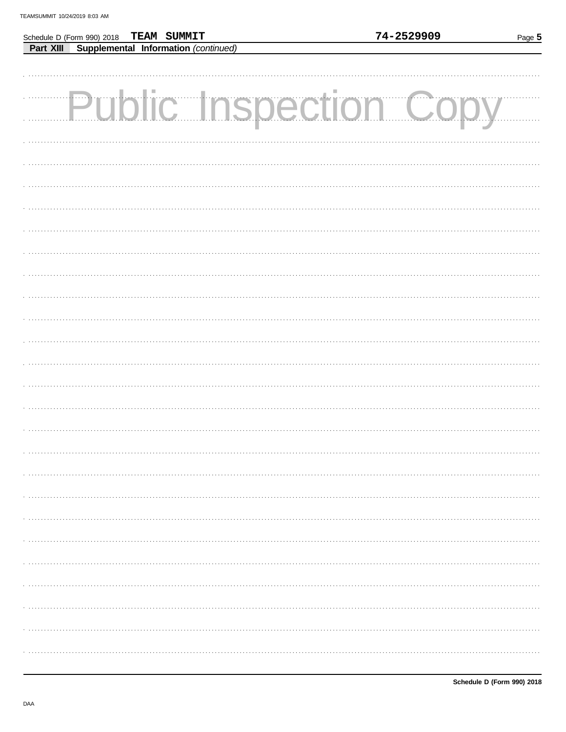Schedule D (Form 990) 2018 TEAM SUMMIT 74-2529909

**Part XIII Supplemental Information** *(continued)*

Public Inspection Copy

Schedule D (Form 990) 2018

DAA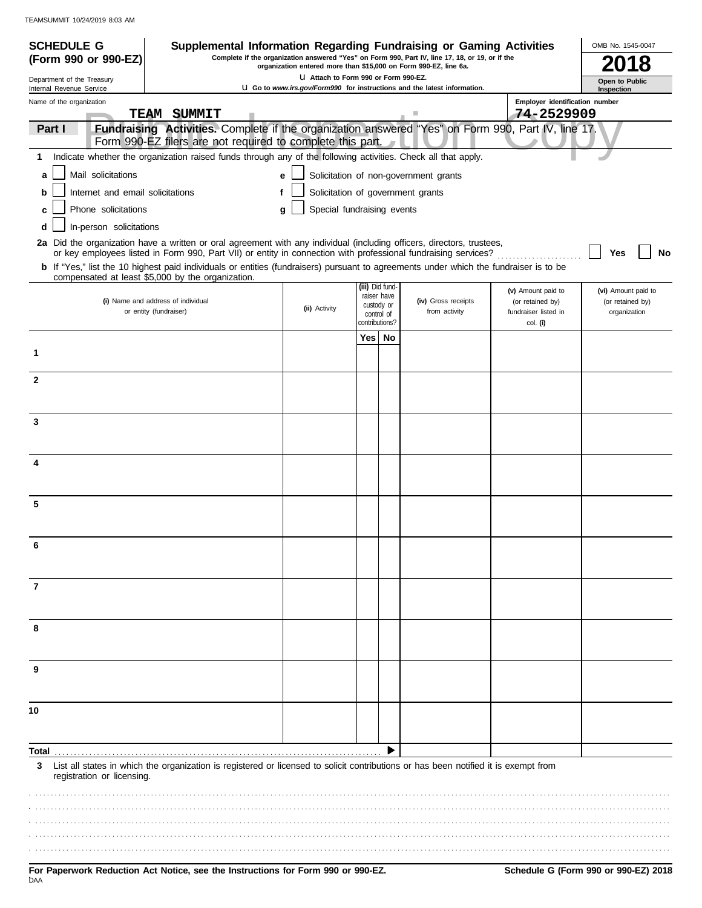TEAMSUMMIT 10/24/2019 8:03 AM

**SCHEDULE G (Form 990 or 990-EZ)**

Department of the Treasury
Internal Revenue Service

# Supplemental Information Regarding Fundraising or Gaming Activities

**Complete if the organization answered "Yes" on Form 990, Part IV, line 17, 18, or 19, or if the organization entered more than $15,000 on Form 990-EZ, line 6a.**

**u Attach to Form 990 or Form 990-EZ.**

**u Go to *www.irs.gov/Form990* for instructions and the latest information.**

OMB No. 1545-0047

**2018**

**Open to Public Inspection**

Name of the organization: TEAM SUMMIT

Employer identification number: 74-2529909

Public Inspection Copy

**Part I** **Fundraising Activities.** Complete if the organization answered "Yes" on Form 990, Part IV, line 17. Form 990-EZ filers are not required to complete this part.

**1** Indicate whether the organization raised funds through any of the following activities. Check all that apply.

- **a** ☐ Mail solicitations
- **b** ☐ Internet and email solicitations
- **c** ☐ Phone solicitations
- **d** ☐ In-person solicitations
- **e** ☐ Solicitation of non-government grants
- **f** ☐ Solicitation of government grants
- **g** ☐ Special fundraising events

**2a** Did the organization have a written or oral agreement with any individual (including officers, directors, trustees, or key employees listed in Form 990, Part VII) or entity in connection with professional fundraising services? ☐ **Yes** ☐ **No**

**b** If "Yes," list the 10 highest paid individuals or entities (fundraisers) pursuant to agreements under which the fundraiser is to be compensated at least $5,000 by the organization.

| | (i) Name and address of individual or entity (fundraiser) | (ii) Activity | (iii) Did fund-raiser have custody or control of contributions? Yes | No | (iv) Gross receipts from activity | (v) Amount paid to (or retained by) fundraiser listed in col. (i) | (vi) Amount paid to (or retained by) organization |
|---|---|---|---|---|---|---|---|
| 1 | | | | | | | |
| 2 | | | | | | | |
| 3 | | | | | | | |
| 4 | | | | | | | |
| 5 | | | | | | | |
| 6 | | | | | | | |
| 7 | | | | | | | |
| 8 | | | | | | | |
| 9 | | | | | | | |
| 10 | | | | | | | |
| **Total** | | | | ▶ | | | |

**3** List all states in which the organization is registered or licensed to solicit contributions or has been notified it is exempt from registration or licensing.

**For Paperwork Reduction Act Notice, see the Instructions for Form 990 or 990-EZ.**

DAA

**Schedule G (Form 990 or 990-EZ) 2018**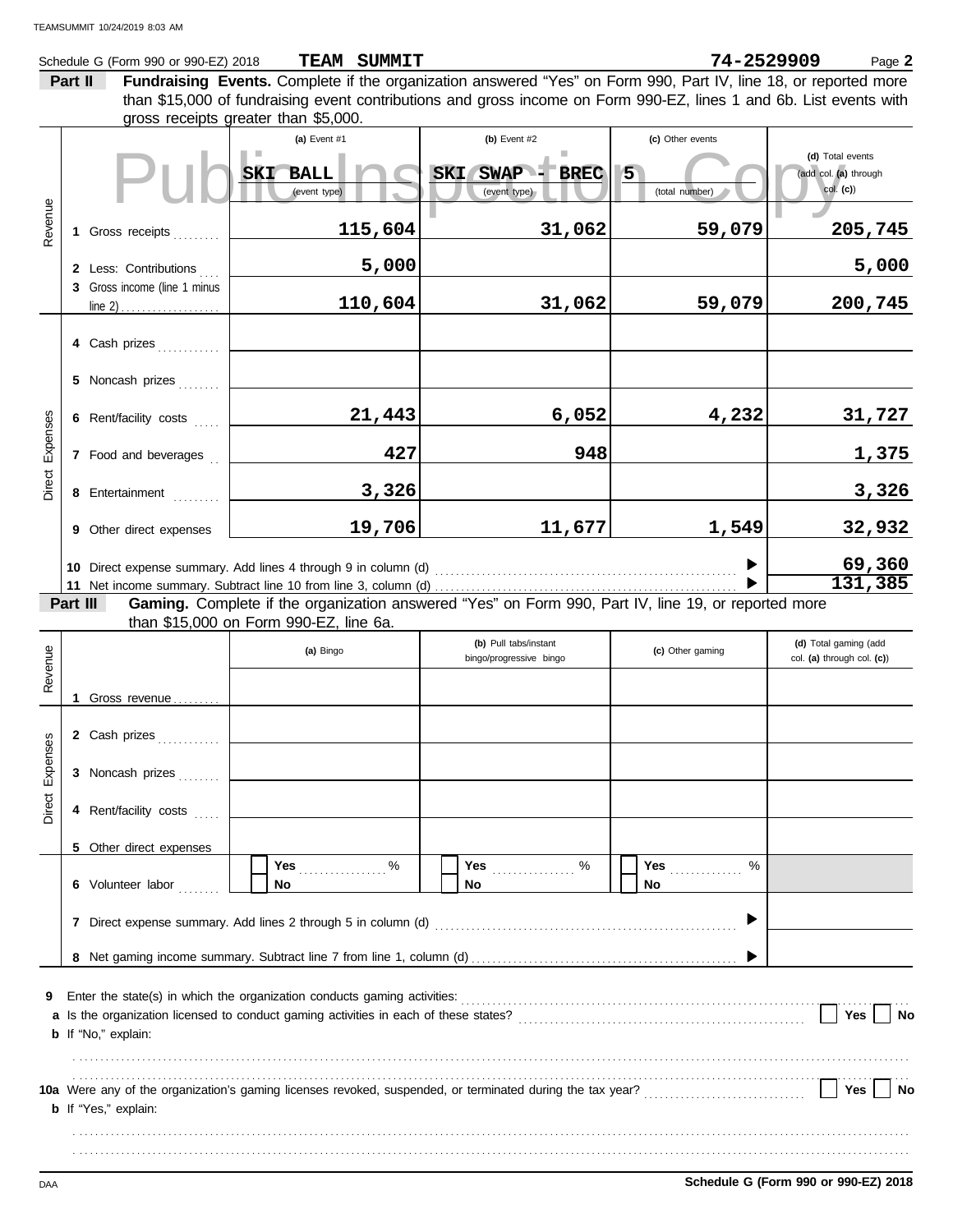Schedule G (Form 990 or 990-EZ) 2018 **TEAM SUMMIT** **74-2529909** Page **2**

**Part II** **Fundraising Events.** Complete if the organization answered "Yes" on Form 990, Part IV, line 18, or reported more than $15,000 of fundraising event contributions and gross income on Form 990-EZ, lines 1 and 6b. List events with gross receipts greater than $5,000.

Public Inspection Copy

| | | (a) Event #1 | (b) Event #2 | (c) Other events | (d) Total events (add col. (a) through col. (c)) |
|---|---|---|---|---|---|
| | | SKI BALL (event type) | SKI SWAP - BREC (event type) | 5 (total number) | |
| Revenue | 1 Gross receipts | 115,604 | 31,062 | 59,079 | 205,745 |
| | 2 Less: Contributions | 5,000 | | | 5,000 |
| | 3 Gross income (line 1 minus line 2) | 110,604 | 31,062 | 59,079 | 200,745 |
| Direct Expenses | 4 Cash prizes | | | | |
| | 5 Noncash prizes | | | | |
| | 6 Rent/facility costs | 21,443 | 6,052 | 4,232 | 31,727 |
| | 7 Food and beverages | 427 | 948 | | 1,375 |
| | 8 Entertainment | 3,326 | | | 3,326 |
| | 9 Other direct expenses | 19,706 | 11,677 | 1,549 | 32,932 |
| | 10 Direct expense summary. Add lines 4 through 9 in column (d) | | | | 69,360 |
| | 11 Net income summary. Subtract line 10 from line 3, column (d) | | | | 131,385 |

**Part III** **Gaming.** Complete if the organization answered "Yes" on Form 990, Part IV, line 19, or reported more than $15,000 on Form 990-EZ, line 6a.

| | | (a) Bingo | (b) Pull tabs/instant bingo/progressive bingo | (c) Other gaming | (d) Total gaming (add col. (a) through col. (c)) |
|---|---|---|---|---|---|
| Revenue | 1 Gross revenue | | | | |
| Direct Expenses | 2 Cash prizes | | | | |
| | 3 Noncash prizes | | | | |
| | 4 Rent/facility costs | | | | |
| | 5 Other direct expenses | | | | |
| | 6 Volunteer labor | ☐ Yes ____ % ☐ No | ☐ Yes ____ % ☐ No | ☐ Yes ____ % ☐ No | |
| | 7 Direct expense summary. Add lines 2 through 5 in column (d) | | | | |
| | 8 Net gaming income summary. Subtract line 7 from line 1, column (d) | | | | |

**9** Enter the state(s) in which the organization conducts gaming activities: ........................

**a** Is the organization licensed to conduct gaming activities in each of these states? ☐ Yes ☐ No

**b** If "No," explain:

........................................................................................................

........................................................................................................

**10a** Were any of the organization's gaming licenses revoked, suspended, or terminated during the tax year? ☐ Yes ☐ No

**b** If "Yes," explain:

........................................................................................................

........................................................................................................

**Schedule G (Form 990 or 990-EZ) 2018**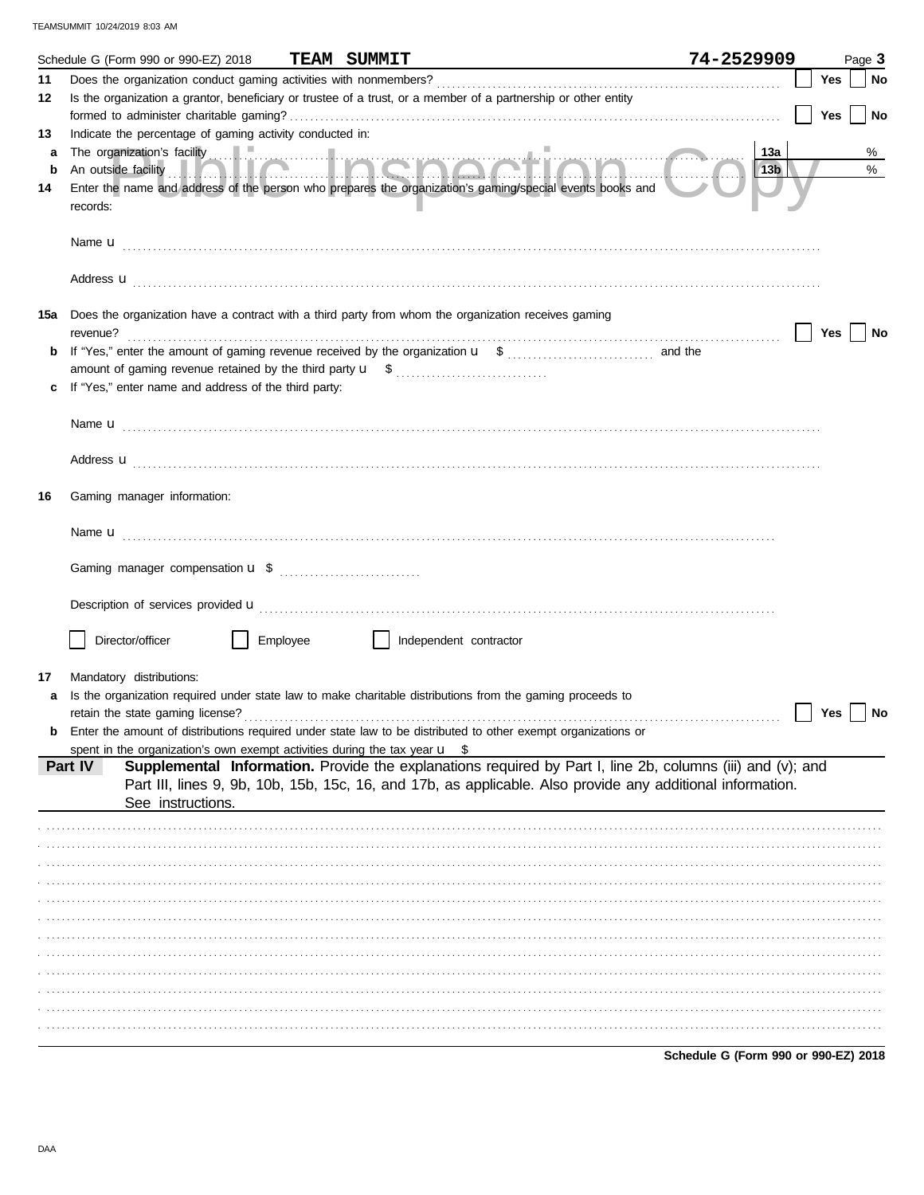Schedule G (Form 990 or 990-EZ) 2018 **TEAM SUMMIT** **74-2529909** Page **3**

**11** Does the organization conduct gaming activities with nonmembers? ☐ Yes ☐ No

**12** Is the organization a grantor, beneficiary or trustee of a trust, or a member of a partnership or other entity formed to administer charitable gaming? ☐ Yes ☐ No

**13** Indicate the percentage of gaming activity conducted in:

**a** The organization's facility **13a** %

**b** An outside facility **13b** %

**14** Enter the name and address of the person who prepares the organization's gaming/special events books and records:

Name u

Address u

**15a** Does the organization have a contract with a third party from whom the organization receives gaming revenue? ☐ Yes ☐ No

**b** If "Yes," enter the amount of gaming revenue received by the organization u $ and the amount of gaming revenue retained by the third party u $

**c** If "Yes," enter name and address of the third party:

Name u

Address u

**16** Gaming manager information:

Name u

Gaming manager compensation u $

Description of services provided u

☐ Director/officer ☐ Employee ☐ Independent contractor

**17** Mandatory distributions:

**a** Is the organization required under state law to make charitable distributions from the gaming proceeds to retain the state gaming license? ☐ Yes ☐ No

**b** Enter the amount of distributions required under state law to be distributed to other exempt organizations or spent in the organization's own exempt activities during the tax year u $

**Part IV** **Supplemental Information.** Provide the explanations required by Part I, line 2b, columns (iii) and (v); and Part III, lines 9, 9b, 10b, 15b, 15c, 16, and 17b, as applicable. Also provide any additional information. See instructions.

Schedule G (Form 990 or 990-EZ) 2018

DAA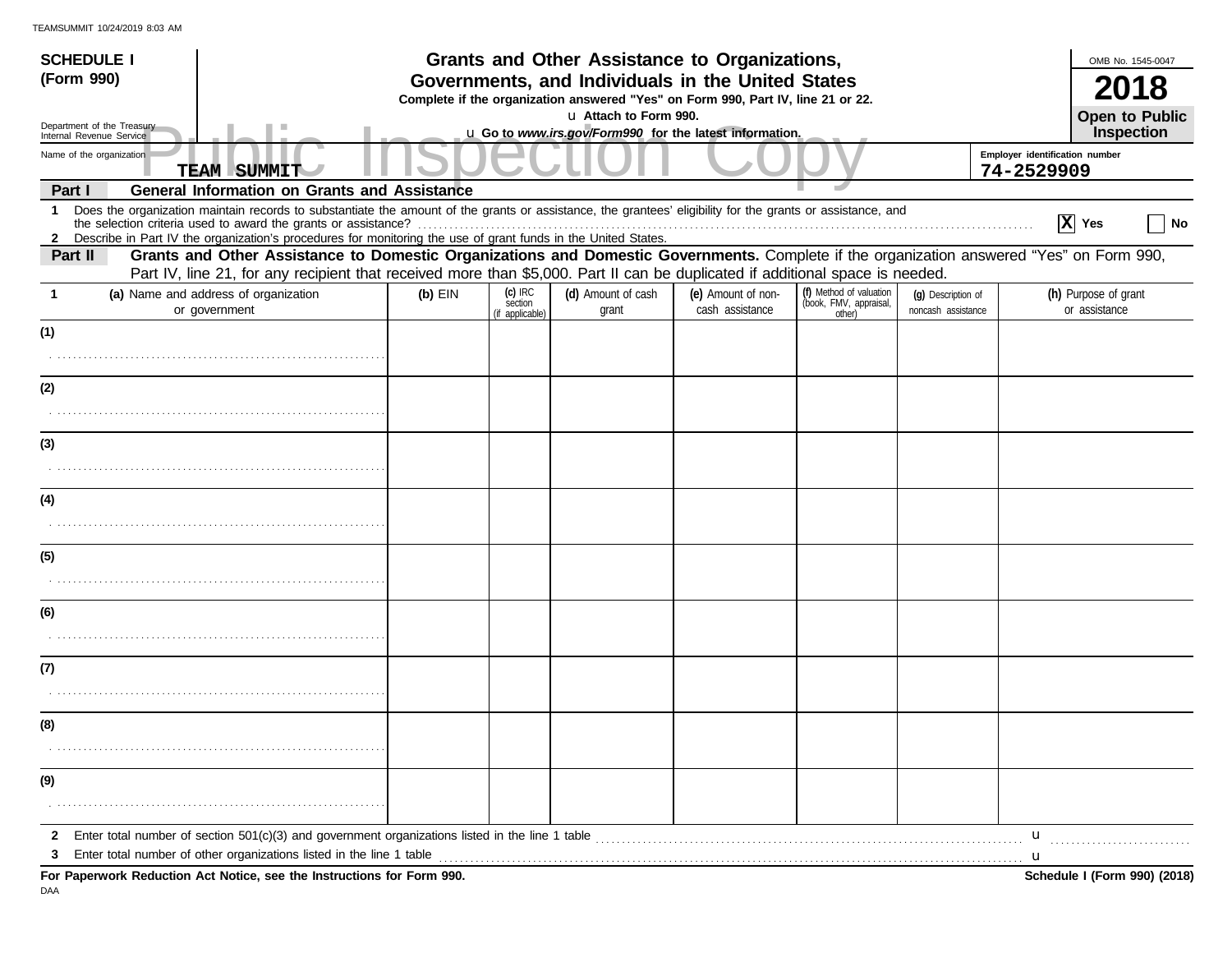**SCHEDULE I**
**(Form 990)**

Department of the Treasury
Internal Revenue Service

# Grants and Other Assistance to Organizations, Governments, and Individuals in the United States

**Complete if the organization answered "Yes" on Form 990, Part IV, line 21 or 22.**

u Attach to Form 990.

u Go to *www.irs.gov/Form990* for the latest information.

OMB No. 1545-0047

**2018**

**Open to Public Inspection**

Public Inspection Copy

Name of the organization: **TEAM SUMMIT**

Employer identification number: **74-2529909**

## Part I — General Information on Grants and Assistance

1 Does the organization maintain records to substantiate the amount of the grants or assistance, the grantees' eligibility for the grants or assistance, and the selection criteria used to award the grants or assistance? **[X] Yes** [ ] No

2 Describe in Part IV the organization's procedures for monitoring the use of grant funds in the United States.

## Part II — Grants and Other Assistance to Domestic Organizations and Domestic Governments.

Complete if the organization answered "Yes" on Form 990, Part IV, line 21, for any recipient that received more than $5,000. Part II can be duplicated if additional space is needed.

| 1 (a) Name and address of organization or government | (b) EIN | (c) IRC section (if applicable) | (d) Amount of cash grant | (e) Amount of non-cash assistance | (f) Method of valuation (book, FMV, appraisal, other) | (g) Description of noncash assistance | (h) Purpose of grant or assistance |
|---|---|---|---|---|---|---|---|
| (1) | | | | | | | |
| (2) | | | | | | | |
| (3) | | | | | | | |
| (4) | | | | | | | |
| (5) | | | | | | | |
| (6) | | | | | | | |
| (7) | | | | | | | |
| (8) | | | | | | | |
| (9) | | | | | | | |

2 Enter total number of section 501(c)(3) and government organizations listed in the line 1 table u

3 Enter total number of other organizations listed in the line 1 table u

**For Paperwork Reduction Act Notice, see the Instructions for Form 990.**

**Schedule I (Form 990) (2018)**

DAA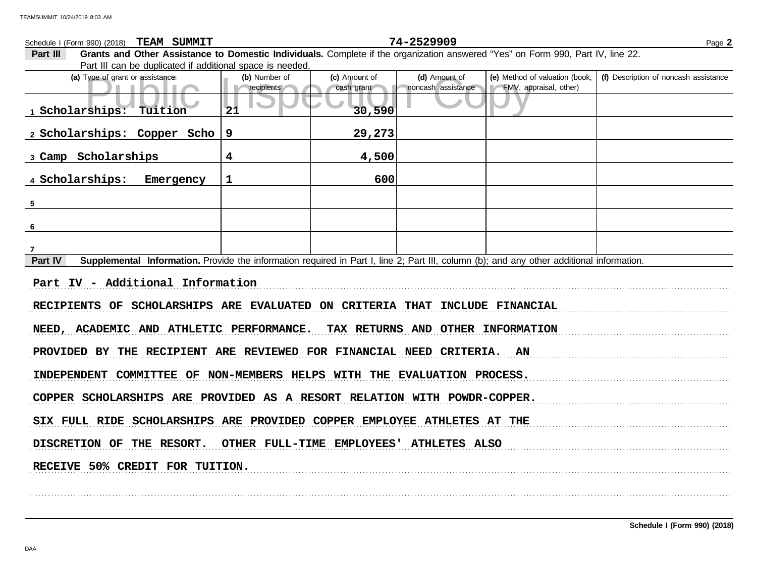Schedule I (Form 990) (2018) **TEAM SUMMIT** 74-2529909

**Part III** **Grants and Other Assistance to Domestic Individuals.** Complete if the organization answered "Yes" on Form 990, Part IV, line 22. Part III can be duplicated if additional space is needed.

| (a) Type of grant or assistance | (b) Number of recipients | (c) Amount of cash grant | (d) Amount of noncash assistance | (e) Method of valuation (book, FMV, appraisal, other) | (f) Description of noncash assistance |
|---|---|---|---|---|---|
| 1 Scholarships: Tuition | 21 | 30,590 | | | |
| 2 Scholarships: Copper Scho | 9 | 29,273 | | | |
| 3 Camp Scholarships | 4 | 4,500 | | | |
| 4 Scholarships: Emergency | 1 | 600 | | | |
| 5 | | | | | |
| 6 | | | | | |
| 7 | | | | | |

**Part IV** **Supplemental Information.** Provide the information required in Part I, line 2; Part III, column (b); and any other additional information.

Part IV - Additional Information

RECIPIENTS OF SCHOLARSHIPS ARE EVALUATED ON CRITERIA THAT INCLUDE FINANCIAL NEED, ACADEMIC AND ATHLETIC PERFORMANCE. TAX RETURNS AND OTHER INFORMATION PROVIDED BY THE RECIPIENT ARE REVIEWED FOR FINANCIAL NEED CRITERIA. AN INDEPENDENT COMMITTEE OF NON-MEMBERS HELPS WITH THE EVALUATION PROCESS.

COPPER SCHOLARSHIPS ARE PROVIDED AS A RESORT RELATION WITH POWDR-COPPER. SIX FULL RIDE SCHOLARSHIPS ARE PROVIDED COPPER EMPLOYEE ATHLETES AT THE DISCRETION OF THE RESORT. OTHER FULL-TIME EMPLOYEES' ATHLETES ALSO RECEIVE 50% CREDIT FOR TUITION.

Schedule I (Form 990) (2018)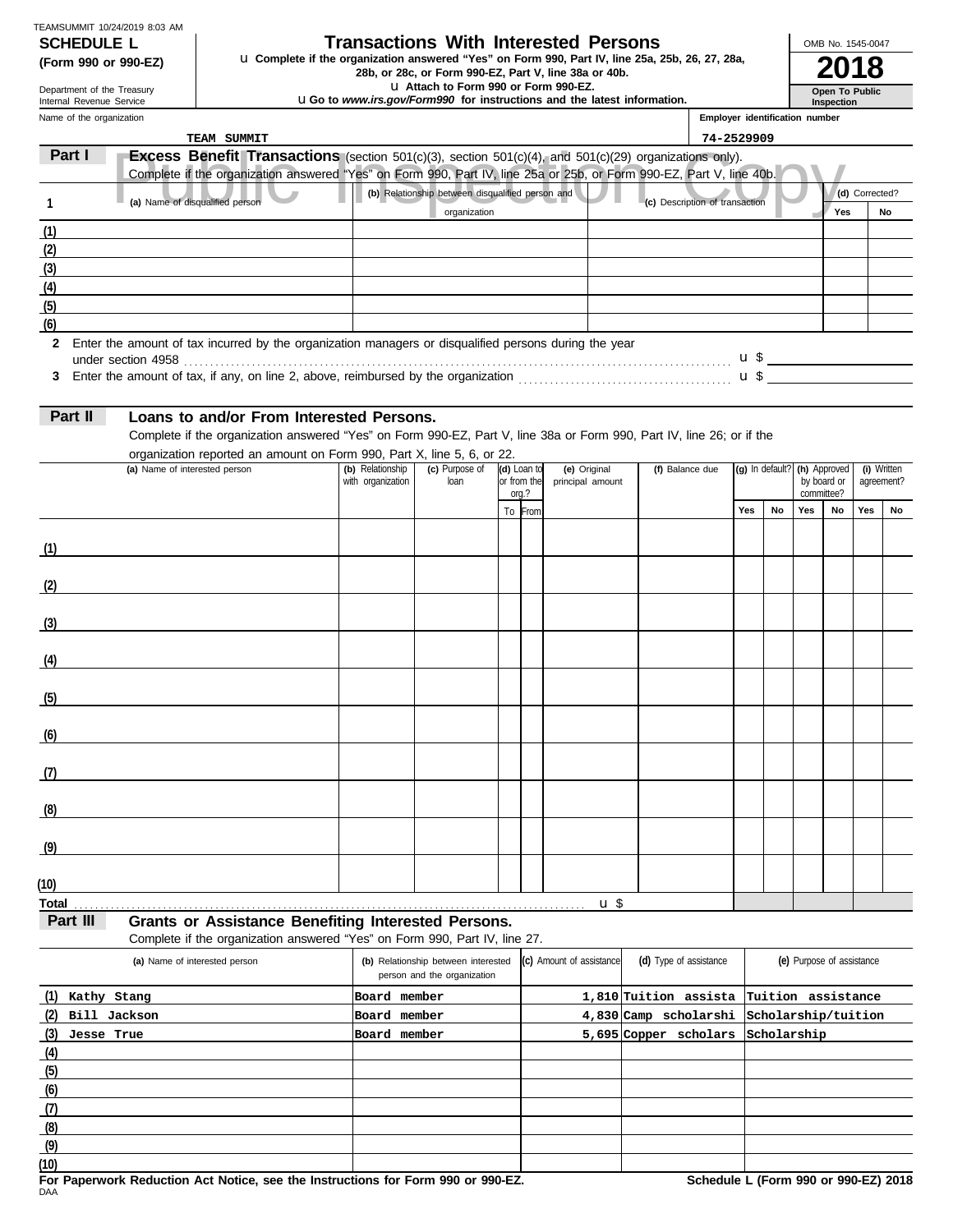TEAMSUMMIT 10/24/2019 8:03 AM

**SCHEDULE L**
**(Form 990 or 990-EZ)**

Department of the Treasury
Internal Revenue Service

# Transactions With Interested Persons

u Complete if the organization answered "Yes" on Form 990, Part IV, line 25a, 25b, 26, 27, 28a, 28b, or 28c, or Form 990-EZ, Part V, line 38a or 40b.
u Attach to Form 990 or Form 990-EZ.
u Go to *www.irs.gov/Form990* for instructions and the latest information.

OMB No. 1545-0047
**2018**
**Open To Public Inspection**

Name of the organization: TEAM SUMMIT
Employer identification number: 74-2529909

Public Inspection Copy

## Part I Excess Benefit Transactions (section 501(c)(3), section 501(c)(4), and 501(c)(29) organizations only).

Complete if the organization answered "Yes" on Form 990, Part IV, line 25a or 25b, or Form 990-EZ, Part V, line 40b.

| 1 | (a) Name of disqualified person | (b) Relationship between disqualified person and organization | (c) Description of transaction | (d) Corrected? Yes | No |
|---|---|---|---|---|---|
| (1) | | | | | |
| (2) | | | | | |
| (3) | | | | | |
| (4) | | | | | |
| (5) | | | | | |
| (6) | | | | | |

2 Enter the amount of tax incurred by the organization managers or disqualified persons during the year under section 4958 . . . u $

3 Enter the amount of tax, if any, on line 2, above, reimbursed by the organization . . . u $

## Part II Loans to and/or From Interested Persons.

Complete if the organization answered "Yes" on Form 990-EZ, Part V, line 38a or Form 990, Part IV, line 26; or if the organization reported an amount on Form 990, Part X, line 5, 6, or 22.

| | (a) Name of interested person | (b) Relationship with organization | (c) Purpose of loan | (d) Loan to or from the org.? To | From | (e) Original principal amount | (f) Balance due | (g) In default? Yes | No | (h) Approved by board or committee? Yes | No | (i) Written agreement? Yes | No |
|---|---|---|---|---|---|---|---|---|---|---|---|---|---|
| (1) | | | | | | | | | | | | | |
| (2) | | | | | | | | | | | | | |
| (3) | | | | | | | | | | | | | |
| (4) | | | | | | | | | | | | | |
| (5) | | | | | | | | | | | | | |
| (6) | | | | | | | | | | | | | |
| (7) | | | | | | | | | | | | | |
| (8) | | | | | | | | | | | | | |
| (9) | | | | | | | | | | | | | |
| (10) | | | | | | | | | | | | | |
| Total | | | | | | | u $ | | | | | | |

## Part III Grants or Assistance Benefiting Interested Persons.

Complete if the organization answered "Yes" on Form 990, Part IV, line 27.

| | (a) Name of interested person | (b) Relationship between interested person and the organization | (c) Amount of assistance | (d) Type of assistance | (e) Purpose of assistance |
|---|---|---|---|---|---|
| (1) | Kathy Stang | Board member | 1,810 | Tuition assista | Tuition assistance |
| (2) | Bill Jackson | Board member | 4,830 | Camp scholarshi | Scholarship/tuition |
| (3) | Jesse True | Board member | 5,695 | Copper scholars | Scholarship |
| (4) | | | | | |
| (5) | | | | | |
| (6) | | | | | |
| (7) | | | | | |
| (8) | | | | | |
| (9) | | | | | |
| (10) | | | | | |

**For Paperwork Reduction Act Notice, see the Instructions for Form 990 or 990-EZ.** **Schedule L (Form 990 or 990-EZ) 2018**

DAA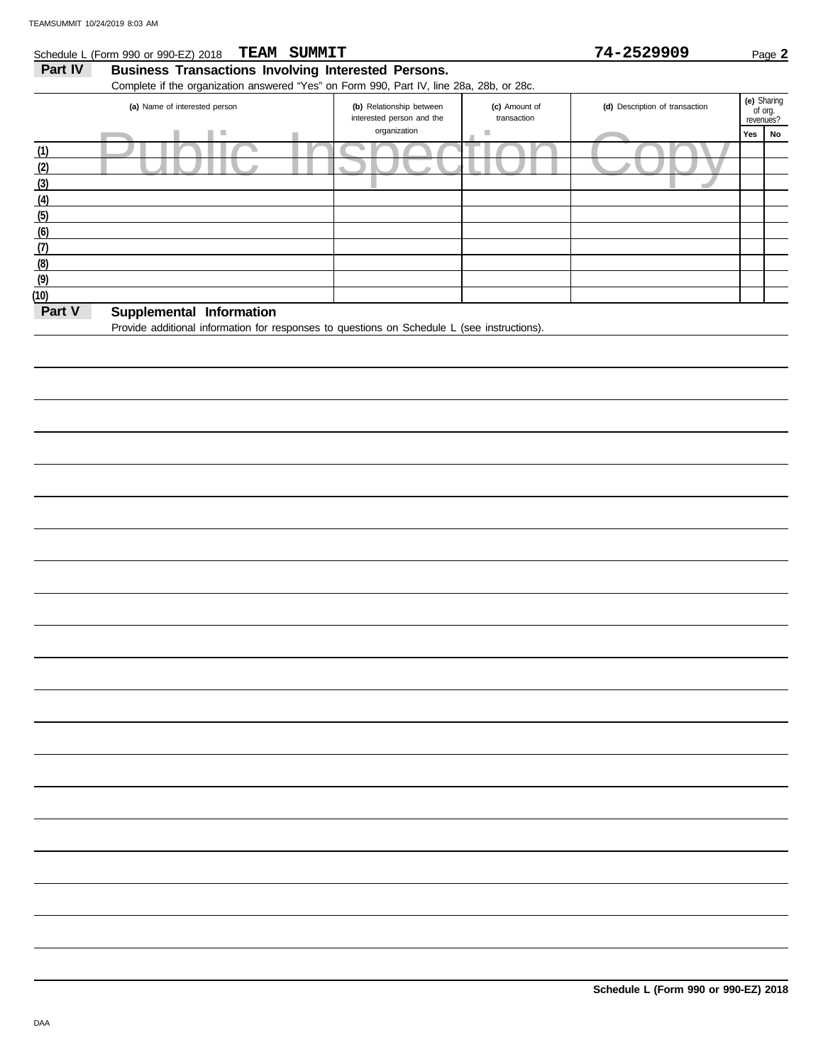Schedule L (Form 990 or 990-EZ) 2018 **TEAM SUMMIT** **74-2529909**

## Part IV Business Transactions Involving Interested Persons.

Complete if the organization answered "Yes" on Form 990, Part IV, line 28a, 28b, or 28c.

| | (a) Name of interested person | (b) Relationship between interested person and the organization | (c) Amount of transaction | (d) Description of transaction | (e) Sharing of org. revenues? | |
|---|---|---|---|---|---|---|
| | | | | | Yes | No |
| (1) | | | | | | |
| (2) | | | | | | |
| (3) | | | | | | |
| (4) | | | | | | |
| (5) | | | | | | |
| (6) | | | | | | |
| (7) | | | | | | |
| (8) | | | | | | |
| (9) | | | | | | |
| (10) | | | | | | |

## Part V Supplemental Information

Provide additional information for responses to questions on Schedule L (see instructions).

**Schedule L (Form 990 or 990-EZ) 2018**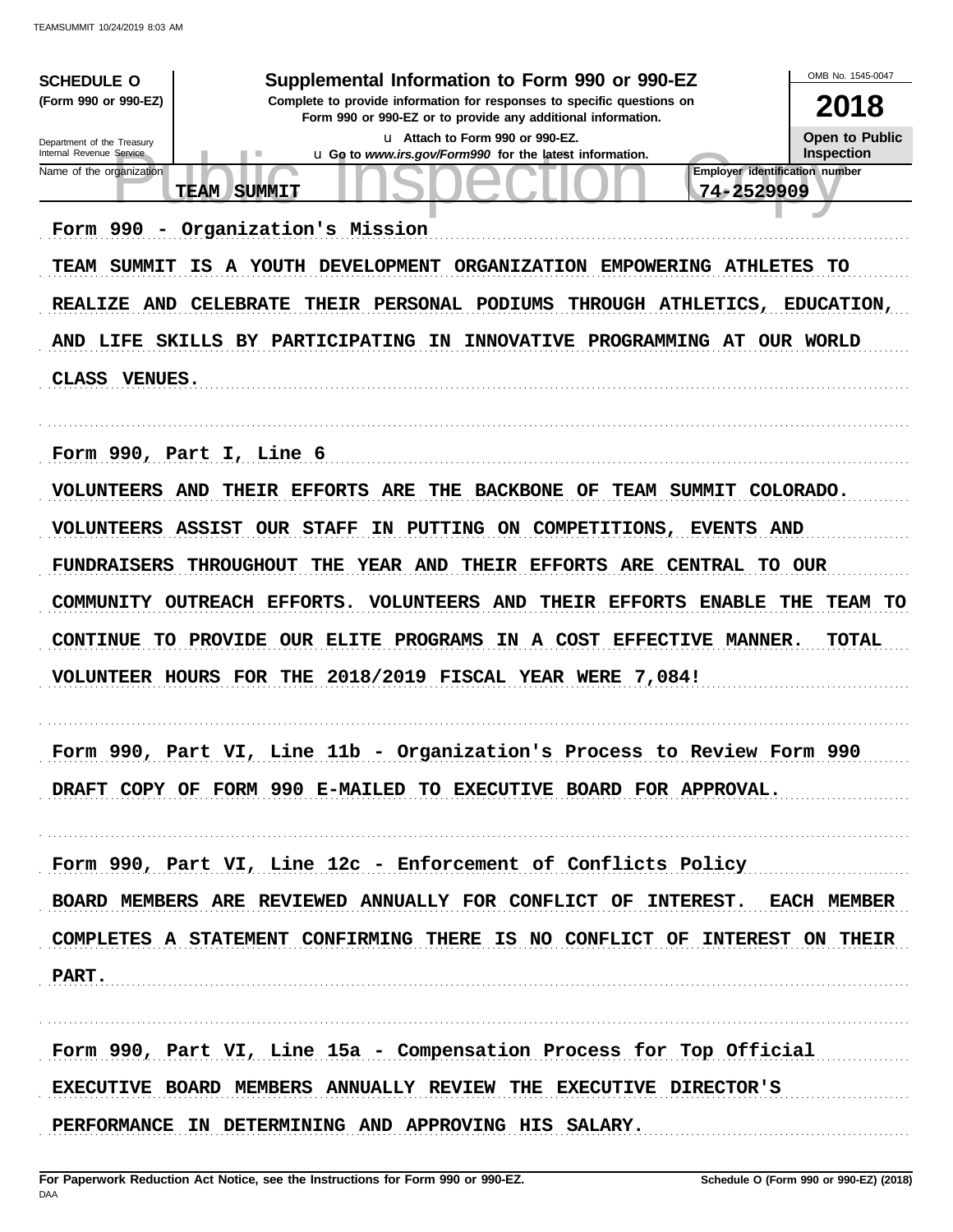**SCHEDULE O (Form 990 or 990-EZ)**

Department of the Treasury
Internal Revenue Service

# Supplemental Information to Form 990 or 990-EZ

**Complete to provide information for responses to specific questions on Form 990 or 990-EZ or to provide any additional information.**

u Attach to Form 990 or 990-EZ.

u Go to *www.irs.gov/Form990* for the latest information.

OMB No. 1545-0047

**2018**

**Open to Public Inspection**

| Name of the organization | Employer identification number |
|---|---|
| TEAM SUMMIT | 74-2529909 |

Form 990 - Organization's Mission

TEAM SUMMIT IS A YOUTH DEVELOPMENT ORGANIZATION EMPOWERING ATHLETES TO REALIZE AND CELEBRATE THEIR PERSONAL PODIUMS THROUGH ATHLETICS, EDUCATION, AND LIFE SKILLS BY PARTICIPATING IN INNOVATIVE PROGRAMMING AT OUR WORLD CLASS VENUES.

Form 990, Part I, Line 6

VOLUNTEERS AND THEIR EFFORTS ARE THE BACKBONE OF TEAM SUMMIT COLORADO. VOLUNTEERS ASSIST OUR STAFF IN PUTTING ON COMPETITIONS, EVENTS AND FUNDRAISERS THROUGHOUT THE YEAR AND THEIR EFFORTS ARE CENTRAL TO OUR COMMUNITY OUTREACH EFFORTS. VOLUNTEERS AND THEIR EFFORTS ENABLE THE TEAM TO CONTINUE TO PROVIDE OUR ELITE PROGRAMS IN A COST EFFECTIVE MANNER. TOTAL VOLUNTEER HOURS FOR THE 2018/2019 FISCAL YEAR WERE 7,084!

Form 990, Part VI, Line 11b - Organization's Process to Review Form 990

DRAFT COPY OF FORM 990 E-MAILED TO EXECUTIVE BOARD FOR APPROVAL.

Form 990, Part VI, Line 12c - Enforcement of Conflicts Policy

BOARD MEMBERS ARE REVIEWED ANNUALLY FOR CONFLICT OF INTEREST. EACH MEMBER COMPLETES A STATEMENT CONFIRMING THERE IS NO CONFLICT OF INTEREST ON THEIR PART.

Form 990, Part VI, Line 15a - Compensation Process for Top Official

EXECUTIVE BOARD MEMBERS ANNUALLY REVIEW THE EXECUTIVE DIRECTOR'S PERFORMANCE IN DETERMINING AND APPROVING HIS SALARY.

**For Paperwork Reduction Act Notice, see the Instructions for Form 990 or 990-EZ.** **Schedule O (Form 990 or 990-EZ) (2018)**

DAA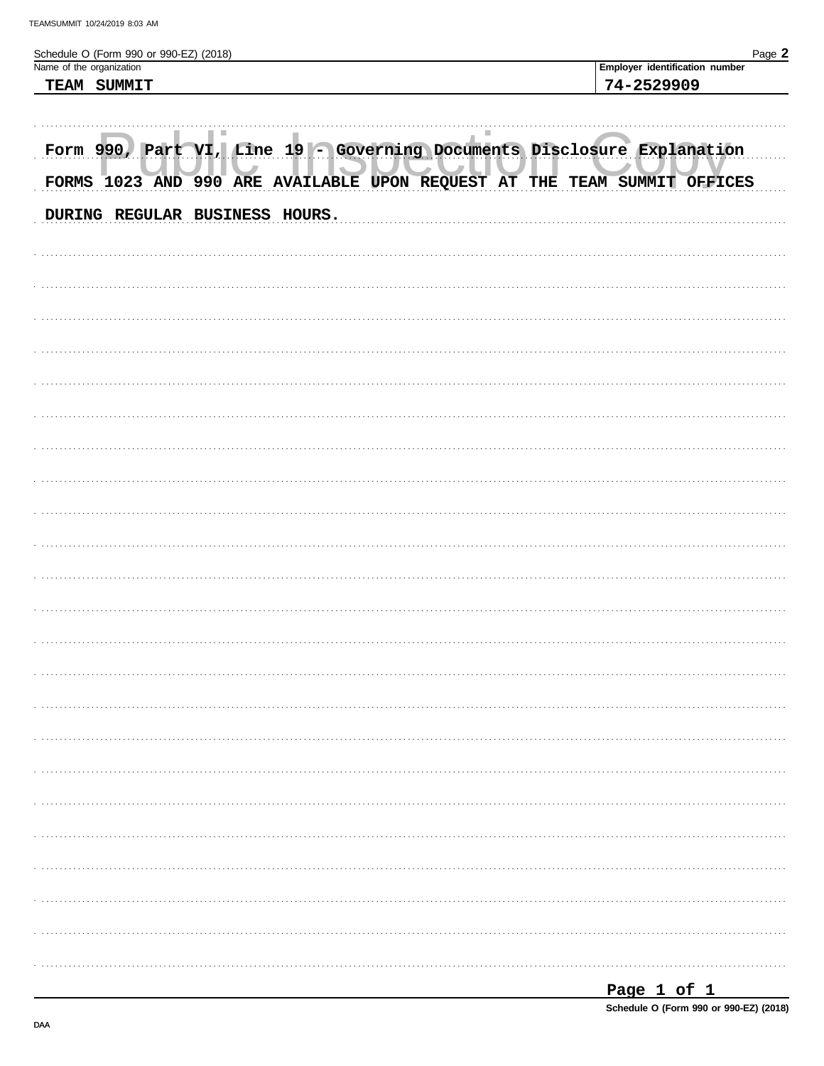Schedule O (Form 990 or 990-EZ) (2018)

| Name of the organization | Employer identification number |
| --- | --- |
| TEAM SUMMIT | 74-2529909 |

Form 990, Part VI, Line 19 - Governing Documents Disclosure Explanation

FORMS 1023 AND 990 ARE AVAILABLE UPON REQUEST AT THE TEAM SUMMIT OFFICES DURING REGULAR BUSINESS HOURS.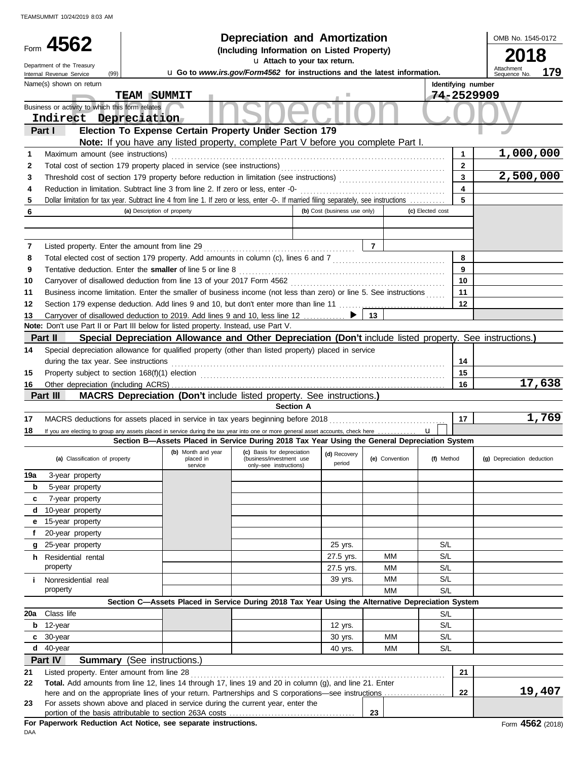TEAMSUMMIT 10/24/2019 8:03 AM

Form **4562**

Department of the Treasury
Internal Revenue Service (99)

# Depreciation and Amortization
**(Including Information on Listed Property)**

u Attach to your tax return.

u Go to *www.irs.gov/Form4562* for instructions and the latest information.

OMB No. 1545-0172

**2018**

Attachment Sequence No. **179**

Name(s) shown on return: **TEAM SUMMIT**

Identifying number: **74-2529909**

Business or activity to which this form relates: **Indirect Depreciation**

Public Inspection Copy

## Part I Election To Expense Certain Property Under Section 179

**Note:** If you have any listed property, complete Part V before you complete Part I.

| | | Line | Amount |
|---|---|---|---|
| 1 | Maximum amount (see instructions) | 1 | 1,000,000 |
| 2 | Total cost of section 179 property placed in service (see instructions) | 2 | |
| 3 | Threshold cost of section 179 property before reduction in limitation (see instructions) | 3 | 2,500,000 |
| 4 | Reduction in limitation. Subtract line 3 from line 2. If zero or less, enter -0- | 4 | |
| 5 | Dollar limitation for tax year. Subtract line 4 from line 1. If zero or less, enter -0-. If married filing separately, see instructions | 5 | |

| 6 | (a) Description of property | (b) Cost (business use only) | (c) Elected cost |
|---|---|---|---|
| | | | |
| | | | |

| | | Line | Amount |
|---|---|---|---|
| 7 | Listed property. Enter the amount from line 29 | 7 | |
| 8 | Total elected cost of section 179 property. Add amounts in column (c), lines 6 and 7 | 8 | |
| 9 | Tentative deduction. Enter the **smaller** of line 5 or line 8 | 9 | |
| 10 | Carryover of disallowed deduction from line 13 of your 2017 Form 4562 | 10 | |
| 11 | Business income limitation. Enter the smaller of business income (not less than zero) or line 5. See instructions | 11 | |
| 12 | Section 179 expense deduction. Add lines 9 and 10, but don't enter more than line 11 | 12 | |
| 13 | Carryover of disallowed deduction to 2019. Add lines 9 and 10, less line 12 ▶ | 13 | |

**Note:** Don't use Part II or Part III below for listed property. Instead, use Part V.

## Part II Special Depreciation Allowance and Other Depreciation (Don't include listed property. See instructions.)

| | | Line | Amount |
|---|---|---|---|
| 14 | Special depreciation allowance for qualified property (other than listed property) placed in service during the tax year. See instructions | 14 | |
| 15 | Property subject to section 168(f)(1) election | 15 | |
| 16 | Other depreciation (including ACRS) | 16 | 17,638 |

## Part III MACRS Depreciation (Don't include listed property. See instructions.)

**Section A**

| | | Line | Amount |
|---|---|---|---|
| 17 | MACRS deductions for assets placed in service in tax years beginning before 2018 | 17 | 1,769 |
| 18 | If you are electing to group any assets placed in service during the tax year into one or more general asset accounts, check here u ☐ | | |

**Section B—Assets Placed in Service During 2018 Tax Year Using the General Depreciation System**

| (a) Classification of property | (b) Month and year placed in service | (c) Basis for depreciation (business/investment use only–see instructions) | (d) Recovery period | (e) Convention | (f) Method | (g) Depreciation deduction |
|---|---|---|---|---|---|---|
| 19a 3-year property | | | | | | |
| b 5-year property | | | | | | |
| c 7-year property | | | | | | |
| d 10-year property | | | | | | |
| e 15-year property | | | | | | |
| f 20-year property | | | | | | |
| g 25-year property | | | 25 yrs. | | S/L | |
| h Residential rental property | | | 27.5 yrs. | MM | S/L | |
| | | | 27.5 yrs. | MM | S/L | |
| i Nonresidential real property | | | 39 yrs. | MM | S/L | |
| | | | | MM | S/L | |

**Section C—Assets Placed in Service During 2018 Tax Year Using the Alternative Depreciation System**

| | | | | | | |
|---|---|---|---|---|---|---|
| 20a Class life | | | | | S/L | |
| b 12-year | | | 12 yrs. | | S/L | |
| c 30-year | | | 30 yrs. | MM | S/L | |
| d 40-year | | | 40 yrs. | MM | S/L | |

## Part IV Summary (See instructions.)

| | | Line | Amount |
|---|---|---|---|
| 21 | Listed property. Enter amount from line 28 | 21 | |
| 22 | **Total.** Add amounts from line 12, lines 14 through 17, lines 19 and 20 in column (g), and line 21. Enter here and on the appropriate lines of your return. Partnerships and S corporations—see instructions | 22 | 19,407 |
| 23 | For assets shown above and placed in service during the current year, enter the portion of the basis attributable to section 263A costs | 23 | |

**For Paperwork Reduction Act Notice, see separate instructions.**

DAA

Form **4562** (2018)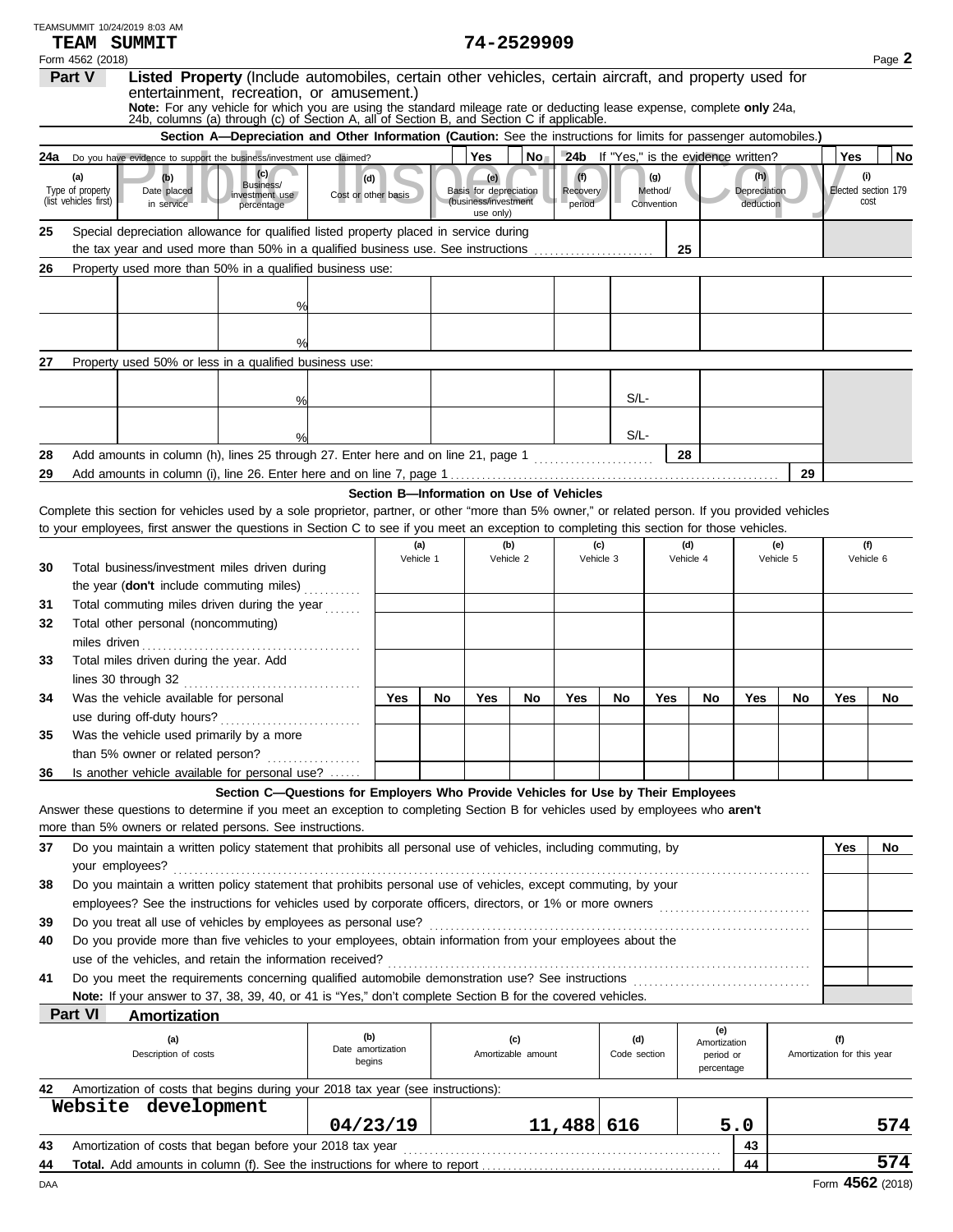TEAMSUMMIT 10/24/2019 8:03 AM

**TEAM SUMMIT** 74-2529909

Form 4562 (2018) Page **2**

## Part V Listed Property (Include automobiles, certain other vehicles, certain aircraft, and property used for entertainment, recreation, or amusement.)

**Note:** For any vehicle for which you are using the standard mileage rate or deducting lease expense, complete **only** 24a, 24b, columns (a) through (c) of Section A, all of Section B, and Section C if applicable.

### Section A—Depreciation and Other Information (Caution: See the instructions for limits for passenger automobiles.)

**24a** Do you have evidence to support the business/investment use claimed? Yes No **24b** If "Yes," is the evidence written? Yes No

| (a) Type of property (list vehicles first) | (b) Date placed in service | (c) Business/ investment use percentage | (d) Cost or other basis | (e) Basis for depreciation (business/investment use only) | (f) Recovery period | (g) Method/ Convention | (h) Depreciation deduction | (i) Elected section 179 cost |
|---|---|---|---|---|---|---|---|---|
| **25** Special depreciation allowance for qualified listed property placed in service during the tax year and used more than 50% in a qualified business use. See instructions | | | | | | 25 | | |
| **26** Property used more than 50% in a qualified business use: | | | | | | | | |
| | | % | | | | | | |
| | | % | | | | | | |
| **27** Property used 50% or less in a qualified business use: | | | | | | | | |
| | | % | | | | S/L- | | |
| | | % | | | | S/L- | | |
| **28** Add amounts in column (h), lines 25 through 27. Enter here and on line 21, page 1 | | | | | | 28 | | |
| **29** Add amounts in column (i), line 26. Enter here and on line 7, page 1 | | | | | | | 29 | |

### Section B—Information on Use of Vehicles

Complete this section for vehicles used by a sole proprietor, partner, or other "more than 5% owner," or related person. If you provided vehicles to your employees, first answer the questions in Section C to see if you meet an exception to completing this section for those vehicles.

| | (a) Vehicle 1 | | (b) Vehicle 2 | | (c) Vehicle 3 | | (d) Vehicle 4 | | (e) Vehicle 5 | | (f) Vehicle 6 | |
|---|---|---|---|---|---|---|---|---|---|---|---|---|
| **30** Total business/investment miles driven during the year (**don't** include commuting miles) | | | | | | | | | | | | |
| **31** Total commuting miles driven during the year | | | | | | | | | | | | |
| **32** Total other personal (noncommuting) miles driven | | | | | | | | | | | | |
| **33** Total miles driven during the year. Add lines 30 through 32 | | | | | | | | | | | | |
| | Yes | No | Yes | No | Yes | No | Yes | No | Yes | No | Yes | No |
| **34** Was the vehicle available for personal use during off-duty hours? | | | | | | | | | | | | |
| **35** Was the vehicle used primarily by a more than 5% owner or related person? | | | | | | | | | | | | |
| **36** Is another vehicle available for personal use? | | | | | | | | | | | | |

### Section C—Questions for Employers Who Provide Vehicles for Use by Their Employees

Answer these questions to determine if you meet an exception to completing Section B for vehicles used by employees who **aren't** more than 5% owners or related persons. See instructions.

| | Yes | No |
|---|---|---|
| **37** Do you maintain a written policy statement that prohibits all personal use of vehicles, including commuting, by your employees? | | |
| **38** Do you maintain a written policy statement that prohibits personal use of vehicles, except commuting, by your employees? See the instructions for vehicles used by corporate officers, directors, or 1% or more owners | | |
| **39** Do you treat all use of vehicles by employees as personal use? | | |
| **40** Do you provide more than five vehicles to your employees, obtain information from your employees about the use of the vehicles, and retain the information received? | | |
| **41** Do you meet the requirements concerning qualified automobile demonstration use? See instructions | | |

**Note:** If your answer to 37, 38, 39, 40, or 41 is "Yes," don't complete Section B for the covered vehicles.

## Part VI Amortization

| (a) Description of costs | (b) Date amortization begins | (c) Amortizable amount | (d) Code section | (e) Amortization period or percentage | (f) Amortization for this year |
|---|---|---|---|---|---|
| **42** Amortization of costs that begins during your 2018 tax year (see instructions): | | | | | |
| Website development | 04/23/19 | 11,488 | 616 | 5.0 | 574 |
| **43** Amortization of costs that began before your 2018 tax year | | | | 43 | |
| **44** **Total.** Add amounts in column (f). See the instructions for where to report | | | | 44 | 574 |

DAA Form **4562** (2018)